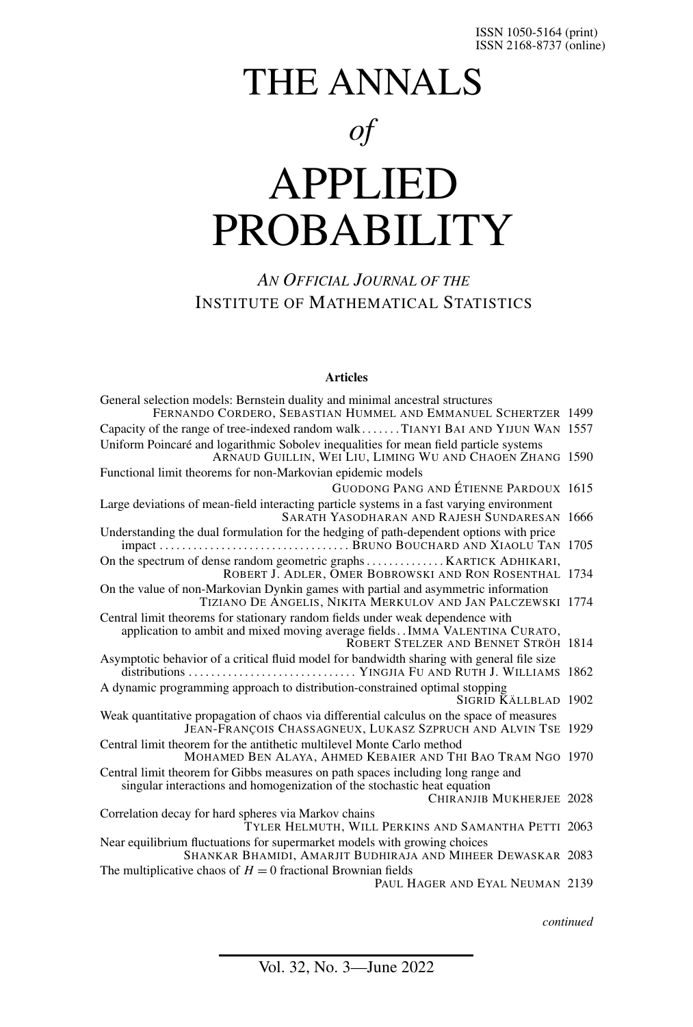ISSN 1050-5164 (print)
ISSN 2168-8737 (online)

# THE ANNALS *of* APPLIED PROBABILITY

*AN OFFICIAL JOURNAL OF THE*
INSTITUTE OF MATHEMATICAL STATISTICS

**Articles**

General selection models: Bernstein duality and minimal ancestral structures
FERNANDO CORDERO, SEBASTIAN HUMMEL AND EMMANUEL SCHERTZER 1499

Capacity of the range of tree-indexed random walk . . . . . . . TIANYI BAI AND YIJUN WAN 1557

Uniform Poincaré and logarithmic Sobolev inequalities for mean field particle systems
ARNAUD GUILLIN, WEI LIU, LIMING WU AND CHAOEN ZHANG 1590

Functional limit theorems for non-Markovian epidemic models
GUODONG PANG AND ÉTIENNE PARDOUX 1615

Large deviations of mean-field interacting particle systems in a fast varying environment
SARATH YASODHARAN AND RAJESH SUNDARESAN 1666

Understanding the dual formulation for the hedging of path-dependent options with price impact . . . . . . . . . . . . . . . . . . . . . . . . . . . . . . . . . BRUNO BOUCHARD AND XIAOLU TAN 1705

On the spectrum of dense random geometric graphs . . . . . . . . . . . . . . KARTICK ADHIKARI, ROBERT J. ADLER, OMER BOBROWSKI AND RON ROSENTHAL 1734

On the value of non-Markovian Dynkin games with partial and asymmetric information
TIZIANO DE ANGELIS, NIKITA MERKULOV AND JAN PALCZEWSKI 1774

Central limit theorems for stationary random fields under weak dependence with application to ambit and mixed moving average fields . . IMMA VALENTINA CURATO, ROBERT STELZER AND BENNET STRÖH 1814

Asymptotic behavior of a critical fluid model for bandwidth sharing with general file size distributions . . . . . . . . . . . . . . . . . . . . . . . . . . . . . YINGJIA FU AND RUTH J. WILLIAMS 1862

A dynamic programming approach to distribution-constrained optimal stopping
SIGRID KÄLLBLAD 1902

Weak quantitative propagation of chaos via differential calculus on the space of measures
JEAN-FRANÇOIS CHASSAGNEUX, LUKASZ SZPRUCH AND ALVIN TSE 1929

Central limit theorem for the antithetic multilevel Monte Carlo method
MOHAMED BEN ALAYA, AHMED KEBAIER AND THI BAO TRAM NGO 1970

Central limit theorem for Gibbs measures on path spaces including long range and singular interactions and homogenization of the stochastic heat equation
CHIRANJIB MUKHERJEE 2028

Correlation decay for hard spheres via Markov chains
TYLER HELMUTH, WILL PERKINS AND SAMANTHA PETTI 2063

Near equilibrium fluctuations for supermarket models with growing choices
SHANKAR BHAMIDI, AMARJIT BUDHIRAJA AND MIHEER DEWASKAR 2083

The multiplicative chaos of $H = 0$ fractional Brownian fields
PAUL HAGER AND EYAL NEUMAN 2139

*continued*

Vol. 32, No. 3—June 2022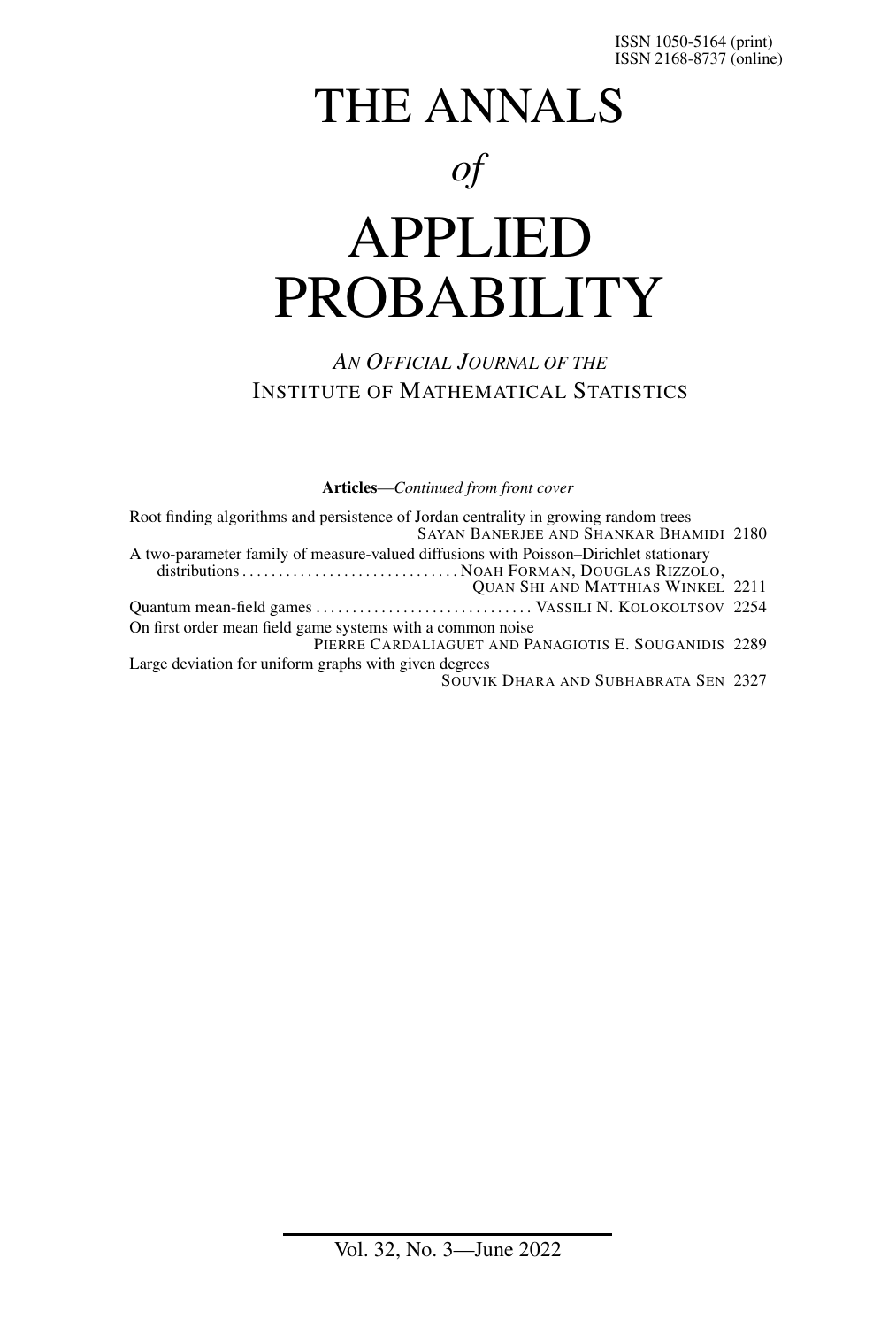ISSN 1050-5164 (print)
ISSN 2168-8737 (online)

# THE ANNALS

*of*

# APPLIED PROBABILITY

*AN OFFICIAL JOURNAL OF THE*
INSTITUTE OF MATHEMATICAL STATISTICS

**Articles**—*Continued from front cover*

Root finding algorithms and persistence of Jordan centrality in growing random trees
SAYAN BANERJEE AND SHANKAR BHAMIDI 2180

A two-parameter family of measure-valued diffusions with Poisson–Dirichlet stationary distributions . . . . . . . . . . . . . . . . . . . . . . . . . . . . . NOAH FORMAN, DOUGLAS RIZZOLO, QUAN SHI AND MATTHIAS WINKEL 2211

Quantum mean-field games . . . . . . . . . . . . . . . . . . . . . . . . . . . . . VASSILI N. KOLOKOLTSOV 2254

On first order mean field game systems with a common noise
PIERRE CARDALIAGUET AND PANAGIOTIS E. SOUGANIDIS 2289

Large deviation for uniform graphs with given degrees
SOUVIK DHARA AND SUBHABRATA SEN 2327

Vol. 32, No. 3—June 2022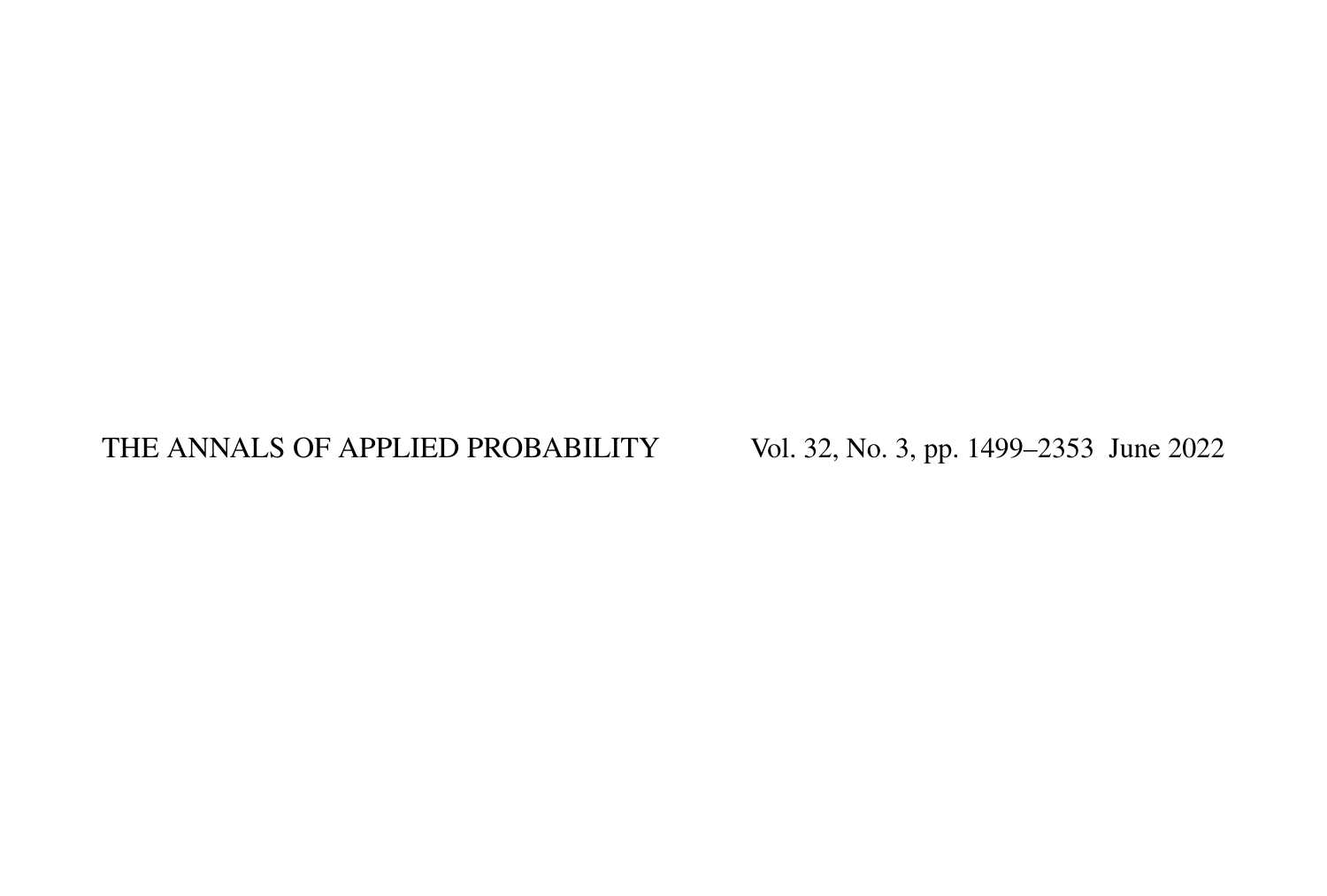THE ANNALS OF APPLIED PROBABILITY Vol. 32, No. 3, pp. 1499–2353 June 2022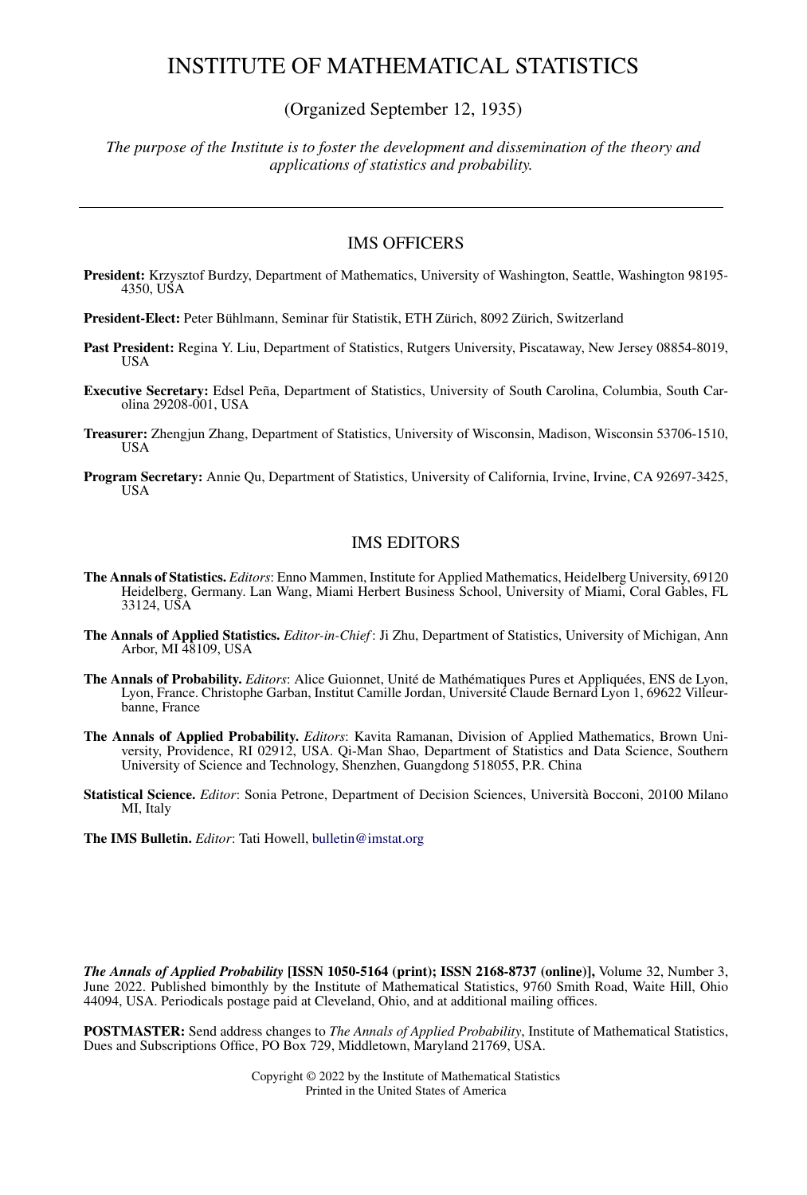# INSTITUTE OF MATHEMATICAL STATISTICS

(Organized September 12, 1935)

*The purpose of the Institute is to foster the development and dissemination of the theory and applications of statistics and probability.*

---

## IMS OFFICERS

**President:** Krzysztof Burdzy, Department of Mathematics, University of Washington, Seattle, Washington 98195-4350, USA

**President-Elect:** Peter Bühlmann, Seminar für Statistik, ETH Zürich, 8092 Zürich, Switzerland

**Past President:** Regina Y. Liu, Department of Statistics, Rutgers University, Piscataway, New Jersey 08854-8019, USA

**Executive Secretary:** Edsel Peña, Department of Statistics, University of South Carolina, Columbia, South Carolina 29208-001, USA

**Treasurer:** Zhengjun Zhang, Department of Statistics, University of Wisconsin, Madison, Wisconsin 53706-1510, USA

**Program Secretary:** Annie Qu, Department of Statistics, University of California, Irvine, Irvine, CA 92697-3425, USA

## IMS EDITORS

**The Annals of Statistics.** *Editors*: Enno Mammen, Institute for Applied Mathematics, Heidelberg University, 69120 Heidelberg, Germany. Lan Wang, Miami Herbert Business School, University of Miami, Coral Gables, FL 33124, USA

**The Annals of Applied Statistics.** *Editor-in-Chief*: Ji Zhu, Department of Statistics, University of Michigan, Ann Arbor, MI 48109, USA

**The Annals of Probability.** *Editors*: Alice Guionnet, Unité de Mathématiques Pures et Appliquées, ENS de Lyon, Lyon, France. Christophe Garban, Institut Camille Jordan, Université Claude Bernard Lyon 1, 69622 Villeurbanne, France

**The Annals of Applied Probability.** *Editors*: Kavita Ramanan, Division of Applied Mathematics, Brown University, Providence, RI 02912, USA. Qi-Man Shao, Department of Statistics and Data Science, Southern University of Science and Technology, Shenzhen, Guangdong 518055, P.R. China

**Statistical Science.** *Editor*: Sonia Petrone, Department of Decision Sciences, Università Bocconi, 20100 Milano MI, Italy

**The IMS Bulletin.** *Editor*: Tati Howell, bulletin@imstat.org

*The Annals of Applied Probability* **[ISSN 1050-5164 (print); ISSN 2168-8737 (online)],** Volume 32, Number 3, June 2022. Published bimonthly by the Institute of Mathematical Statistics, 9760 Smith Road, Waite Hill, Ohio 44094, USA. Periodicals postage paid at Cleveland, Ohio, and at additional mailing offices.

**POSTMASTER:** Send address changes to *The Annals of Applied Probability*, Institute of Mathematical Statistics, Dues and Subscriptions Office, PO Box 729, Middletown, Maryland 21769, USA.

Copyright © 2022 by the Institute of Mathematical Statistics
Printed in the United States of America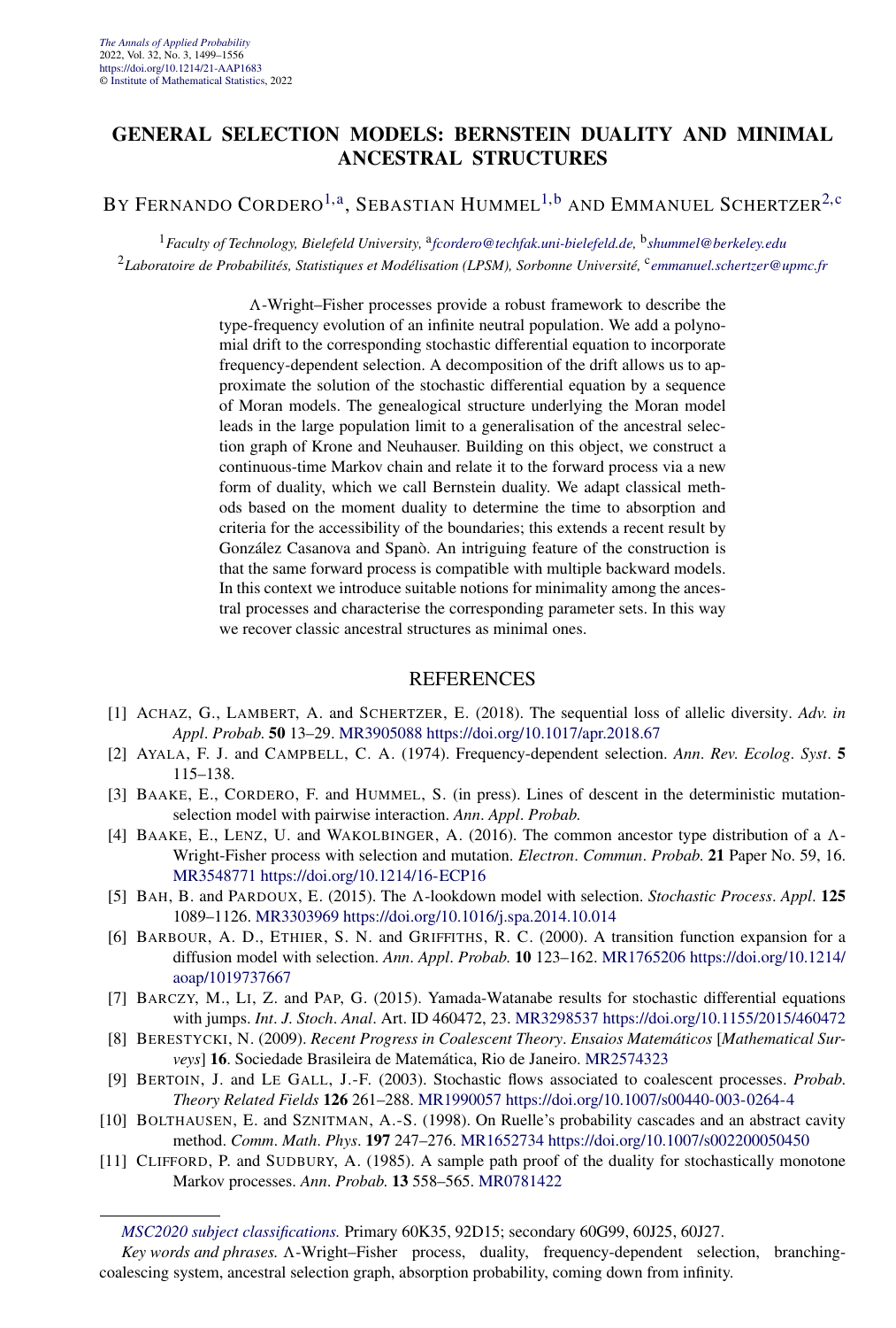# GENERAL SELECTION MODELS: BERNSTEIN DUALITY AND MINIMAL ANCESTRAL STRUCTURES

BY FERNANDO CORDERO[1,a], SEBASTIAN HUMMEL[1,b] AND EMMANUEL SCHERTZER[2,c]

[1]*Faculty of Technology, Bielefeld University,* [a]*fcordero@techfak.uni-bielefeld.de,* [b]*shummel@berkeley.edu*
[2]*Laboratoire de Probabilités, Statistiques et Modélisation (LPSM), Sorbonne Université,* [c]*emmanuel.schertzer@upmc.fr*

$\Lambda$-Wright–Fisher processes provide a robust framework to describe the type-frequency evolution of an infinite neutral population. We add a polynomial drift to the corresponding stochastic differential equation to incorporate frequency-dependent selection. A decomposition of the drift allows us to approximate the solution of the stochastic differential equation by a sequence of Moran models. The genealogical structure underlying the Moran model leads in the large population limit to a generalisation of the ancestral selection graph of Krone and Neuhauser. Building on this object, we construct a continuous-time Markov chain and relate it to the forward process via a new form of duality, which we call Bernstein duality. We adapt classical methods based on the moment duality to determine the time to absorption and criteria for the accessibility of the boundaries; this extends a recent result by González Casanova and Spanò. An intriguing feature of the construction is that the same forward process is compatible with multiple backward models. In this context we introduce suitable notions for minimality among the ancestral processes and characterise the corresponding parameter sets. In this way we recover classic ancestral structures as minimal ones.

## REFERENCES

[1] ACHAZ, G., LAMBERT, A. and SCHERTZER, E. (2018). The sequential loss of allelic diversity. *Adv. in Appl. Probab.* **50** 13–29. MR3905088 https://doi.org/10.1017/apr.2018.67

[2] AYALA, F. J. and CAMPBELL, C. A. (1974). Frequency-dependent selection. *Ann. Rev. Ecolog. Syst.* **5** 115–138.

[3] BAAKE, E., CORDERO, F. and HUMMEL, S. (in press). Lines of descent in the deterministic mutation-selection model with pairwise interaction. *Ann. Appl. Probab.*

[4] BAAKE, E., LENZ, U. and WAKOLBINGER, A. (2016). The common ancestor type distribution of a $\Lambda$-Wright-Fisher process with selection and mutation. *Electron. Commun. Probab.* **21** Paper No. 59, 16. MR3548771 https://doi.org/10.1214/16-ECP16

[5] BAH, B. and PARDOUX, E. (2015). The $\Lambda$-lookdown model with selection. *Stochastic Process. Appl.* **125** 1089–1126. MR3303969 https://doi.org/10.1016/j.spa.2014.10.014

[6] BARBOUR, A. D., ETHIER, S. N. and GRIFFITHS, R. C. (2000). A transition function expansion for a diffusion model with selection. *Ann. Appl. Probab.* **10** 123–162. MR1765206 https://doi.org/10.1214/aoap/1019737667

[7] BARCZY, M., LI, Z. and PAP, G. (2015). Yamada-Watanabe results for stochastic differential equations with jumps. *Int. J. Stoch. Anal.* Art. ID 460472, 23. MR3298537 https://doi.org/10.1155/2015/460472

[8] BERESTYCKI, N. (2009). *Recent Progress in Coalescent Theory*. *Ensaios Matemáticos* [*Mathematical Surveys*] **16**. Sociedade Brasileira de Matemática, Rio de Janeiro. MR2574323

[9] BERTOIN, J. and LE GALL, J.-F. (2003). Stochastic flows associated to coalescent processes. *Probab. Theory Related Fields* **126** 261–288. MR1990057 https://doi.org/10.1007/s00440-003-0264-4

[10] BOLTHAUSEN, E. and SZNITMAN, A.-S. (1998). On Ruelle's probability cascades and an abstract cavity method. *Comm. Math. Phys.* **197** 247–276. MR1652734 https://doi.org/10.1007/s002200050450

[11] CLIFFORD, P. and SUDBURY, A. (1985). A sample path proof of the duality for stochastically monotone Markov processes. *Ann. Probab.* **13** 558–565. MR0781422

*MSC2020 subject classifications.* Primary 60K35, 92D15; secondary 60G99, 60J25, 60J27.

*Key words and phrases.* $\Lambda$-Wright–Fisher process, duality, frequency-dependent selection, branching-coalescing system, ancestral selection graph, absorption probability, coming down from infinity.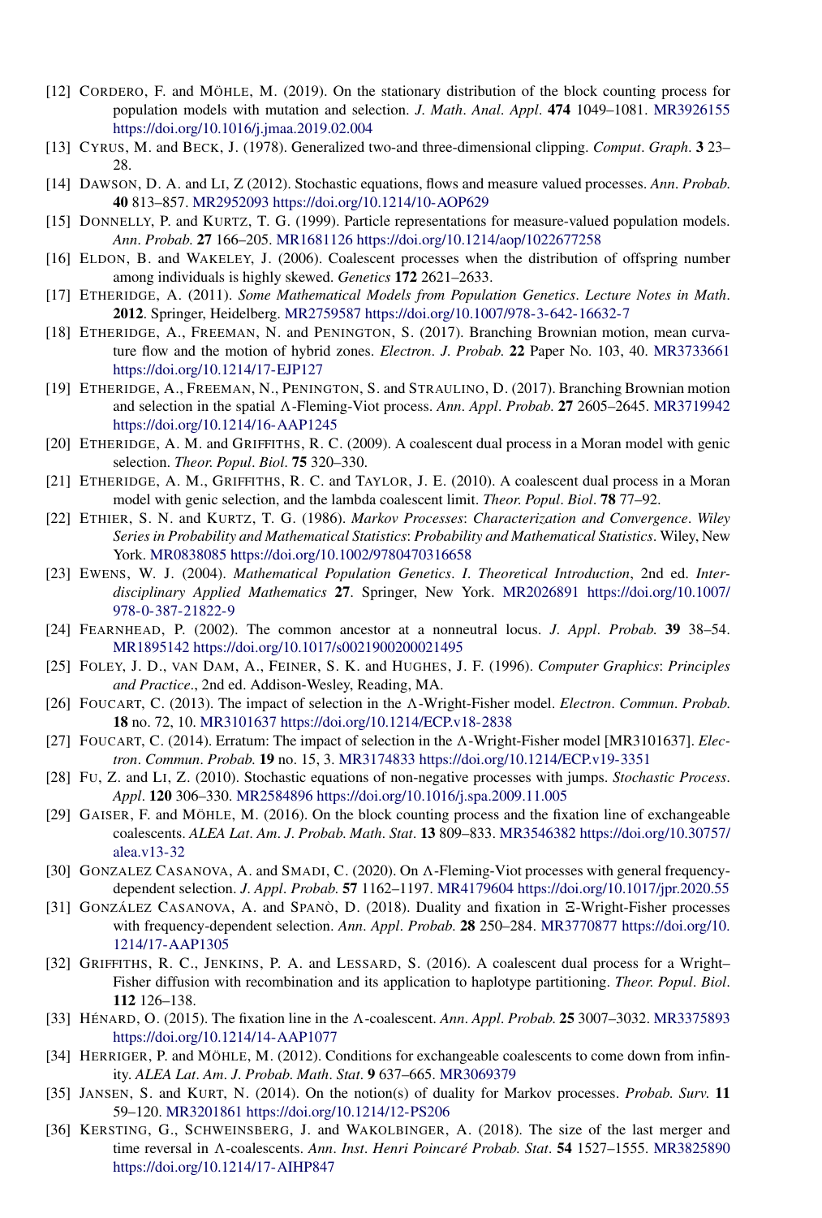[12] CORDERO, F. and MÖHLE, M. (2019). On the stationary distribution of the block counting process for population models with mutation and selection. *J. Math. Anal. Appl.* **474** 1049–1081. MR3926155 https://doi.org/10.1016/j.jmaa.2019.02.004

[13] CYRUS, M. and BECK, J. (1978). Generalized two-and three-dimensional clipping. *Comput. Graph.* **3** 23–28.

[14] DAWSON, D. A. and LI, Z (2012). Stochastic equations, flows and measure valued processes. *Ann. Probab.* **40** 813–857. MR2952093 https://doi.org/10.1214/10-AOP629

[15] DONNELLY, P. and KURTZ, T. G. (1999). Particle representations for measure-valued population models. *Ann. Probab.* **27** 166–205. MR1681126 https://doi.org/10.1214/aop/1022677258

[16] ELDON, B. and WAKELEY, J. (2006). Coalescent processes when the distribution of offspring number among individuals is highly skewed. *Genetics* **172** 2621–2633.

[17] ETHERIDGE, A. (2011). *Some Mathematical Models from Population Genetics*. *Lecture Notes in Math.* **2012**. Springer, Heidelberg. MR2759587 https://doi.org/10.1007/978-3-642-16632-7

[18] ETHERIDGE, A., FREEMAN, N. and PENINGTON, S. (2017). Branching Brownian motion, mean curvature flow and the motion of hybrid zones. *Electron. J. Probab.* **22** Paper No. 103, 40. MR3733661 https://doi.org/10.1214/17-EJP127

[19] ETHERIDGE, A., FREEMAN, N., PENINGTON, S. and STRAULINO, D. (2017). Branching Brownian motion and selection in the spatial Λ-Fleming-Viot process. *Ann. Appl. Probab.* **27** 2605–2645. MR3719942 https://doi.org/10.1214/16-AAP1245

[20] ETHERIDGE, A. M. and GRIFFITHS, R. C. (2009). A coalescent dual process in a Moran model with genic selection. *Theor. Popul. Biol.* **75** 320–330.

[21] ETHERIDGE, A. M., GRIFFITHS, R. C. and TAYLOR, J. E. (2010). A coalescent dual process in a Moran model with genic selection, and the lambda coalescent limit. *Theor. Popul. Biol.* **78** 77–92.

[22] ETHIER, S. N. and KURTZ, T. G. (1986). *Markov Processes*: *Characterization and Convergence*. *Wiley Series in Probability and Mathematical Statistics*: *Probability and Mathematical Statistics*. Wiley, New York. MR0838085 https://doi.org/10.1002/9780470316658

[23] EWENS, W. J. (2004). *Mathematical Population Genetics*. *I*. *Theoretical Introduction*, 2nd ed. *Interdisciplinary Applied Mathematics* **27**. Springer, New York. MR2026891 https://doi.org/10.1007/978-0-387-21822-9

[24] FEARNHEAD, P. (2002). The common ancestor at a nonneutral locus. *J. Appl. Probab.* **39** 38–54. MR1895142 https://doi.org/10.1017/s0021900200021495

[25] FOLEY, J. D., VAN DAM, A., FEINER, S. K. and HUGHES, J. F. (1996). *Computer Graphics*: *Principles and Practice*., 2nd ed. Addison-Wesley, Reading, MA.

[26] FOUCART, C. (2013). The impact of selection in the Λ-Wright-Fisher model. *Electron. Commun. Probab.* **18** no. 72, 10. MR3101637 https://doi.org/10.1214/ECP.v18-2838

[27] FOUCART, C. (2014). Erratum: The impact of selection in the Λ-Wright-Fisher model [MR3101637]. *Electron. Commun. Probab.* **19** no. 15, 3. MR3174833 https://doi.org/10.1214/ECP.v19-3351

[28] FU, Z. and LI, Z. (2010). Stochastic equations of non-negative processes with jumps. *Stochastic Process. Appl.* **120** 306–330. MR2584896 https://doi.org/10.1016/j.spa.2009.11.005

[29] GAISER, F. and MÖHLE, M. (2016). On the block counting process and the fixation line of exchangeable coalescents. *ALEA Lat. Am. J. Probab. Math. Stat.* **13** 809–833. MR3546382 https://doi.org/10.30757/alea.v13-32

[30] GONZALEZ CASANOVA, A. and SMADI, C. (2020). On Λ-Fleming-Viot processes with general frequency-dependent selection. *J. Appl. Probab.* **57** 1162–1197. MR4179604 https://doi.org/10.1017/jpr.2020.55

[31] GONZÁLEZ CASANOVA, A. and SPANÒ, D. (2018). Duality and fixation in Ξ-Wright-Fisher processes with frequency-dependent selection. *Ann. Appl. Probab.* **28** 250–284. MR3770877 https://doi.org/10.1214/17-AAP1305

[32] GRIFFITHS, R. C., JENKINS, P. A. and LESSARD, S. (2016). A coalescent dual process for a Wright–Fisher diffusion with recombination and its application to haplotype partitioning. *Theor. Popul. Biol.* **112** 126–138.

[33] HÉNARD, O. (2015). The fixation line in the Λ-coalescent. *Ann. Appl. Probab.* **25** 3007–3032. MR3375893 https://doi.org/10.1214/14-AAP1077

[34] HERRIGER, P. and MÖHLE, M. (2012). Conditions for exchangeable coalescents to come down from infinity. *ALEA Lat. Am. J. Probab. Math. Stat.* **9** 637–665. MR3069379

[35] JANSEN, S. and KURT, N. (2014). On the notion(s) of duality for Markov processes. *Probab. Surv.* **11** 59–120. MR3201861 https://doi.org/10.1214/12-PS206

[36] KERSTING, G., SCHWEINSBERG, J. and WAKOLBINGER, A. (2018). The size of the last merger and time reversal in Λ-coalescents. *Ann. Inst. Henri Poincaré Probab. Stat.* **54** 1527–1555. MR3825890 https://doi.org/10.1214/17-AIHP847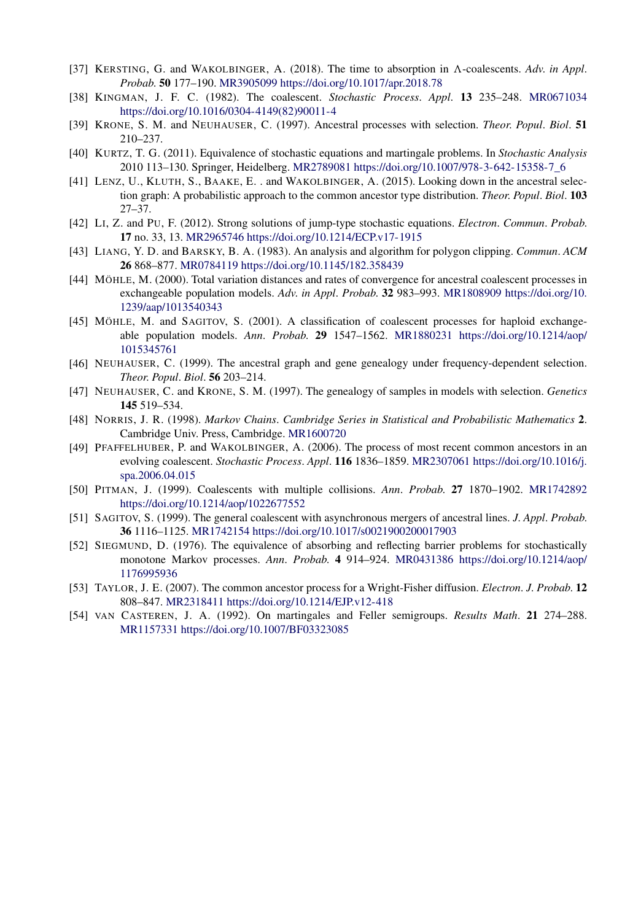[37] KERSTING, G. and WAKOLBINGER, A. (2018). The time to absorption in $\Lambda$-coalescents. *Adv. in Appl. Probab.* **50** 177–190. MR3905099 https://doi.org/10.1017/apr.2018.78

[38] KINGMAN, J. F. C. (1982). The coalescent. *Stochastic Process. Appl.* **13** 235–248. MR0671034 https://doi.org/10.1016/0304-4149(82)90011-4

[39] KRONE, S. M. and NEUHAUSER, C. (1997). Ancestral processes with selection. *Theor. Popul. Biol.* **51** 210–237.

[40] KURTZ, T. G. (2011). Equivalence of stochastic equations and martingale problems. In *Stochastic Analysis* 2010 113–130. Springer, Heidelberg. MR2789081 https://doi.org/10.1007/978-3-642-15358-7_6

[41] LENZ, U., KLUTH, S., BAAKE, E. . and WAKOLBINGER, A. (2015). Looking down in the ancestral selection graph: A probabilistic approach to the common ancestor type distribution. *Theor. Popul. Biol.* **103** 27–37.

[42] LI, Z. and PU, F. (2012). Strong solutions of jump-type stochastic equations. *Electron. Commun. Probab.* **17** no. 33, 13. MR2965746 https://doi.org/10.1214/ECP.v17-1915

[43] LIANG, Y. D. and BARSKY, B. A. (1983). An analysis and algorithm for polygon clipping. *Commun. ACM* **26** 868–877. MR0784119 https://doi.org/10.1145/182.358439

[44] MÖHLE, M. (2000). Total variation distances and rates of convergence for ancestral coalescent processes in exchangeable population models. *Adv. in Appl. Probab.* **32** 983–993. MR1808909 https://doi.org/10.1239/aap/1013540343

[45] MÖHLE, M. and SAGITOV, S. (2001). A classification of coalescent processes for haploid exchangeable population models. *Ann. Probab.* **29** 1547–1562. MR1880231 https://doi.org/10.1214/aop/1015345761

[46] NEUHAUSER, C. (1999). The ancestral graph and gene genealogy under frequency-dependent selection. *Theor. Popul. Biol.* **56** 203–214.

[47] NEUHAUSER, C. and KRONE, S. M. (1997). The genealogy of samples in models with selection. *Genetics* **145** 519–534.

[48] NORRIS, J. R. (1998). *Markov Chains*. *Cambridge Series in Statistical and Probabilistic Mathematics* **2**. Cambridge Univ. Press, Cambridge. MR1600720

[49] PFAFFELHUBER, P. and WAKOLBINGER, A. (2006). The process of most recent common ancestors in an evolving coalescent. *Stochastic Process. Appl.* **116** 1836–1859. MR2307061 https://doi.org/10.1016/j.spa.2006.04.015

[50] PITMAN, J. (1999). Coalescents with multiple collisions. *Ann. Probab.* **27** 1870–1902. MR1742892 https://doi.org/10.1214/aop/1022677552

[51] SAGITOV, S. (1999). The general coalescent with asynchronous mergers of ancestral lines. *J. Appl. Probab.* **36** 1116–1125. MR1742154 https://doi.org/10.1017/s0021900200017903

[52] SIEGMUND, D. (1976). The equivalence of absorbing and reflecting barrier problems for stochastically monotone Markov processes. *Ann. Probab.* **4** 914–924. MR0431386 https://doi.org/10.1214/aop/1176995936

[53] TAYLOR, J. E. (2007). The common ancestor process for a Wright-Fisher diffusion. *Electron. J. Probab.* **12** 808–847. MR2318411 https://doi.org/10.1214/EJP.v12-418

[54] VAN CASTEREN, J. A. (1992). On martingales and Feller semigroups. *Results Math.* **21** 274–288. MR1157331 https://doi.org/10.1007/BF03323085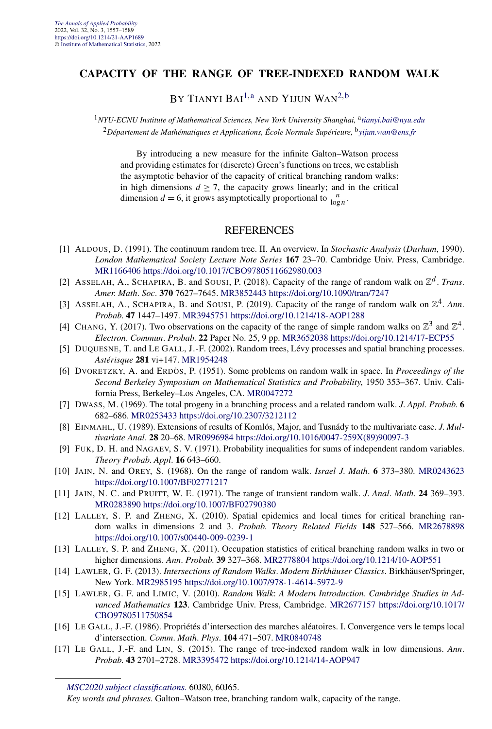# CAPACITY OF THE RANGE OF TREE-INDEXED RANDOM WALK

By Tianyi Bai[1,a] and Yijun Wan[2,b]

[1]*NYU-ECNU Institute of Mathematical Sciences, New York University Shanghai,* [a]*tianyi.bai@nyu.edu*
[2]*Département de Mathématiques et Applications, École Normale Supérieure,* [b]*yijun.wan@ens.fr*

By introducing a new measure for the infinite Galton–Watson process and providing estimates for (discrete) Green's functions on trees, we establish the asymptotic behavior of the capacity of critical branching random walks: in high dimensions $d \geq 7$, the capacity grows linearly; and in the critical dimension $d = 6$, it grows asymptotically proportional to $\frac{n}{\log n}$.

## REFERENCES

[1] Aldous, D. (1991). The continuum random tree. II. An overview. In *Stochastic Analysis* (*Durham*, 1990). *London Mathematical Society Lecture Note Series* **167** 23–70. Cambridge Univ. Press, Cambridge. MR1166406 https://doi.org/10.1017/CBO9780511662980.003

[2] Asselah, A., Schapira, B. and Sousi, P. (2018). Capacity of the range of random walk on $\mathbb{Z}^d$. *Trans. Amer. Math. Soc.* **370** 7627–7645. MR3852443 https://doi.org/10.1090/tran/7247

[3] Asselah, A., Schapira, B. and Sousi, P. (2019). Capacity of the range of random walk on $\mathbb{Z}^4$. *Ann. Probab.* **47** 1447–1497. MR3945751 https://doi.org/10.1214/18-AOP1288

[4] Chang, Y. (2017). Two observations on the capacity of the range of simple random walks on $\mathbb{Z}^3$ and $\mathbb{Z}^4$. *Electron. Commun. Probab.* **22** Paper No. 25, 9 pp. MR3652038 https://doi.org/10.1214/17-ECP55

[5] Duquesne, T. and Le Gall, J.-F. (2002). Random trees, Lévy processes and spatial branching processes. *Astérisque* **281** vi+147. MR1954248

[6] Dvoretzky, A. and Erdös, P. (1951). Some problems on random walk in space. In *Proceedings of the Second Berkeley Symposium on Mathematical Statistics and Probability*, 1950 353–367. Univ. California Press, Berkeley–Los Angeles, CA. MR0047272

[7] Dwass, M. (1969). The total progeny in a branching process and a related random walk. *J. Appl. Probab.* **6** 682–686. MR0253433 https://doi.org/10.2307/3212112

[8] Einmahl, U. (1989). Extensions of results of Komlós, Major, and Tusnády to the multivariate case. *J. Multivariate Anal.* **28** 20–68. MR0996984 https://doi.org/10.1016/0047-259X(89)90097-3

[9] Fuk, D. H. and Nagaev, S. V. (1971). Probability inequalities for sums of independent random variables. *Theory Probab. Appl.* **16** 643–660.

[10] Jain, N. and Orey, S. (1968). On the range of random walk. *Israel J. Math.* **6** 373–380. MR0243623 https://doi.org/10.1007/BF02771217

[11] Jain, N. C. and Pruitt, W. E. (1971). The range of transient random walk. *J. Anal. Math.* **24** 369–393. MR0283890 https://doi.org/10.1007/BF02790380

[12] Lalley, S. P. and Zheng, X. (2010). Spatial epidemics and local times for critical branching random walks in dimensions 2 and 3. *Probab. Theory Related Fields* **148** 527–566. MR2678898 https://doi.org/10.1007/s00440-009-0239-1

[13] Lalley, S. P. and Zheng, X. (2011). Occupation statistics of critical branching random walks in two or higher dimensions. *Ann. Probab.* **39** 327–368. MR2778804 https://doi.org/10.1214/10-AOP551

[14] Lawler, G. F. (2013). *Intersections of Random Walks*. *Modern Birkhäuser Classics*. Birkhäuser/Springer, New York. MR2985195 https://doi.org/10.1007/978-1-4614-5972-9

[15] Lawler, G. F. and Limic, V. (2010). *Random Walk*: *A Modern Introduction*. *Cambridge Studies in Advanced Mathematics* **123**. Cambridge Univ. Press, Cambridge. MR2677157 https://doi.org/10.1017/CBO9780511750854

[16] Le Gall, J.-F. (1986). Propriétés d'intersection des marches aléatoires. I. Convergence vers le temps local d'intersection. *Comm. Math. Phys.* **104** 471–507. MR0840748

[17] Le Gall, J.-F. and Lin, S. (2015). The range of tree-indexed random walk in low dimensions. *Ann. Probab.* **43** 2701–2728. MR3395472 https://doi.org/10.1214/14-AOP947

*MSC2020 subject classifications.* 60J80, 60J65.

*Key words and phrases.* Galton–Watson tree, branching random walk, capacity of the range.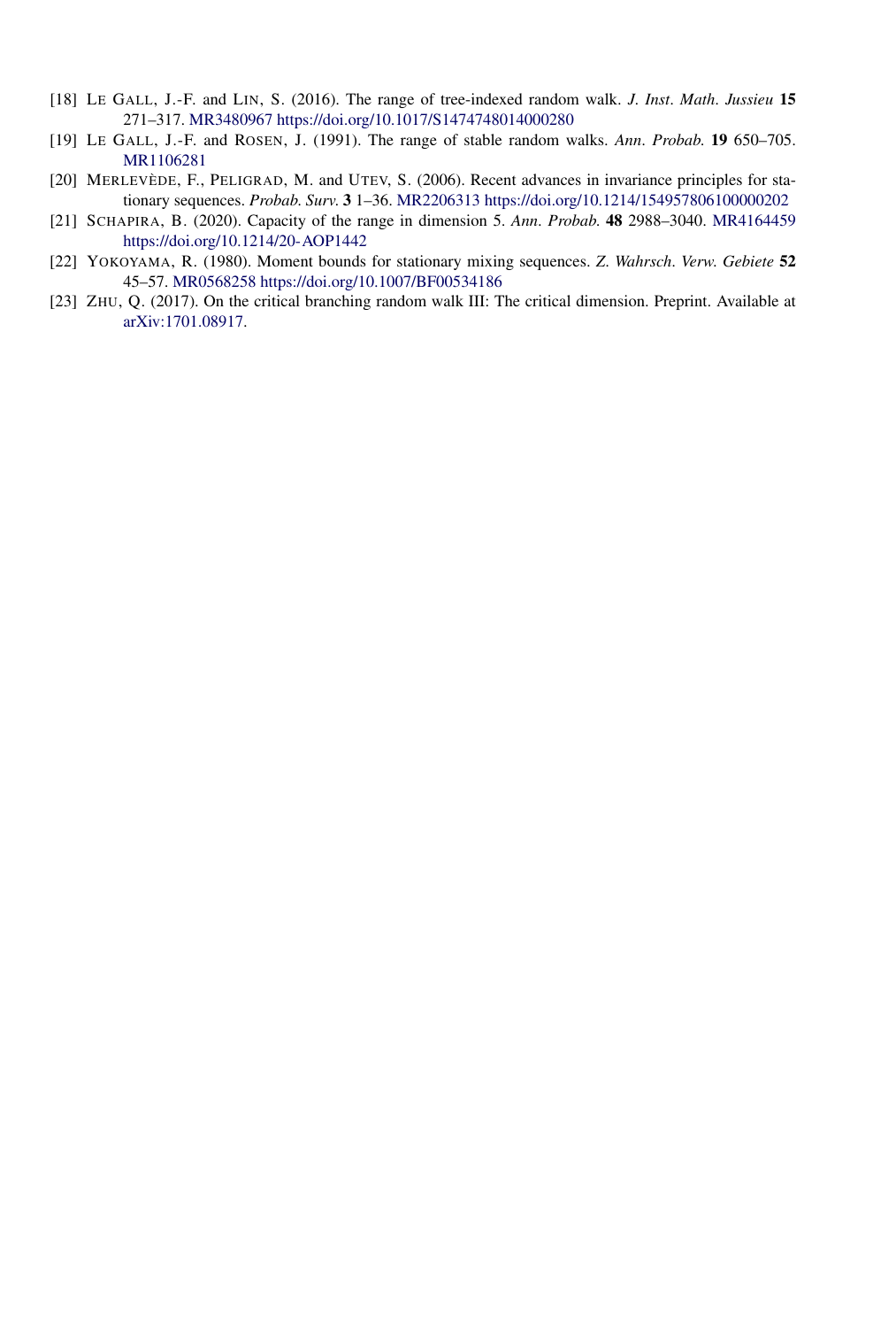[18] LE GALL, J.-F. and LIN, S. (2016). The range of tree-indexed random walk. *J. Inst. Math. Jussieu* **15** 271–317. MR3480967 https://doi.org/10.1017/S1474748014000280

[19] LE GALL, J.-F. and ROSEN, J. (1991). The range of stable random walks. *Ann. Probab.* **19** 650–705. MR1106281

[20] MERLEVÈDE, F., PELIGRAD, M. and UTEV, S. (2006). Recent advances in invariance principles for stationary sequences. *Probab. Surv.* **3** 1–36. MR2206313 https://doi.org/10.1214/154957806100000202

[21] SCHAPIRA, B. (2020). Capacity of the range in dimension 5. *Ann. Probab.* **48** 2988–3040. MR4164459 https://doi.org/10.1214/20-AOP1442

[22] YOKOYAMA, R. (1980). Moment bounds for stationary mixing sequences. *Z. Wahrsch. Verw. Gebiete* **52** 45–57. MR0568258 https://doi.org/10.1007/BF00534186

[23] ZHU, Q. (2017). On the critical branching random walk III: The critical dimension. Preprint. Available at arXiv:1701.08917.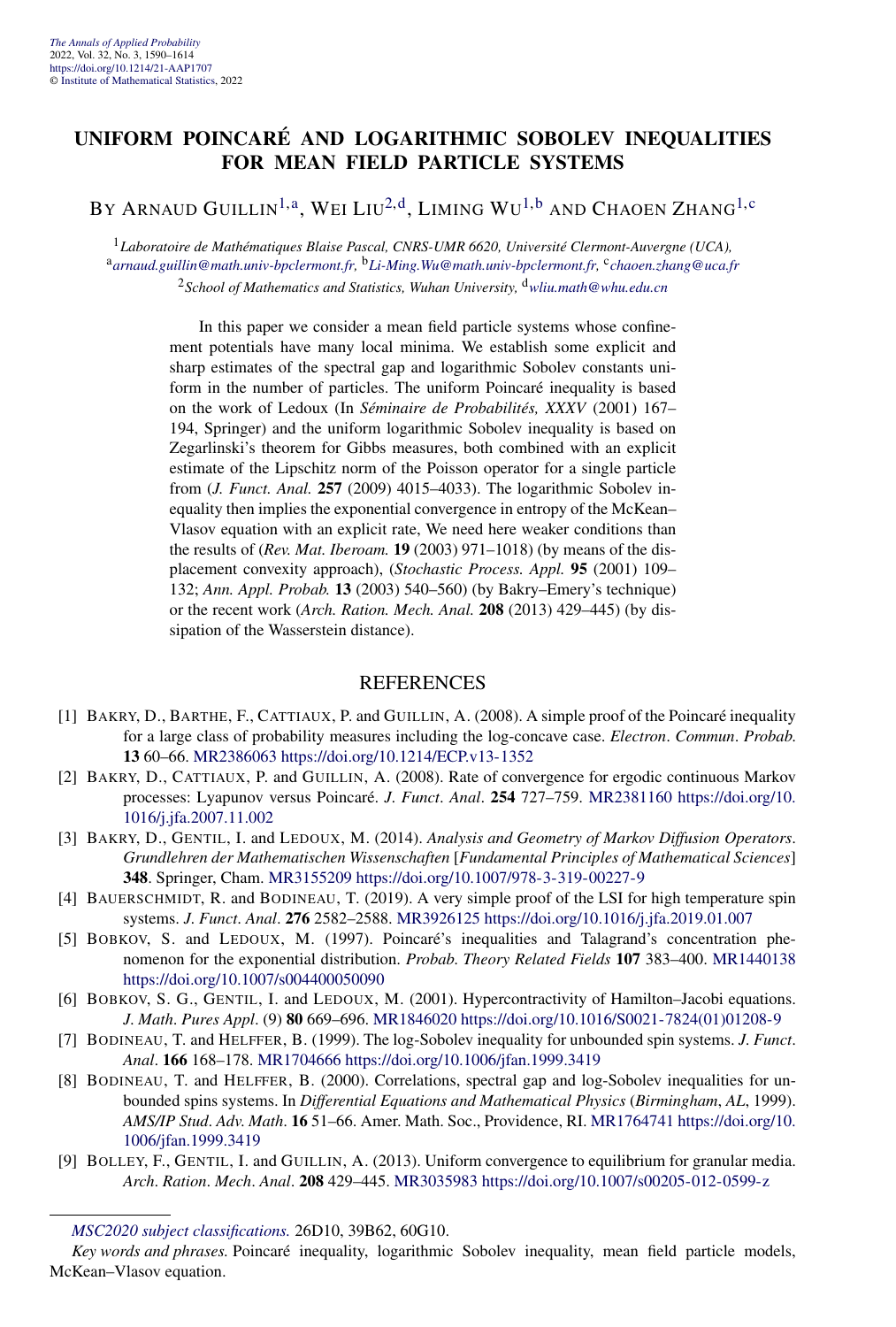# UNIFORM POINCARÉ AND LOGARITHMIC SOBOLEV INEQUALITIES FOR MEAN FIELD PARTICLE SYSTEMS

BY ARNAUD GUILLIN[1,a], WEI LIU[2,d], LIMING WU[1,b] AND CHAOEN ZHANG[1,c]

[1] *Laboratoire de Mathématiques Blaise Pascal, CNRS-UMR 6620, Université Clermont-Auvergne (UCA),* [a] *arnaud.guillin@math.univ-bpclermont.fr,* [b] *Li-Ming.Wu@math.univ-bpclermont.fr,* [c] *chaoen.zhang@uca.fr*

[2] *School of Mathematics and Statistics, Wuhan University,* [d] *wliu.math@whu.edu.cn*

In this paper we consider a mean field particle systems whose confinement potentials have many local minima. We establish some explicit and sharp estimates of the spectral gap and logarithmic Sobolev constants uniform in the number of particles. The uniform Poincaré inequality is based on the work of Ledoux (In *Séminaire de Probabilités, XXXV* (2001) 167–194, Springer) and the uniform logarithmic Sobolev inequality is based on Zegarlinski's theorem for Gibbs measures, both combined with an explicit estimate of the Lipschitz norm of the Poisson operator for a single particle from (*J. Funct. Anal.* **257** (2009) 4015–4033). The logarithmic Sobolev inequality then implies the exponential convergence in entropy of the McKean–Vlasov equation with an explicit rate, We need here weaker conditions than the results of (*Rev. Mat. Iberoam.* **19** (2003) 971–1018) (by means of the displacement convexity approach), (*Stochastic Process. Appl.* **95** (2001) 109–132; *Ann. Appl. Probab.* **13** (2003) 540–560) (by Bakry–Emery's technique) or the recent work (*Arch. Ration. Mech. Anal.* **208** (2013) 429–445) (by dissipation of the Wasserstein distance).

## REFERENCES

[1] BAKRY, D., BARTHE, F., CATTIAUX, P. and GUILLIN, A. (2008). A simple proof of the Poincaré inequality for a large class of probability measures including the log-concave case. *Electron. Commun. Probab.* **13** 60–66. MR2386063 https://doi.org/10.1214/ECP.v13-1352

[2] BAKRY, D., CATTIAUX, P. and GUILLIN, A. (2008). Rate of convergence for ergodic continuous Markov processes: Lyapunov versus Poincaré. *J. Funct. Anal.* **254** 727–759. MR2381160 https://doi.org/10.1016/j.jfa.2007.11.002

[3] BAKRY, D., GENTIL, I. and LEDOUX, M. (2014). *Analysis and Geometry of Markov Diffusion Operators. Grundlehren der Mathematischen Wissenschaften* [*Fundamental Principles of Mathematical Sciences*] **348**. Springer, Cham. MR3155209 https://doi.org/10.1007/978-3-319-00227-9

[4] BAUERSCHMIDT, R. and BODINEAU, T. (2019). A very simple proof of the LSI for high temperature spin systems. *J. Funct. Anal.* **276** 2582–2588. MR3926125 https://doi.org/10.1016/j.jfa.2019.01.007

[5] BOBKOV, S. and LEDOUX, M. (1997). Poincaré's inequalities and Talagrand's concentration phenomenon for the exponential distribution. *Probab. Theory Related Fields* **107** 383–400. MR1440138 https://doi.org/10.1007/s004400050090

[6] BOBKOV, S. G., GENTIL, I. and LEDOUX, M. (2001). Hypercontractivity of Hamilton–Jacobi equations. *J. Math. Pures Appl.* (9) **80** 669–696. MR1846020 https://doi.org/10.1016/S0021-7824(01)01208-9

[7] BODINEAU, T. and HELFFER, B. (1999). The log-Sobolev inequality for unbounded spin systems. *J. Funct. Anal.* **166** 168–178. MR1704666 https://doi.org/10.1006/jfan.1999.3419

[8] BODINEAU, T. and HELFFER, B. (2000). Correlations, spectral gap and log-Sobolev inequalities for unbounded spins systems. In *Differential Equations and Mathematical Physics* (*Birmingham, AL*, 1999). *AMS/IP Stud. Adv. Math.* **16** 51–66. Amer. Math. Soc., Providence, RI. MR1764741 https://doi.org/10.1006/jfan.1999.3419

[9] BOLLEY, F., GENTIL, I. and GUILLIN, A. (2013). Uniform convergence to equilibrium for granular media. *Arch. Ration. Mech. Anal.* **208** 429–445. MR3035983 https://doi.org/10.1007/s00205-012-0599-z

*MSC2020 subject classifications.* 26D10, 39B62, 60G10.

*Key words and phrases.* Poincaré inequality, logarithmic Sobolev inequality, mean field particle models, McKean–Vlasov equation.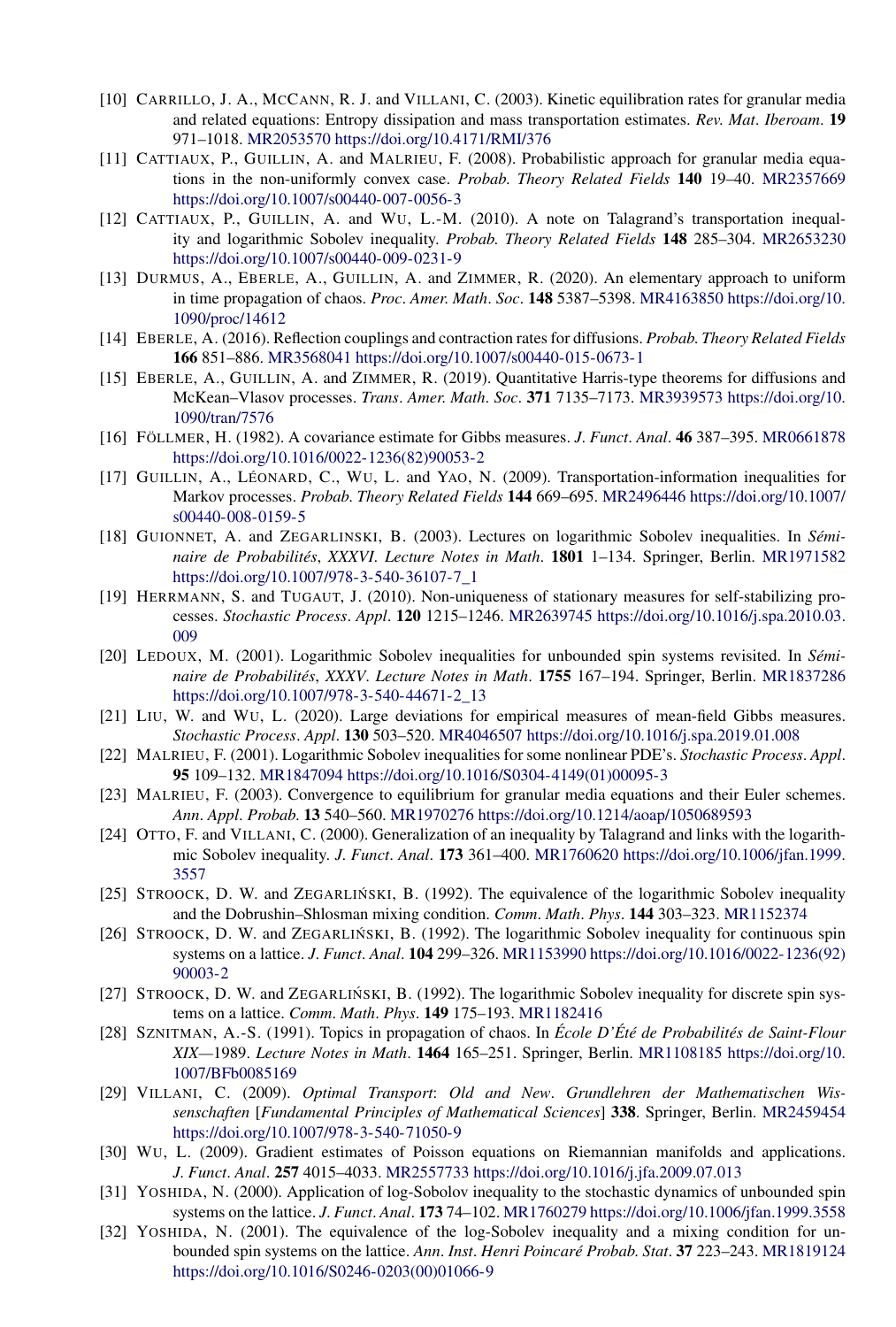[10] Carrillo, J. A., McCann, R. J. and Villani, C. (2003). Kinetic equilibration rates for granular media and related equations: Entropy dissipation and mass transportation estimates. *Rev. Mat. Iberoam.* **19** 971–1018. MR2053570 https://doi.org/10.4171/RMI/376

[11] Cattiaux, P., Guillin, A. and Malrieu, F. (2008). Probabilistic approach for granular media equations in the non-uniformly convex case. *Probab. Theory Related Fields* **140** 19–40. MR2357669 https://doi.org/10.1007/s00440-007-0056-3

[12] Cattiaux, P., Guillin, A. and Wu, L.-M. (2010). A note on Talagrand's transportation inequality and logarithmic Sobolev inequality. *Probab. Theory Related Fields* **148** 285–304. MR2653230 https://doi.org/10.1007/s00440-009-0231-9

[13] Durmus, A., Eberle, A., Guillin, A. and Zimmer, R. (2020). An elementary approach to uniform in time propagation of chaos. *Proc. Amer. Math. Soc.* **148** 5387–5398. MR4163850 https://doi.org/10.1090/proc/14612

[14] Eberle, A. (2016). Reflection couplings and contraction rates for diffusions. *Probab. Theory Related Fields* **166** 851–886. MR3568041 https://doi.org/10.1007/s00440-015-0673-1

[15] Eberle, A., Guillin, A. and Zimmer, R. (2019). Quantitative Harris-type theorems for diffusions and McKean–Vlasov processes. *Trans. Amer. Math. Soc.* **371** 7135–7173. MR3939573 https://doi.org/10.1090/tran/7576

[16] Föllmer, H. (1982). A covariance estimate for Gibbs measures. *J. Funct. Anal.* **46** 387–395. MR0661878 https://doi.org/10.1016/0022-1236(82)90053-2

[17] Guillin, A., Léonard, C., Wu, L. and Yao, N. (2009). Transportation-information inequalities for Markov processes. *Probab. Theory Related Fields* **144** 669–695. MR2496446 https://doi.org/10.1007/s00440-008-0159-5

[18] Guionnet, A. and Zegarlinski, B. (2003). Lectures on logarithmic Sobolev inequalities. In *Séminaire de Probabilités, XXXVI. Lecture Notes in Math.* **1801** 1–134. Springer, Berlin. MR1971582 https://doi.org/10.1007/978-3-540-36107-7_1

[19] Herrmann, S. and Tugaut, J. (2010). Non-uniqueness of stationary measures for self-stabilizing processes. *Stochastic Process. Appl.* **120** 1215–1246. MR2639745 https://doi.org/10.1016/j.spa.2010.03.009

[20] Ledoux, M. (2001). Logarithmic Sobolev inequalities for unbounded spin systems revisited. In *Séminaire de Probabilités, XXXV. Lecture Notes in Math.* **1755** 167–194. Springer, Berlin. MR1837286 https://doi.org/10.1007/978-3-540-44671-2_13

[21] Liu, W. and Wu, L. (2020). Large deviations for empirical measures of mean-field Gibbs measures. *Stochastic Process. Appl.* **130** 503–520. MR4046507 https://doi.org/10.1016/j.spa.2019.01.008

[22] Malrieu, F. (2001). Logarithmic Sobolev inequalities for some nonlinear PDE's. *Stochastic Process. Appl.* **95** 109–132. MR1847094 https://doi.org/10.1016/S0304-4149(01)00095-3

[23] Malrieu, F. (2003). Convergence to equilibrium for granular media equations and their Euler schemes. *Ann. Appl. Probab.* **13** 540–560. MR1970276 https://doi.org/10.1214/aoap/1050689593

[24] Otto, F. and Villani, C. (2000). Generalization of an inequality by Talagrand and links with the logarithmic Sobolev inequality. *J. Funct. Anal.* **173** 361–400. MR1760620 https://doi.org/10.1006/jfan.1999.3557

[25] Stroock, D. W. and Zegarliński, B. (1992). The equivalence of the logarithmic Sobolev inequality and the Dobrushin–Shlosman mixing condition. *Comm. Math. Phys.* **144** 303–323. MR1152374

[26] Stroock, D. W. and Zegarliński, B. (1992). The logarithmic Sobolev inequality for continuous spin systems on a lattice. *J. Funct. Anal.* **104** 299–326. MR1153990 https://doi.org/10.1016/0022-1236(92)90003-2

[27] Stroock, D. W. and Zegarliński, B. (1992). The logarithmic Sobolev inequality for discrete spin systems on a lattice. *Comm. Math. Phys.* **149** 175–193. MR1182416

[28] Sznitman, A.-S. (1991). Topics in propagation of chaos. In *École D'Été de Probabilités de Saint-Flour XIX—1989. Lecture Notes in Math.* **1464** 165–251. Springer, Berlin. MR1108185 https://doi.org/10.1007/BFb0085169

[29] Villani, C. (2009). *Optimal Transport: Old and New. Grundlehren der Mathematischen Wissenschaften [Fundamental Principles of Mathematical Sciences]* **338**. Springer, Berlin. MR2459454 https://doi.org/10.1007/978-3-540-71050-9

[30] Wu, L. (2009). Gradient estimates of Poisson equations on Riemannian manifolds and applications. *J. Funct. Anal.* **257** 4015–4033. MR2557733 https://doi.org/10.1016/j.jfa.2009.07.013

[31] Yoshida, N. (2000). Application of log-Sobolev inequality to the stochastic dynamics of unbounded spin systems on the lattice. *J. Funct. Anal.* **173** 74–102. MR1760279 https://doi.org/10.1006/jfan.1999.3558

[32] Yoshida, N. (2001). The equivalence of the log-Sobolev inequality and a mixing condition for unbounded spin systems on the lattice. *Ann. Inst. Henri Poincaré Probab. Stat.* **37** 223–243. MR1819124 https://doi.org/10.1016/S0246-0203(00)01066-9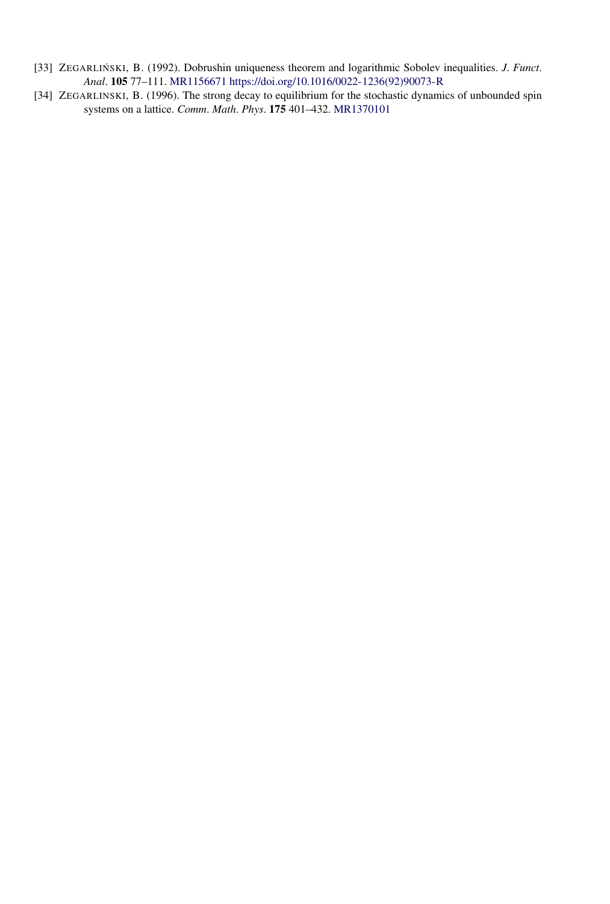[33] ZEGARLIŃSKI, B. (1992). Dobrushin uniqueness theorem and logarithmic Sobolev inequalities. *J. Funct. Anal.* **105** 77–111. MR1156671 https://doi.org/10.1016/0022-1236(92)90073-R

[34] ZEGARLINSKI, B. (1996). The strong decay to equilibrium for the stochastic dynamics of unbounded spin systems on a lattice. *Comm. Math. Phys.* **175** 401–432. MR1370101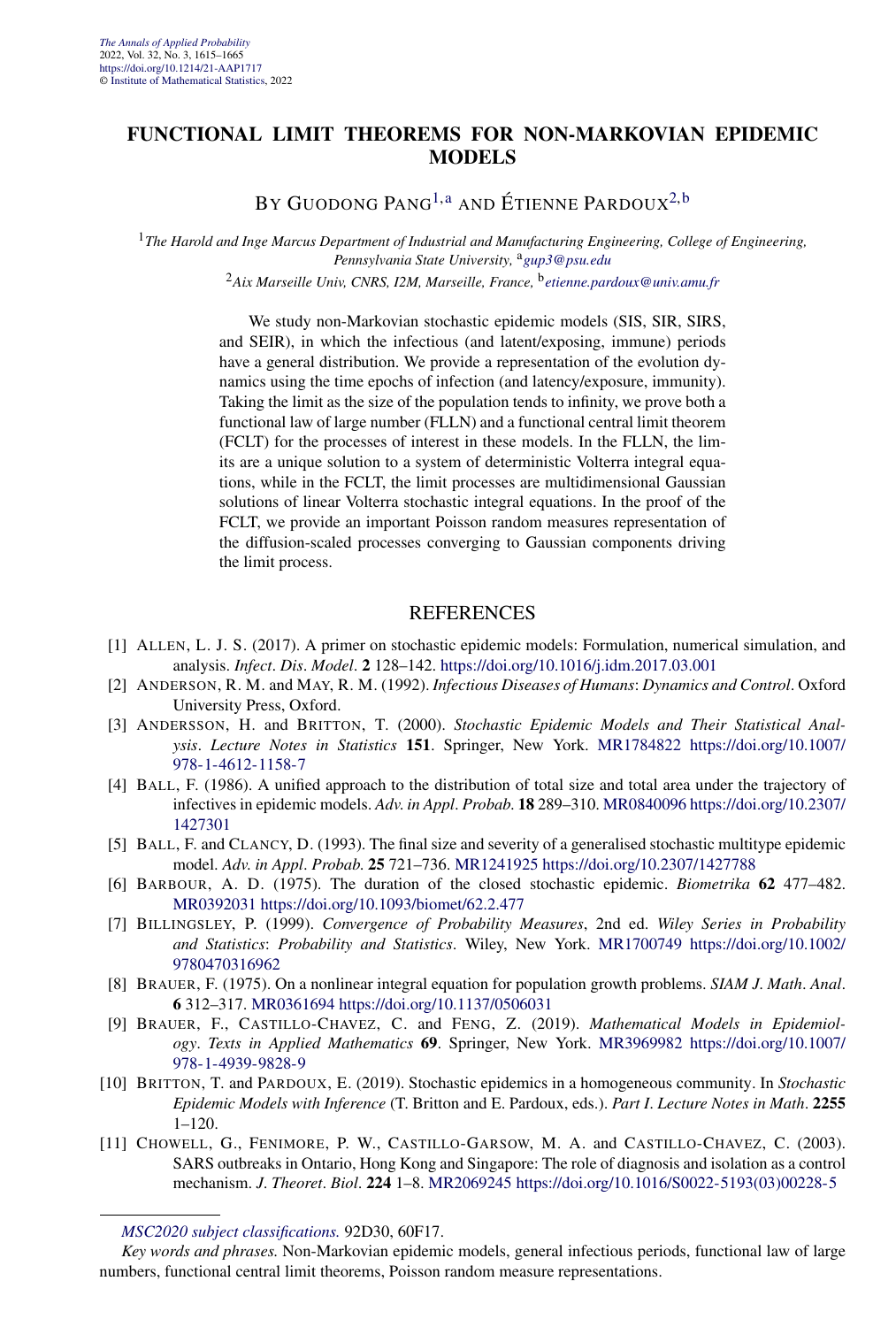# FUNCTIONAL LIMIT THEOREMS FOR NON-MARKOVIAN EPIDEMIC MODELS

BY GUODONG PANG[1,a] AND ÉTIENNE PARDOUX[2,b]

[1]*The Harold and Inge Marcus Department of Industrial and Manufacturing Engineering, College of Engineering, Pennsylvania State University,* [a]*gup3@psu.edu*

[2]*Aix Marseille Univ, CNRS, I2M, Marseille, France,* [b]*etienne.pardoux@univ.amu.fr*

We study non-Markovian stochastic epidemic models (SIS, SIR, SIRS, and SEIR), in which the infectious (and latent/exposing, immune) periods have a general distribution. We provide a representation of the evolution dynamics using the time epochs of infection (and latency/exposure, immunity). Taking the limit as the size of the population tends to infinity, we prove both a functional law of large number (FLLN) and a functional central limit theorem (FCLT) for the processes of interest in these models. In the FLLN, the limits are a unique solution to a system of deterministic Volterra integral equations, while in the FCLT, the limit processes are multidimensional Gaussian solutions of linear Volterra stochastic integral equations. In the proof of the FCLT, we provide an important Poisson random measures representation of the diffusion-scaled processes converging to Gaussian components driving the limit process.

## REFERENCES

[1] ALLEN, L. J. S. (2017). A primer on stochastic epidemic models: Formulation, numerical simulation, and analysis. *Infect. Dis. Model.* **2** 128–142. https://doi.org/10.1016/j.idm.2017.03.001

[2] ANDERSON, R. M. and MAY, R. M. (1992). *Infectious Diseases of Humans: Dynamics and Control*. Oxford University Press, Oxford.

[3] ANDERSSON, H. and BRITTON, T. (2000). *Stochastic Epidemic Models and Their Statistical Analysis. Lecture Notes in Statistics* **151**. Springer, New York. MR1784822 https://doi.org/10.1007/978-1-4612-1158-7

[4] BALL, F. (1986). A unified approach to the distribution of total size and total area under the trajectory of infectives in epidemic models. *Adv. in Appl. Probab.* **18** 289–310. MR0840096 https://doi.org/10.2307/1427301

[5] BALL, F. and CLANCY, D. (1993). The final size and severity of a generalised stochastic multitype epidemic model. *Adv. in Appl. Probab.* **25** 721–736. MR1241925 https://doi.org/10.2307/1427788

[6] BARBOUR, A. D. (1975). The duration of the closed stochastic epidemic. *Biometrika* **62** 477–482. MR0392031 https://doi.org/10.1093/biomet/62.2.477

[7] BILLINGSLEY, P. (1999). *Convergence of Probability Measures*, 2nd ed. *Wiley Series in Probability and Statistics: Probability and Statistics*. Wiley, New York. MR1700749 https://doi.org/10.1002/9780470316962

[8] BRAUER, F. (1975). On a nonlinear integral equation for population growth problems. *SIAM J. Math. Anal.* **6** 312–317. MR0361694 https://doi.org/10.1137/0506031

[9] BRAUER, F., CASTILLO-CHAVEZ, C. and FENG, Z. (2019). *Mathematical Models in Epidemiology. Texts in Applied Mathematics* **69**. Springer, New York. MR3969982 https://doi.org/10.1007/978-1-4939-9828-9

[10] BRITTON, T. and PARDOUX, E. (2019). Stochastic epidemics in a homogeneous community. In *Stochastic Epidemic Models with Inference* (T. Britton and E. Pardoux, eds.). *Part I. Lecture Notes in Math.* **2255** 1–120.

[11] CHOWELL, G., FENIMORE, P. W., CASTILLO-GARSOW, M. A. and CASTILLO-CHAVEZ, C. (2003). SARS outbreaks in Ontario, Hong Kong and Singapore: The role of diagnosis and isolation as a control mechanism. *J. Theoret. Biol.* **224** 1–8. MR2069245 https://doi.org/10.1016/S0022-5193(03)00228-5

*MSC2020 subject classifications.* 92D30, 60F17.

*Key words and phrases.* Non-Markovian epidemic models, general infectious periods, functional law of large numbers, functional central limit theorems, Poisson random measure representations.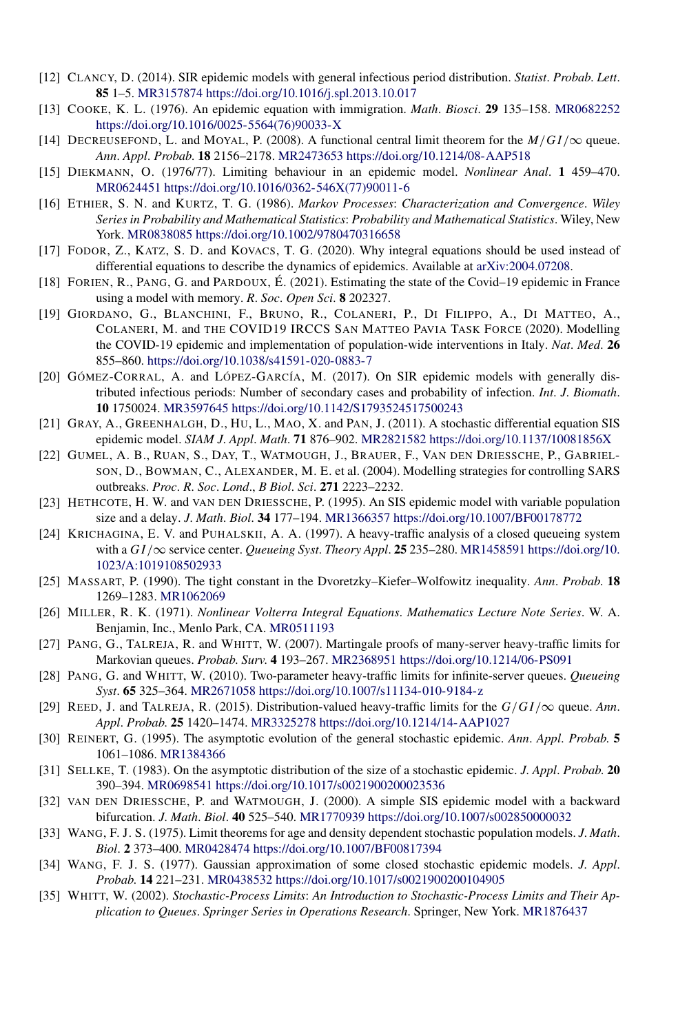[12] Clancy, D. (2014). SIR epidemic models with general infectious period distribution. *Statist. Probab. Lett.* **85** 1–5. MR3157874 https://doi.org/10.1016/j.spl.2013.10.017

[13] Cooke, K. L. (1976). An epidemic equation with immigration. *Math. Biosci.* **29** 135–158. MR0682252 https://doi.org/10.1016/0025-5564(76)90033-X

[14] Decreusefond, L. and Moyal, P. (2008). A functional central limit theorem for the $M/GI/\infty$ queue. *Ann. Appl. Probab.* **18** 2156–2178. MR2473653 https://doi.org/10.1214/08-AAP518

[15] Diekmann, O. (1976/77). Limiting behaviour in an epidemic model. *Nonlinear Anal.* **1** 459–470. MR0624451 https://doi.org/10.1016/0362-546X(77)90011-6

[16] Ethier, S. N. and Kurtz, T. G. (1986). *Markov Processes: Characterization and Convergence. Wiley Series in Probability and Mathematical Statistics: Probability and Mathematical Statistics*. Wiley, New York. MR0838085 https://doi.org/10.1002/9780470316658

[17] Fodor, Z., Katz, S. D. and Kovacs, T. G. (2020). Why integral equations should be used instead of differential equations to describe the dynamics of epidemics. Available at arXiv:2004.07208.

[18] Forien, R., Pang, G. and Pardoux, É. (2021). Estimating the state of the Covid–19 epidemic in France using a model with memory. *R. Soc. Open Sci.* **8** 202327.

[19] Giordano, G., Blanchini, F., Bruno, R., Colaneri, P., Di Filippo, A., Di Matteo, A., Colaneri, M. and the COVID19 IRCCS San Matteo Pavia Task Force (2020). Modelling the COVID-19 epidemic and implementation of population-wide interventions in Italy. *Nat. Med.* **26** 855–860. https://doi.org/10.1038/s41591-020-0883-7

[20] Gómez-Corral, A. and López-García, M. (2017). On SIR epidemic models with generally distributed infectious periods: Number of secondary cases and probability of infection. *Int. J. Biomath.* **10** 1750024. MR3597645 https://doi.org/10.1142/S1793524517500243

[21] Gray, A., Greenhalgh, D., Hu, L., Mao, X. and Pan, J. (2011). A stochastic differential equation SIS epidemic model. *SIAM J. Appl. Math.* **71** 876–902. MR2821582 https://doi.org/10.1137/10081856X

[22] Gumel, A. B., Ruan, S., Day, T., Watmough, J., Brauer, F., van den Driessche, P., Gabrielson, D., Bowman, C., Alexander, M. E. et al. (2004). Modelling strategies for controlling SARS outbreaks. *Proc. R. Soc. Lond., B Biol. Sci.* **271** 2223–2232.

[23] Hethcote, H. W. and van den Driessche, P. (1995). An SIS epidemic model with variable population size and a delay. *J. Math. Biol.* **34** 177–194. MR1366357 https://doi.org/10.1007/BF00178772

[24] Krichagina, E. V. and Puhalskii, A. A. (1997). A heavy-traffic analysis of a closed queueing system with a $GI/\infty$ service center. *Queueing Syst. Theory Appl.* **25** 235–280. MR1458591 https://doi.org/10.1023/A:1019108502933

[25] Massart, P. (1990). The tight constant in the Dvoretzky–Kiefer–Wolfowitz inequality. *Ann. Probab.* **18** 1269–1283. MR1062069

[26] Miller, R. K. (1971). *Nonlinear Volterra Integral Equations. Mathematics Lecture Note Series*. W. A. Benjamin, Inc., Menlo Park, CA. MR0511193

[27] Pang, G., Talreja, R. and Whitt, W. (2007). Martingale proofs of many-server heavy-traffic limits for Markovian queues. *Probab. Surv.* **4** 193–267. MR2368951 https://doi.org/10.1214/06-PS091

[28] Pang, G. and Whitt, W. (2010). Two-parameter heavy-traffic limits for infinite-server queues. *Queueing Syst.* **65** 325–364. MR2671058 https://doi.org/10.1007/s11134-010-9184-z

[29] Reed, J. and Talreja, R. (2015). Distribution-valued heavy-traffic limits for the $G/GI/\infty$ queue. *Ann. Appl. Probab.* **25** 1420–1474. MR3325278 https://doi.org/10.1214/14-AAP1027

[30] Reinert, G. (1995). The asymptotic evolution of the general stochastic epidemic. *Ann. Appl. Probab.* **5** 1061–1086. MR1384366

[31] Sellke, T. (1983). On the asymptotic distribution of the size of a stochastic epidemic. *J. Appl. Probab.* **20** 390–394. MR0698541 https://doi.org/10.1017/s0021900200023536

[32] van den Driessche, P. and Watmough, J. (2000). A simple SIS epidemic model with a backward bifurcation. *J. Math. Biol.* **40** 525–540. MR1770939 https://doi.org/10.1007/s002850000032

[33] Wang, F. J. S. (1975). Limit theorems for age and density dependent stochastic population models. *J. Math. Biol.* **2** 373–400. MR0428474 https://doi.org/10.1007/BF00817394

[34] Wang, F. J. S. (1977). Gaussian approximation of some closed stochastic epidemic models. *J. Appl. Probab.* **14** 221–231. MR0438532 https://doi.org/10.1017/s0021900200104905

[35] Whitt, W. (2002). *Stochastic-Process Limits: An Introduction to Stochastic-Process Limits and Their Application to Queues. Springer Series in Operations Research*. Springer, New York. MR1876437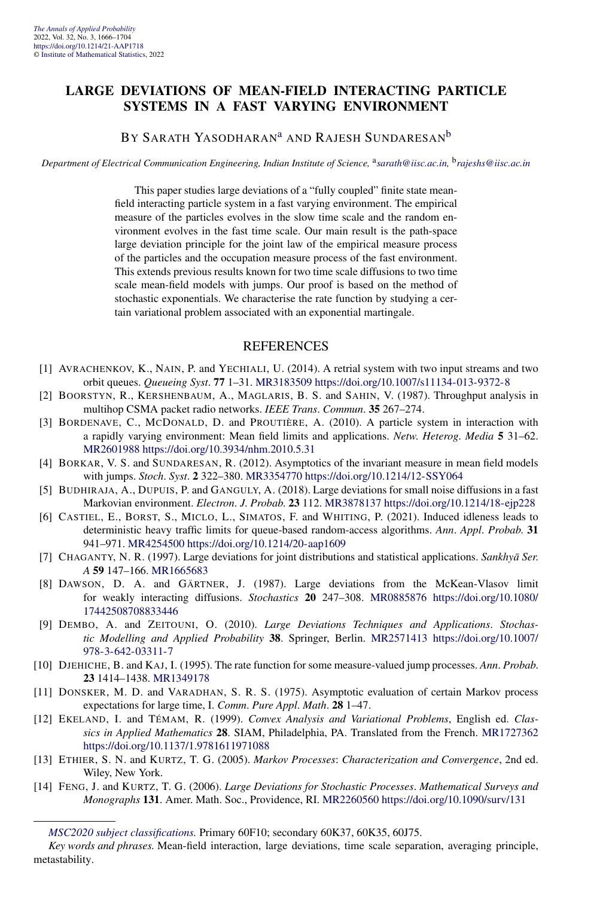# LARGE DEVIATIONS OF MEAN-FIELD INTERACTING PARTICLE SYSTEMS IN A FAST VARYING ENVIRONMENT

BY SARATH YASODHARAN[a] AND RAJESH SUNDARESAN[b]

*Department of Electrical Communication Engineering, Indian Institute of Science,* [a]*sarath@iisc.ac.in,* [b]*rajeshs@iisc.ac.in*

This paper studies large deviations of a "fully coupled" finite state mean-field interacting particle system in a fast varying environment. The empirical measure of the particles evolves in the slow time scale and the random environment evolves in the fast time scale. Our main result is the path-space large deviation principle for the joint law of the empirical measure process of the particles and the occupation measure process of the fast environment. This extends previous results known for two time scale diffusions to two time scale mean-field models with jumps. Our proof is based on the method of stochastic exponentials. We characterise the rate function by studying a certain variational problem associated with an exponential martingale.

## REFERENCES

[1] AVRACHENKOV, K., NAIN, P. and YECHIALI, U. (2014). A retrial system with two input streams and two orbit queues. *Queueing Syst*. **77** 1–31. MR3183509 https://doi.org/10.1007/s11134-013-9372-8

[2] BOORSTYN, R., KERSHENBAUM, A., MAGLARIS, B. S. and SAHIN, V. (1987). Throughput analysis in multihop CSMA packet radio networks. *IEEE Trans*. *Commun*. **35** 267–274.

[3] BORDENAVE, C., MCDONALD, D. and PROUTIÈRE, A. (2010). A particle system in interaction with a rapidly varying environment: Mean field limits and applications. *Netw*. *Heterog*. *Media* **5** 31–62. MR2601988 https://doi.org/10.3934/nhm.2010.5.31

[4] BORKAR, V. S. and SUNDARESAN, R. (2012). Asymptotics of the invariant measure in mean field models with jumps. *Stoch*. *Syst*. **2** 322–380. MR3354770 https://doi.org/10.1214/12-SSY064

[5] BUDHIRAJA, A., DUPUIS, P. and GANGULY, A. (2018). Large deviations for small noise diffusions in a fast Markovian environment. *Electron*. *J*. *Probab*. **23** 112. MR3878137 https://doi.org/10.1214/18-ejp228

[6] CASTIEL, E., BORST, S., MICLO, L., SIMATOS, F. and WHITING, P. (2021). Induced idleness leads to deterministic heavy traffic limits for queue-based random-access algorithms. *Ann*. *Appl*. *Probab*. **31** 941–971. MR4254500 https://doi.org/10.1214/20-aap1609

[7] CHAGANTY, N. R. (1997). Large deviations for joint distributions and statistical applications. *Sankhyā Ser*. *A* **59** 147–166. MR1665683

[8] DAWSON, D. A. and GÄRTNER, J. (1987). Large deviations from the McKean-Vlasov limit for weakly interacting diffusions. *Stochastics* **20** 247–308. MR0885876 https://doi.org/10.1080/17442508708833446

[9] DEMBO, A. and ZEITOUNI, O. (2010). *Large Deviations Techniques and Applications*. *Stochastic Modelling and Applied Probability* **38**. Springer, Berlin. MR2571413 https://doi.org/10.1007/978-3-642-03311-7

[10] DJEHICHE, B. and KAJ, I. (1995). The rate function for some measure-valued jump processes. *Ann*. *Probab*. **23** 1414–1438. MR1349178

[11] DONSKER, M. D. and VARADHAN, S. R. S. (1975). Asymptotic evaluation of certain Markov process expectations for large time, I. *Comm*. *Pure Appl*. *Math*. **28** 1–47.

[12] EKELAND, I. and TÉMAM, R. (1999). *Convex Analysis and Variational Problems*, English ed. *Classics in Applied Mathematics* **28**. SIAM, Philadelphia, PA. Translated from the French. MR1727362 https://doi.org/10.1137/1.9781611971088

[13] ETHIER, S. N. and KURTZ, T. G. (2005). *Markov Processes*: *Characterization and Convergence*, 2nd ed. Wiley, New York.

[14] FENG, J. and KURTZ, T. G. (2006). *Large Deviations for Stochastic Processes*. *Mathematical Surveys and Monographs* **131**. Amer. Math. Soc., Providence, RI. MR2260560 https://doi.org/10.1090/surv/131

---

*MSC2020 subject classifications.* Primary 60F10; secondary 60K37, 60K35, 60J75.

*Key words and phrases.* Mean-field interaction, large deviations, time scale separation, averaging principle, metastability.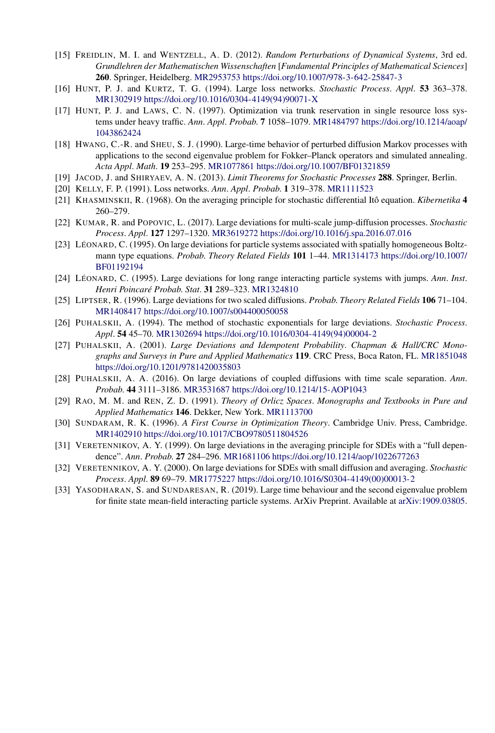[15] FREIDLIN, M. I. and WENTZELL, A. D. (2012). *Random Perturbations of Dynamical Systems*, 3rd ed. *Grundlehren der Mathematischen Wissenschaften* [*Fundamental Principles of Mathematical Sciences*] **260**. Springer, Heidelberg. MR2953753 https://doi.org/10.1007/978-3-642-25847-3

[16] HUNT, P. J. and KURTZ, T. G. (1994). Large loss networks. *Stochastic Process*. *Appl*. **53** 363–378. MR1302919 https://doi.org/10.1016/0304-4149(94)90071-X

[17] HUNT, P. J. and LAWS, C. N. (1997). Optimization via trunk reservation in single resource loss systems under heavy traffic. *Ann*. *Appl*. *Probab.* **7** 1058–1079. MR1484797 https://doi.org/10.1214/aoap/1043862424

[18] HWANG, C.-R. and SHEU, S. J. (1990). Large-time behavior of perturbed diffusion Markov processes with applications to the second eigenvalue problem for Fokker–Planck operators and simulated annealing. *Acta Appl*. *Math*. **19** 253–295. MR1077861 https://doi.org/10.1007/BF01321859

[19] JACOD, J. and SHIRYAEV, A. N. (2013). *Limit Theorems for Stochastic Processes* **288**. Springer, Berlin.

[20] KELLY, F. P. (1991). Loss networks. *Ann*. *Appl*. *Probab.* **1** 319–378. MR1111523

[21] KHASMINSKII, R. (1968). On the averaging principle for stochastic differential Itô equation. *Kibernetika* **4** 260–279.

[22] KUMAR, R. and POPOVIC, L. (2017). Large deviations for multi-scale jump-diffusion processes. *Stochastic Process*. *Appl*. **127** 1297–1320. MR3619272 https://doi.org/10.1016/j.spa.2016.07.016

[23] LÉONARD, C. (1995). On large deviations for particle systems associated with spatially homogeneous Boltzmann type equations. *Probab. Theory Related Fields* **101** 1–44. MR1314173 https://doi.org/10.1007/BF01192194

[24] LÉONARD, C. (1995). Large deviations for long range interacting particle systems with jumps. *Ann*. *Inst*. *Henri Poincaré Probab*. *Stat*. **31** 289–323. MR1324810

[25] LIPTSER, R. (1996). Large deviations for two scaled diffusions. *Probab. Theory Related Fields* **106** 71–104. MR1408417 https://doi.org/10.1007/s004400050058

[26] PUHALSKII, A. (1994). The method of stochastic exponentials for large deviations. *Stochastic Process*. *Appl*. **54** 45–70. MR1302694 https://doi.org/10.1016/0304-4149(94)00004-2

[27] PUHALSKII, A. (2001). *Large Deviations and Idempotent Probability*. *Chapman & Hall/CRC Monographs and Surveys in Pure and Applied Mathematics* **119**. CRC Press, Boca Raton, FL. MR1851048 https://doi.org/10.1201/9781420035803

[28] PUHALSKII, A. A. (2016). On large deviations of coupled diffusions with time scale separation. *Ann*. *Probab.* **44** 3111–3186. MR3531687 https://doi.org/10.1214/15-AOP1043

[29] RAO, M. M. and REN, Z. D. (1991). *Theory of Orlicz Spaces*. *Monographs and Textbooks in Pure and Applied Mathematics* **146**. Dekker, New York. MR1113700

[30] SUNDARAM, R. K. (1996). *A First Course in Optimization Theory*. Cambridge Univ. Press, Cambridge. MR1402910 https://doi.org/10.1017/CBO9780511804526

[31] VERETENNIKOV, A. Y. (1999). On large deviations in the averaging principle for SDEs with a "full dependence". *Ann*. *Probab.* **27** 284–296. MR1681106 https://doi.org/10.1214/aop/1022677263

[32] VERETENNIKOV, A. Y. (2000). On large deviations for SDEs with small diffusion and averaging. *Stochastic Process*. *Appl*. **89** 69–79. MR1775227 https://doi.org/10.1016/S0304-4149(00)00013-2

[33] YASODHARAN, S. and SUNDARESAN, R. (2019). Large time behaviour and the second eigenvalue problem for finite state mean-field interacting particle systems. ArXiv Preprint. Available at arXiv:1909.03805.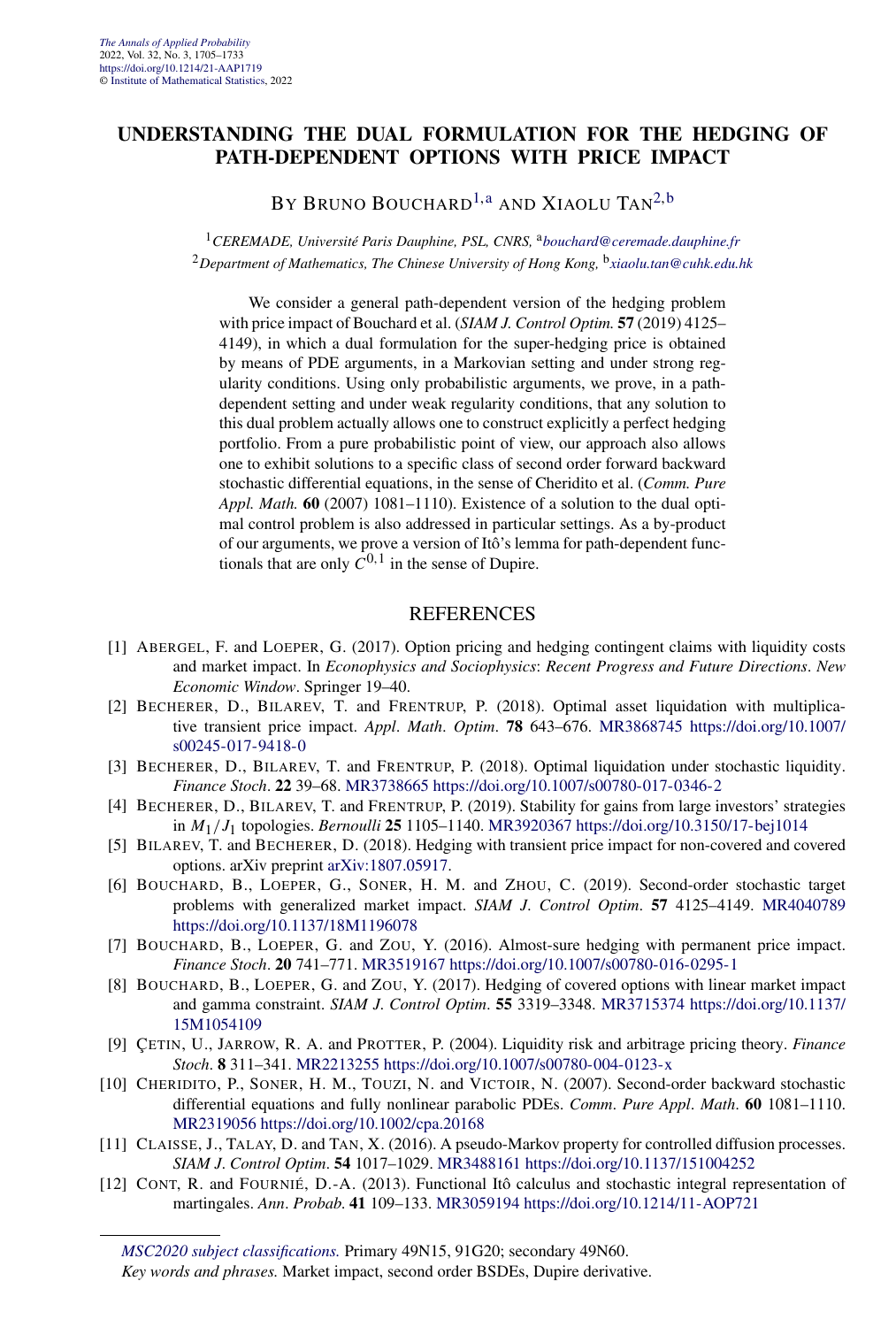# UNDERSTANDING THE DUAL FORMULATION FOR THE HEDGING OF PATH-DEPENDENT OPTIONS WITH PRICE IMPACT

By Bruno Bouchard[1,a] and Xiaolu Tan[2,b]

[1] *CEREMADE, Université Paris Dauphine, PSL, CNRS,* [a]*bouchard@ceremade.dauphine.fr*
[2] *Department of Mathematics, The Chinese University of Hong Kong,* [b]*xiaolu.tan@cuhk.edu.hk*

We consider a general path-dependent version of the hedging problem with price impact of Bouchard et al. (*SIAM J. Control Optim.* **57** (2019) 4125–4149), in which a dual formulation for the super-hedging price is obtained by means of PDE arguments, in a Markovian setting and under strong regularity conditions. Using only probabilistic arguments, we prove, in a path-dependent setting and under weak regularity conditions, that any solution to this dual problem actually allows one to construct explicitly a perfect hedging portfolio. From a pure probabilistic point of view, our approach also allows one to exhibit solutions to a specific class of second order forward backward stochastic differential equations, in the sense of Cheridito et al. (*Comm. Pure Appl. Math.* **60** (2007) 1081–1110). Existence of a solution to the dual optimal control problem is also addressed in particular settings. As a by-product of our arguments, we prove a version of Itô's lemma for path-dependent functionals that are only $C^{0,1}$ in the sense of Dupire.

## REFERENCES

[1] Abergel, F. and Loeper, G. (2017). Option pricing and hedging contingent claims with liquidity costs and market impact. In *Econophysics and Sociophysics*: *Recent Progress and Future Directions*. *New Economic Window*. Springer 19–40.

[2] Becherer, D., Bilarev, T. and Frentrup, P. (2018). Optimal asset liquidation with multiplicative transient price impact. *Appl*. *Math*. *Optim*. **78** 643–676. MR3868745 https://doi.org/10.1007/s00245-017-9418-0

[3] Becherer, D., Bilarev, T. and Frentrup, P. (2018). Optimal liquidation under stochastic liquidity. *Finance Stoch*. **22** 39–68. MR3738665 https://doi.org/10.1007/s00780-017-0346-2

[4] Becherer, D., Bilarev, T. and Frentrup, P. (2019). Stability for gains from large investors' strategies in $M_1/J_1$ topologies. *Bernoulli* **25** 1105–1140. MR3920367 https://doi.org/10.3150/17-bej1014

[5] Bilarev, T. and Becherer, D. (2018). Hedging with transient price impact for non-covered and covered options. arXiv preprint arXiv:1807.05917.

[6] Bouchard, B., Loeper, G., Soner, H. M. and Zhou, C. (2019). Second-order stochastic target problems with generalized market impact. *SIAM J*. *Control Optim*. **57** 4125–4149. MR4040789 https://doi.org/10.1137/18M1196078

[7] Bouchard, B., Loeper, G. and Zou, Y. (2016). Almost-sure hedging with permanent price impact. *Finance Stoch*. **20** 741–771. MR3519167 https://doi.org/10.1007/s00780-016-0295-1

[8] Bouchard, B., Loeper, G. and Zou, Y. (2017). Hedging of covered options with linear market impact and gamma constraint. *SIAM J*. *Control Optim*. **55** 3319–3348. MR3715374 https://doi.org/10.1137/15M1054109

[9] Çetin, U., Jarrow, R. A. and Protter, P. (2004). Liquidity risk and arbitrage pricing theory. *Finance Stoch*. **8** 311–341. MR2213255 https://doi.org/10.1007/s00780-004-0123-x

[10] Cheridito, P., Soner, H. M., Touzi, N. and Victoir, N. (2007). Second-order backward stochastic differential equations and fully nonlinear parabolic PDEs. *Comm*. *Pure Appl*. *Math*. **60** 1081–1110. MR2319056 https://doi.org/10.1002/cpa.20168

[11] Claisse, J., Talay, D. and Tan, X. (2016). A pseudo-Markov property for controlled diffusion processes. *SIAM J*. *Control Optim*. **54** 1017–1029. MR3488161 https://doi.org/10.1137/151004252

[12] Cont, R. and Fournié, D.-A. (2013). Functional Itô calculus and stochastic integral representation of martingales. *Ann*. *Probab*. **41** 109–133. MR3059194 https://doi.org/10.1214/11-AOP721

*MSC2020 subject classifications.* Primary 49N15, 91G20; secondary 49N60.
*Key words and phrases.* Market impact, second order BSDEs, Dupire derivative.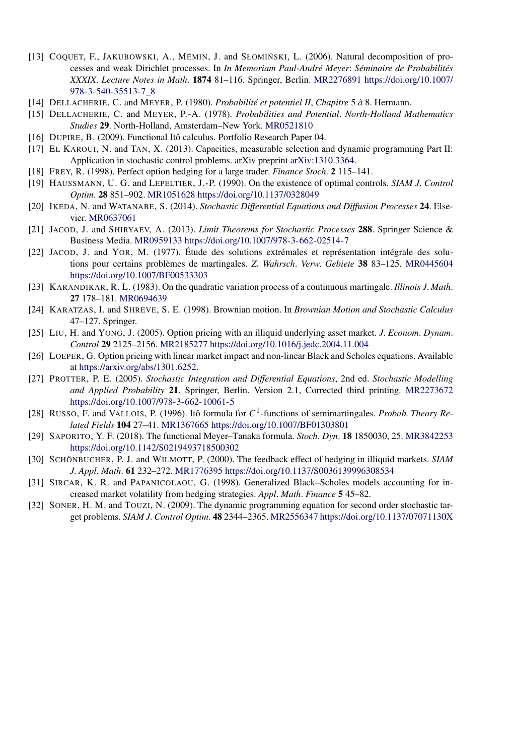[13] Coquet, F., Jakubowski, A., Mémin, J. and Słomiński, L. (2006). Natural decomposition of processes and weak Dirichlet processes. In *In Memoriam Paul-André Meyer*: *Séminaire de Probabilités XXXIX*. *Lecture Notes in Math*. **1874** 81–116. Springer, Berlin. MR2276891 https://doi.org/10.1007/978-3-540-35513-7_8

[14] Dellacherie, C. and Meyer, P. (1980). *Probabilité et potentiel II*, *Chapitre* 5 *à* 8. Hermann.

[15] Dellacherie, C. and Meyer, P.-A. (1978). *Probabilities and Potential*. *North-Holland Mathematics Studies* **29**. North-Holland, Amsterdam–New York. MR0521810

[16] Dupire, B. (2009). Functional Itô calculus. Portfolio Research Paper 04.

[17] El Karoui, N. and Tan, X. (2013). Capacities, measurable selection and dynamic programming Part II: Application in stochastic control problems. arXiv preprint arXiv:1310.3364.

[18] Frey, R. (1998). Perfect option hedging for a large trader. *Finance Stoch*. **2** 115–141.

[19] Haussmann, U. G. and Lepeltier, J.-P. (1990). On the existence of optimal controls. *SIAM J*. *Control Optim*. **28** 851–902. MR1051628 https://doi.org/10.1137/0328049

[20] Ikeda, N. and Watanabe, S. (2014). *Stochastic Differential Equations and Diffusion Processes* **24**. Elsevier. MR0637061

[21] Jacod, J. and Shiryaev, A. (2013). *Limit Theorems for Stochastic Processes* **288**. Springer Science & Business Media. MR0959133 https://doi.org/10.1007/978-3-662-02514-7

[22] Jacod, J. and Yor, M. (1977). Étude des solutions extrémales et représentation intégrale des solutions pour certains problèmes de martingales. *Z. Wahrsch*. *Verw*. *Gebiete* **38** 83–125. MR0445604 https://doi.org/10.1007/BF00533303

[23] Karandikar, R. L. (1983). On the quadratic variation process of a continuous martingale. *Illinois J*. *Math*. **27** 178–181. MR0694639

[24] Karatzas, I. and Shreve, S. E. (1998). Brownian motion. In *Brownian Motion and Stochastic Calculus* 47–127. Springer.

[25] Liu, H. and Yong, J. (2005). Option pricing with an illiquid underlying asset market. *J*. *Econom*. *Dynam*. *Control* **29** 2125–2156. MR2185277 https://doi.org/10.1016/j.jedc.2004.11.004

[26] Loeper, G. Option pricing with linear market impact and non-linear Black and Scholes equations. Available at https://arxiv.org/abs/1301.6252.

[27] Protter, P. E. (2005). *Stochastic Integration and Differential Equations*, 2nd ed. *Stochastic Modelling and Applied Probability* **21**. Springer, Berlin. Version 2.1, Corrected third printing. MR2273672 https://doi.org/10.1007/978-3-662-10061-5

[28] Russo, F. and Vallois, P. (1996). Itô formula for $C^1$-functions of semimartingales. *Probab. Theory Related Fields* **104** 27–41. MR1367665 https://doi.org/10.1007/BF01303801

[29] Saporito, Y. F. (2018). The functional Meyer–Tanaka formula. *Stoch*. *Dyn*. **18** 1850030, 25. MR3842253 https://doi.org/10.1142/S0219493718500302

[30] Schönbucher, P. J. and Wilmott, P. (2000). The feedback effect of hedging in illiquid markets. *SIAM J*. *Appl*. *Math*. **61** 232–272. MR1776395 https://doi.org/10.1137/S0036139996308534

[31] Sircar, K. R. and Papanicolaou, G. (1998). Generalized Black–Scholes models accounting for increased market volatility from hedging strategies. *Appl*. *Math*. *Finance* **5** 45–82.

[32] Soner, H. M. and Touzi, N. (2009). The dynamic programming equation for second order stochastic target problems. *SIAM J*. *Control Optim*. **48** 2344–2365. MR2556347 https://doi.org/10.1137/07071130X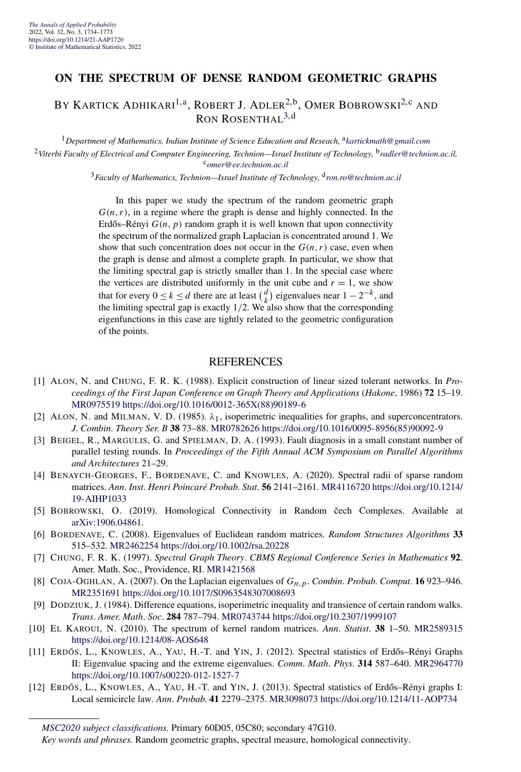# ON THE SPECTRUM OF DENSE RANDOM GEOMETRIC GRAPHS

BY KARTICK ADHIKARI[1,a], ROBERT J. ADLER[2,b], OMER BOBROWSKI[2,c] AND RON ROSENTHAL[3,d]

[1]*Department of Mathematics, Indian Institute of Science Education and Reseach,* [a]*kartickmath@gmail.com*

[2]*Viterbi Faculty of Electrical and Computer Engineering, Technion—Israel Institute of Technology,* [b]*radler@technion.ac.il,* [c]*omer@ee.technion.ac.il*

[3]*Faculty of Mathematics, Technion—Israel Institute of Technology,* [d]*ron.ro@technion.ac.il*

In this paper we study the spectrum of the random geometric graph $G(n, r)$, in a regime where the graph is dense and highly connected. In the Erdős–Rényi $G(n, p)$ random graph it is well known that upon connectivity the spectrum of the normalized graph Laplacian is concentrated around 1. We show that such concentration does not occur in the $G(n, r)$ case, even when the graph is dense and almost a complete graph. In particular, we show that the limiting spectral gap is strictly smaller than 1. In the special case where the vertices are distributed uniformly in the unit cube and $r = 1$, we show that for every $0 \le k \le d$ there are at least $\binom{d}{k}$ eigenvalues near $1 - 2^{-k}$, and the limiting spectral gap is exactly $1/2$. We also show that the corresponding eigenfunctions in this case are tightly related to the geometric configuration of the points.

## REFERENCES

[1] ALON, N. and CHUNG, F. R. K. (1988). Explicit construction of linear sized tolerant networks. In *Proceedings of the First Japan Conference on Graph Theory and Applications* (*Hakone*, 1986) **72** 15–19. MR0975519 https://doi.org/10.1016/0012-365X(88)90189-6

[2] ALON, N. and MILMAN, V. D. (1985). $\lambda_1$, isoperimetric inequalities for graphs, and superconcentrators. *J. Combin. Theory Ser. B* **38** 73–88. MR0782626 https://doi.org/10.1016/0095-8956(85)90092-9

[3] BEIGEL, R., MARGULIS, G. and SPIELMAN, D. A. (1993). Fault diagnosis in a small constant number of parallel testing rounds. In *Proceedings of the Fifth Annual ACM Symposium on Parallel Algorithms and Architectures* 21–29.

[4] BENAYCH-GEORGES, F., BORDENAVE, C. and KNOWLES, A. (2020). Spectral radii of sparse random matrices. *Ann. Inst. Henri Poincaré Probab. Stat.* **56** 2141–2161. MR4116720 https://doi.org/10.1214/19-AIHP1033

[5] BOBROWSKI, O. (2019). Homological Connectivity in Random čech Complexes. Available at arXiv:1906.04861.

[6] BORDENAVE, C. (2008). Eigenvalues of Euclidean random matrices. *Random Structures Algorithms* **33** 515–532. MR2462254 https://doi.org/10.1002/rsa.20228

[7] CHUNG, F. R. K. (1997). *Spectral Graph Theory. CBMS Regional Conference Series in Mathematics* **92**. Amer. Math. Soc., Providence, RI. MR1421568

[8] COJA-OGHLAN, A. (2007). On the Laplacian eigenvalues of $G_{n,p}$. *Combin. Probab. Comput.* **16** 923–946. MR2351691 https://doi.org/10.1017/S0963548307008693

[9] DODZIUK, J. (1984). Difference equations, isoperimetric inequality and transience of certain random walks. *Trans. Amer. Math. Soc.* **284** 787–794. MR0743744 https://doi.org/10.2307/1999107

[10] EL KAROUI, N. (2010). The spectrum of kernel random matrices. *Ann. Statist.* **38** 1–50. MR2589315 https://doi.org/10.1214/08-AOS648

[11] ERDŐS, L., KNOWLES, A., YAU, H.-T. and YIN, J. (2012). Spectral statistics of Erdős–Rényi Graphs II: Eigenvalue spacing and the extreme eigenvalues. *Comm. Math. Phys.* **314** 587–640. MR2964770 https://doi.org/10.1007/s00220-012-1527-7

[12] ERDŐS, L., KNOWLES, A., YAU, H.-T. and YIN, J. (2013). Spectral statistics of Erdős–Rényi graphs I: Local semicircle law. *Ann. Probab.* **41** 2279–2375. MR3098073 https://doi.org/10.1214/11-AOP734

*MSC2020 subject classifications.* Primary 60D05, 05C80; secondary 47G10.

*Key words and phrases.* Random geometric graphs, spectral measure, homological connectivity.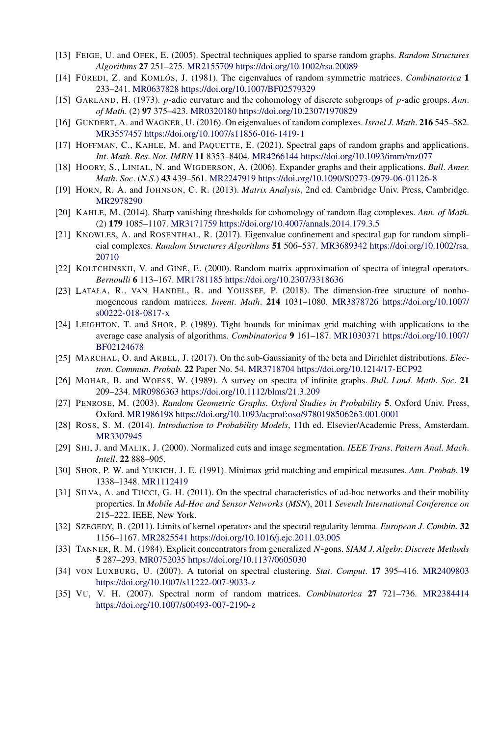[13] Feige, U. and Ofek, E. (2005). Spectral techniques applied to sparse random graphs. *Random Structures Algorithms* **27** 251–275. MR2155709 https://doi.org/10.1002/rsa.20089

[14] Füredi, Z. and Komlós, J. (1981). The eigenvalues of random symmetric matrices. *Combinatorica* **1** 233–241. MR0637828 https://doi.org/10.1007/BF02579329

[15] Garland, H. (1973). $p$-adic curvature and the cohomology of discrete subgroups of $p$-adic groups. *Ann. of Math.* (2) **97** 375–423. MR0320180 https://doi.org/10.2307/1970829

[16] Gundert, A. and Wagner, U. (2016). On eigenvalues of random complexes. *Israel J. Math.* **216** 545–582. MR3557457 https://doi.org/10.1007/s11856-016-1419-1

[17] Hoffman, C., Kahle, M. and Paquette, E. (2021). Spectral gaps of random graphs and applications. *Int. Math. Res. Not. IMRN* **11** 8353–8404. MR4266144 https://doi.org/10.1093/imrn/rnz077

[18] Hoory, S., Linial, N. and Wigderson, A. (2006). Expander graphs and their applications. *Bull. Amer. Math. Soc.* (*N.S.*) **43** 439–561. MR2247919 https://doi.org/10.1090/S0273-0979-06-01126-8

[19] Horn, R. A. and Johnson, C. R. (2013). *Matrix Analysis*, 2nd ed. Cambridge Univ. Press, Cambridge. MR2978290

[20] Kahle, M. (2014). Sharp vanishing thresholds for cohomology of random flag complexes. *Ann. of Math.* (2) **179** 1085–1107. MR3171759 https://doi.org/10.4007/annals.2014.179.3.5

[21] Knowles, A. and Rosenthal, R. (2017). Eigenvalue confinement and spectral gap for random simplicial complexes. *Random Structures Algorithms* **51** 506–537. MR3689342 https://doi.org/10.1002/rsa.20710

[22] Koltchinskii, V. and Giné, E. (2000). Random matrix approximation of spectra of integral operators. *Bernoulli* **6** 113–167. MR1781185 https://doi.org/10.2307/3318636

[23] Latała, R., van Handel, R. and Youssef, P. (2018). The dimension-free structure of nonhomogeneous random matrices. *Invent. Math.* **214** 1031–1080. MR3878726 https://doi.org/10.1007/s00222-018-0817-x

[24] Leighton, T. and Shor, P. (1989). Tight bounds for minimax grid matching with applications to the average case analysis of algorithms. *Combinatorica* **9** 161–187. MR1030371 https://doi.org/10.1007/BF02124678

[25] Marchal, O. and Arbel, J. (2017). On the sub-Gaussianity of the beta and Dirichlet distributions. *Electron. Commun. Probab.* **22** Paper No. 54. MR3718704 https://doi.org/10.1214/17-ECP92

[26] Mohar, B. and Woess, W. (1989). A survey on spectra of infinite graphs. *Bull. Lond. Math. Soc.* **21** 209–234. MR0986363 https://doi.org/10.1112/blms/21.3.209

[27] Penrose, M. (2003). *Random Geometric Graphs*. *Oxford Studies in Probability* **5**. Oxford Univ. Press, Oxford. MR1986198 https://doi.org/10.1093/acprof:oso/9780198506263.001.0001

[28] Ross, S. M. (2014). *Introduction to Probability Models*, 11th ed. Elsevier/Academic Press, Amsterdam. MR3307945

[29] Shi, J. and Malik, J. (2000). Normalized cuts and image segmentation. *IEEE Trans. Pattern Anal. Mach. Intell.* **22** 888–905.

[30] Shor, P. W. and Yukich, J. E. (1991). Minimax grid matching and empirical measures. *Ann. Probab.* **19** 1338–1348. MR1112419

[31] Silva, A. and Tucci, G. H. (2011). On the spectral characteristics of ad-hoc networks and their mobility properties. In *Mobile Ad-Hoc and Sensor Networks* (*MSN*), 2011 *Seventh International Conference on* 215–222. IEEE, New York.

[32] Szegedy, B. (2011). Limits of kernel operators and the spectral regularity lemma. *European J. Combin.* **32** 1156–1167. MR2825541 https://doi.org/10.1016/j.ejc.2011.03.005

[33] Tanner, R. M. (1984). Explicit concentrators from generalized $N$-gons. *SIAM J. Algebr. Discrete Methods* **5** 287–293. MR0752035 https://doi.org/10.1137/0605030

[34] von Luxburg, U. (2007). A tutorial on spectral clustering. *Stat. Comput.* **17** 395–416. MR2409803 https://doi.org/10.1007/s11222-007-9033-z

[35] Vu, V. H. (2007). Spectral norm of random matrices. *Combinatorica* **27** 721–736. MR2384414 https://doi.org/10.1007/s00493-007-2190-z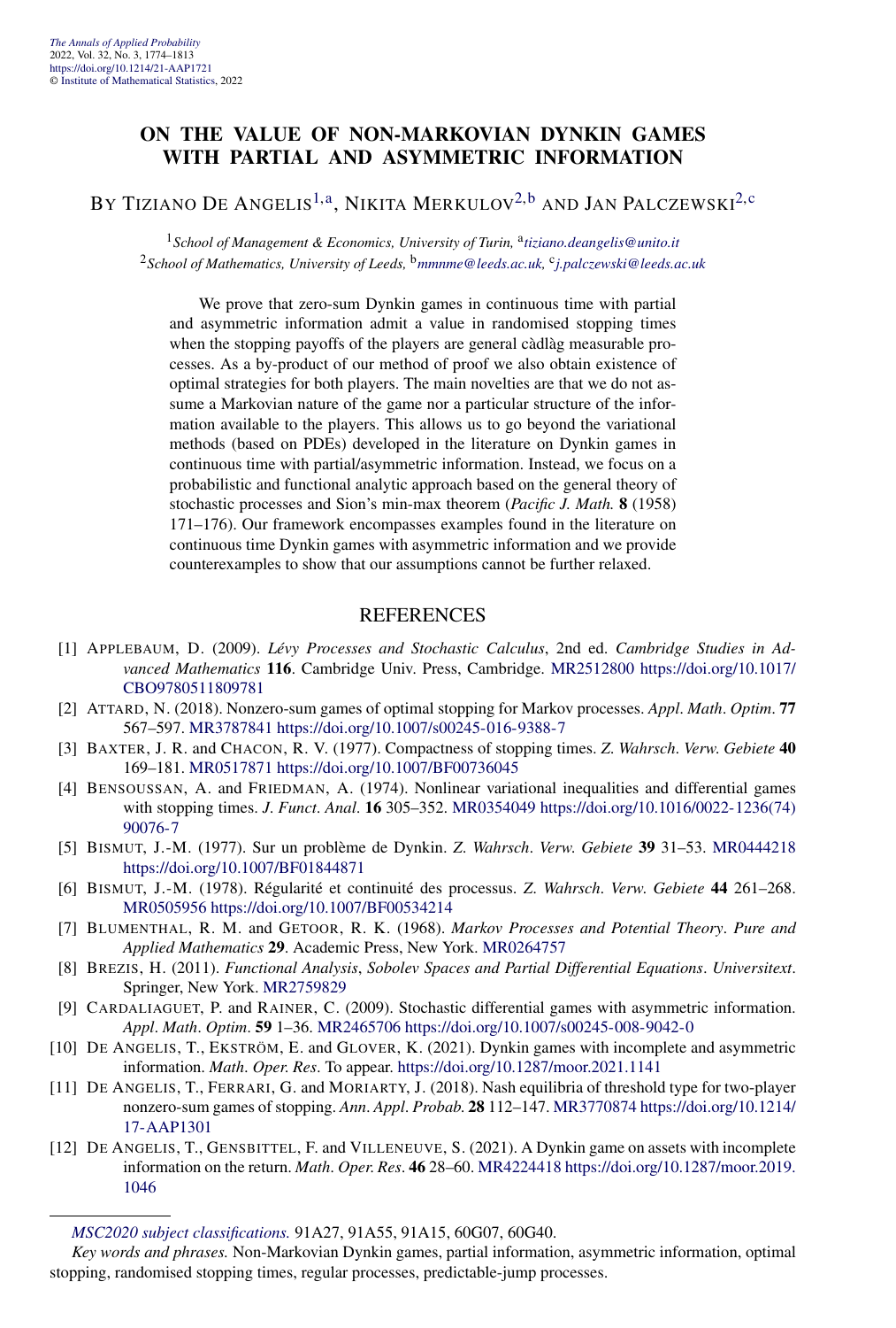# ON THE VALUE OF NON-MARKOVIAN DYNKIN GAMES WITH PARTIAL AND ASYMMETRIC INFORMATION

BY TIZIANO DE ANGELIS[1,a], NIKITA MERKULOV[2,b] AND JAN PALCZEWSKI[2,c]

[1]*School of Management & Economics, University of Turin,* [a]*tiziano.deangelis@unito.it*
[2]*School of Mathematics, University of Leeds,* [b]*mmnme@leeds.ac.uk,* [c]*j.palczewski@leeds.ac.uk*

We prove that zero-sum Dynkin games in continuous time with partial and asymmetric information admit a value in randomised stopping times when the stopping payoffs of the players are general càdlàg measurable processes. As a by-product of our method of proof we also obtain existence of optimal strategies for both players. The main novelties are that we do not assume a Markovian nature of the game nor a particular structure of the information available to the players. This allows us to go beyond the variational methods (based on PDEs) developed in the literature on Dynkin games in continuous time with partial/asymmetric information. Instead, we focus on a probabilistic and functional analytic approach based on the general theory of stochastic processes and Sion's min-max theorem (*Pacific J. Math.* **8** (1958) 171–176). Our framework encompasses examples found in the literature on continuous time Dynkin games with asymmetric information and we provide counterexamples to show that our assumptions cannot be further relaxed.

## REFERENCES

[1] APPLEBAUM, D. (2009). *Lévy Processes and Stochastic Calculus*, 2nd ed. *Cambridge Studies in Advanced Mathematics* **116**. Cambridge Univ. Press, Cambridge. MR2512800 https://doi.org/10.1017/CBO9780511809781

[2] ATTARD, N. (2018). Nonzero-sum games of optimal stopping for Markov processes. *Appl. Math. Optim.* **77** 567–597. MR3787841 https://doi.org/10.1007/s00245-016-9388-7

[3] BAXTER, J. R. and CHACON, R. V. (1977). Compactness of stopping times. *Z. Wahrsch. Verw. Gebiete* **40** 169–181. MR0517871 https://doi.org/10.1007/BF00736045

[4] BENSOUSSAN, A. and FRIEDMAN, A. (1974). Nonlinear variational inequalities and differential games with stopping times. *J. Funct. Anal.* **16** 305–352. MR0354049 https://doi.org/10.1016/0022-1236(74)90076-7

[5] BISMUT, J.-M. (1977). Sur un problème de Dynkin. *Z. Wahrsch. Verw. Gebiete* **39** 31–53. MR0444218 https://doi.org/10.1007/BF01844871

[6] BISMUT, J.-M. (1978). Régularité et continuité des processus. *Z. Wahrsch. Verw. Gebiete* **44** 261–268. MR0505956 https://doi.org/10.1007/BF00534214

[7] BLUMENTHAL, R. M. and GETOOR, R. K. (1968). *Markov Processes and Potential Theory*. *Pure and Applied Mathematics* **29**. Academic Press, New York. MR0264757

[8] BREZIS, H. (2011). *Functional Analysis, Sobolev Spaces and Partial Differential Equations*. *Universitext*. Springer, New York. MR2759829

[9] CARDALIAGUET, P. and RAINER, C. (2009). Stochastic differential games with asymmetric information. *Appl. Math. Optim.* **59** 1–36. MR2465706 https://doi.org/10.1007/s00245-008-9042-0

[10] DE ANGELIS, T., EKSTRÖM, E. and GLOVER, K. (2021). Dynkin games with incomplete and asymmetric information. *Math. Oper. Res.* To appear. https://doi.org/10.1287/moor.2021.1141

[11] DE ANGELIS, T., FERRARI, G. and MORIARTY, J. (2018). Nash equilibria of threshold type for two-player nonzero-sum games of stopping. *Ann. Appl. Probab.* **28** 112–147. MR3770874 https://doi.org/10.1214/17-AAP1301

[12] DE ANGELIS, T., GENSBITTEL, F. and VILLENEUVE, S. (2021). A Dynkin game on assets with incomplete information on the return. *Math. Oper. Res.* **46** 28–60. MR4224418 https://doi.org/10.1287/moor.2019.1046

---

*MSC2020 subject classifications.* 91A27, 91A55, 91A15, 60G07, 60G40.

*Key words and phrases.* Non-Markovian Dynkin games, partial information, asymmetric information, optimal stopping, randomised stopping times, regular processes, predictable-jump processes.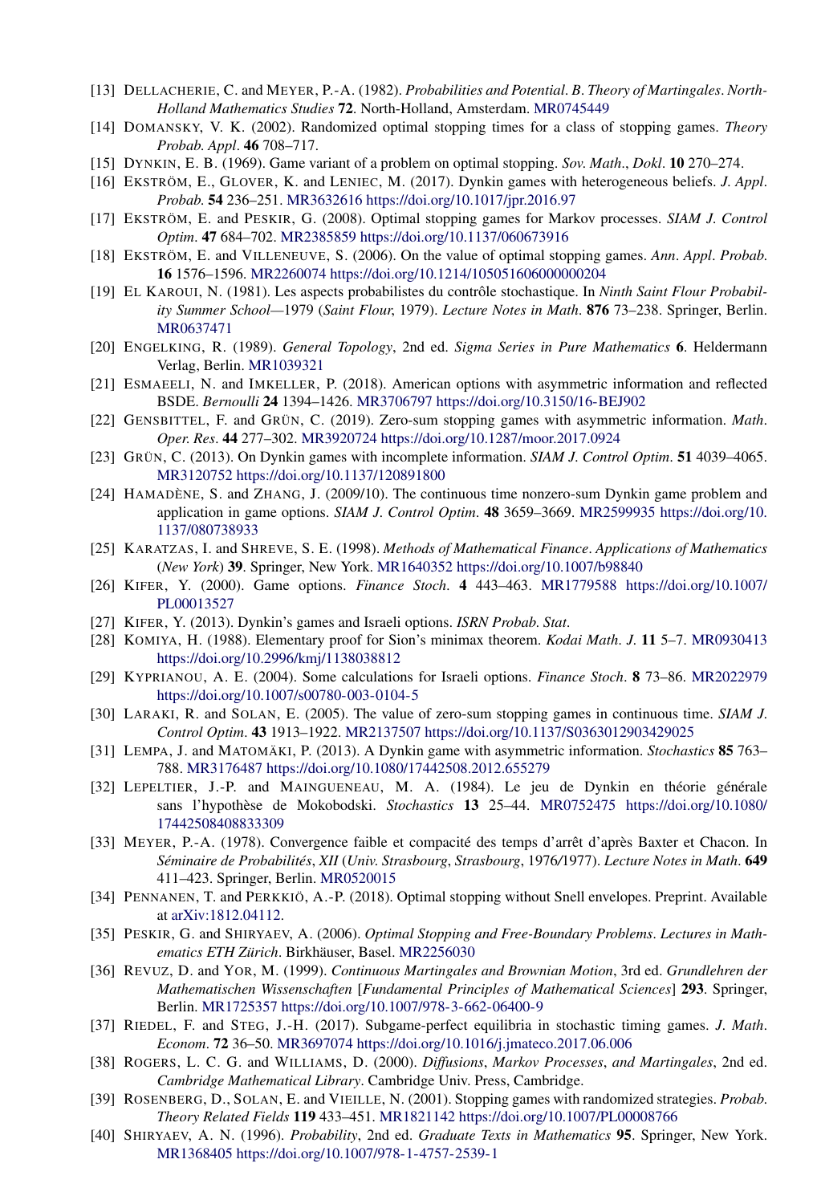[13] DELLACHERIE, C. and MEYER, P.-A. (1982). *Probabilities and Potential*. *B*. *Theory of Martingales*. *North-Holland Mathematics Studies* **72**. North-Holland, Amsterdam. MR0745449

[14] DOMANSKY, V. K. (2002). Randomized optimal stopping times for a class of stopping games. *Theory Probab. Appl*. **46** 708–717.

[15] DYNKIN, E. B. (1969). Game variant of a problem on optimal stopping. *Sov. Math*., *Dokl*. **10** 270–274.

[16] EKSTRÖM, E., GLOVER, K. and LENIEC, M. (2017). Dynkin games with heterogeneous beliefs. *J. Appl. Probab.* **54** 236–251. MR3632616 https://doi.org/10.1017/jpr.2016.97

[17] EKSTRÖM, E. and PESKIR, G. (2008). Optimal stopping games for Markov processes. *SIAM J. Control Optim*. **47** 684–702. MR2385859 https://doi.org/10.1137/060673916

[18] EKSTRÖM, E. and VILLENEUVE, S. (2006). On the value of optimal stopping games. *Ann*. *Appl*. *Probab.* **16** 1576–1596. MR2260074 https://doi.org/10.1214/105051606000000204

[19] EL KAROUI, N. (1981). Les aspects probabilistes du contrôle stochastique. In *Ninth Saint Flour Probability Summer School—1979* (*Saint Flour*, 1979). *Lecture Notes in Math*. **876** 73–238. Springer, Berlin. MR0637471

[20] ENGELKING, R. (1989). *General Topology*, 2nd ed. *Sigma Series in Pure Mathematics* **6**. Heldermann Verlag, Berlin. MR1039321

[21] ESMAEELI, N. and IMKELLER, P. (2018). American options with asymmetric information and reflected BSDE. *Bernoulli* **24** 1394–1426. MR3706797 https://doi.org/10.3150/16-BEJ902

[22] GENSBITTEL, F. and GRÜN, C. (2019). Zero-sum stopping games with asymmetric information. *Math*. *Oper. Res*. **44** 277–302. MR3920724 https://doi.org/10.1287/moor.2017.0924

[23] GRÜN, C. (2013). On Dynkin games with incomplete information. *SIAM J. Control Optim*. **51** 4039–4065. MR3120752 https://doi.org/10.1137/120891800

[24] HAMADÈNE, S. and ZHANG, J. (2009/10). The continuous time nonzero-sum Dynkin game problem and application in game options. *SIAM J. Control Optim*. **48** 3659–3669. MR2599935 https://doi.org/10.1137/080738933

[25] KARATZAS, I. and SHREVE, S. E. (1998). *Methods of Mathematical Finance*. *Applications of Mathematics* (*New York*) **39**. Springer, New York. MR1640352 https://doi.org/10.1007/b98840

[26] KIFER, Y. (2000). Game options. *Finance Stoch*. **4** 443–463. MR1779588 https://doi.org/10.1007/PL00013527

[27] KIFER, Y. (2013). Dynkin's games and Israeli options. *ISRN Probab. Stat*.

[28] KOMIYA, H. (1988). Elementary proof for Sion's minimax theorem. *Kodai Math*. *J*. **11** 5–7. MR0930413 https://doi.org/10.2996/kmj/1138038812

[29] KYPRIANOU, A. E. (2004). Some calculations for Israeli options. *Finance Stoch*. **8** 73–86. MR2022979 https://doi.org/10.1007/s00780-003-0104-5

[30] LARAKI, R. and SOLAN, E. (2005). The value of zero-sum stopping games in continuous time. *SIAM J. Control Optim*. **43** 1913–1922. MR2137507 https://doi.org/10.1137/S0363012903429025

[31] LEMPA, J. and MATOMÄKI, P. (2013). A Dynkin game with asymmetric information. *Stochastics* **85** 763–788. MR3176487 https://doi.org/10.1080/17442508.2012.655279

[32] LEPELTIER, J.-P. and MAINGUENEAU, M. A. (1984). Le jeu de Dynkin en théorie générale sans l'hypothèse de Mokobodski. *Stochastics* **13** 25–44. MR0752475 https://doi.org/10.1080/17442508408833309

[33] MEYER, P.-A. (1978). Convergence faible et compacité des temps d'arrêt d'après Baxter et Chacon. In *Séminaire de Probabilités*, *XII* (*Univ. Strasbourg*, *Strasbourg*, 1976/1977). *Lecture Notes in Math*. **649** 411–423. Springer, Berlin. MR0520015

[34] PENNANEN, T. and PERKKIÖ, A.-P. (2018). Optimal stopping without Snell envelopes. Preprint. Available at arXiv:1812.04112.

[35] PESKIR, G. and SHIRYAEV, A. (2006). *Optimal Stopping and Free-Boundary Problems*. *Lectures in Mathematics ETH Zürich*. Birkhäuser, Basel. MR2256030

[36] REVUZ, D. and YOR, M. (1999). *Continuous Martingales and Brownian Motion*, 3rd ed. *Grundlehren der Mathematischen Wissenschaften* [*Fundamental Principles of Mathematical Sciences*] **293**. Springer, Berlin. MR1725357 https://doi.org/10.1007/978-3-662-06400-9

[37] RIEDEL, F. and STEG, J.-H. (2017). Subgame-perfect equilibria in stochastic timing games. *J. Math*. *Econom*. **72** 36–50. MR3697074 https://doi.org/10.1016/j.jmateco.2017.06.006

[38] ROGERS, L. C. G. and WILLIAMS, D. (2000). *Diffusions*, *Markov Processes*, *and Martingales*, 2nd ed. *Cambridge Mathematical Library*. Cambridge Univ. Press, Cambridge.

[39] ROSENBERG, D., SOLAN, E. and VIEILLE, N. (2001). Stopping games with randomized strategies. *Probab. Theory Related Fields* **119** 433–451. MR1821142 https://doi.org/10.1007/PL00008766

[40] SHIRYAEV, A. N. (1996). *Probability*, 2nd ed. *Graduate Texts in Mathematics* **95**. Springer, New York. MR1368405 https://doi.org/10.1007/978-1-4757-2539-1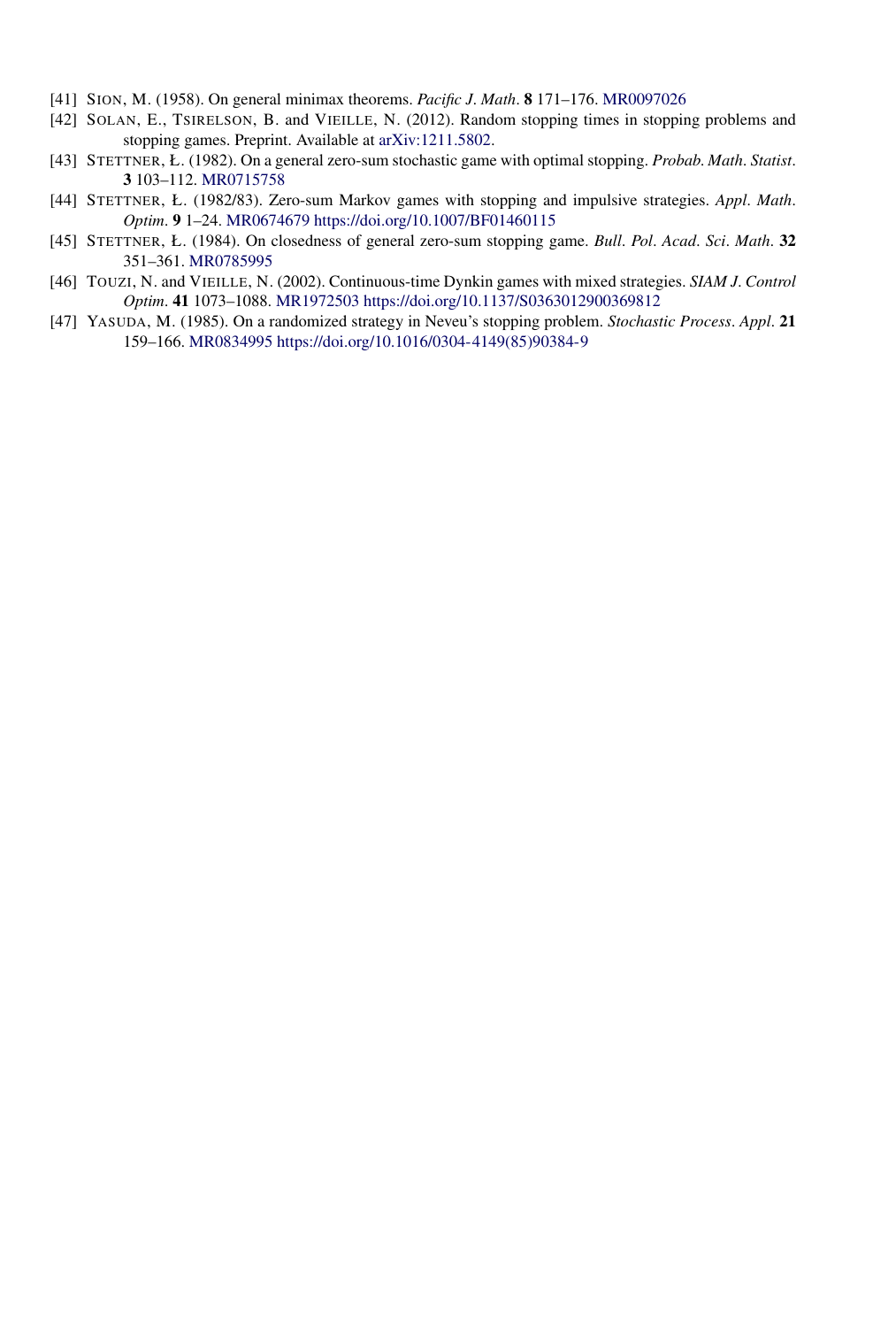[41] SION, M. (1958). On general minimax theorems. *Pacific J. Math.* **8** 171–176. MR0097026

[42] SOLAN, E., TSIRELSON, B. and VIEILLE, N. (2012). Random stopping times in stopping problems and stopping games. Preprint. Available at arXiv:1211.5802.

[43] STETTNER, Ł. (1982). On a general zero-sum stochastic game with optimal stopping. *Probab. Math. Statist.* **3** 103–112. MR0715758

[44] STETTNER, Ł. (1982/83). Zero-sum Markov games with stopping and impulsive strategies. *Appl. Math. Optim.* **9** 1–24. MR0674679 https://doi.org/10.1007/BF01460115

[45] STETTNER, Ł. (1984). On closedness of general zero-sum stopping game. *Bull. Pol. Acad. Sci. Math.* **32** 351–361. MR0785995

[46] TOUZI, N. and VIEILLE, N. (2002). Continuous-time Dynkin games with mixed strategies. *SIAM J. Control Optim.* **41** 1073–1088. MR1972503 https://doi.org/10.1137/S0363012900369812

[47] YASUDA, M. (1985). On a randomized strategy in Neveu's stopping problem. *Stochastic Process. Appl.* **21** 159–166. MR0834995 https://doi.org/10.1016/0304-4149(85)90384-9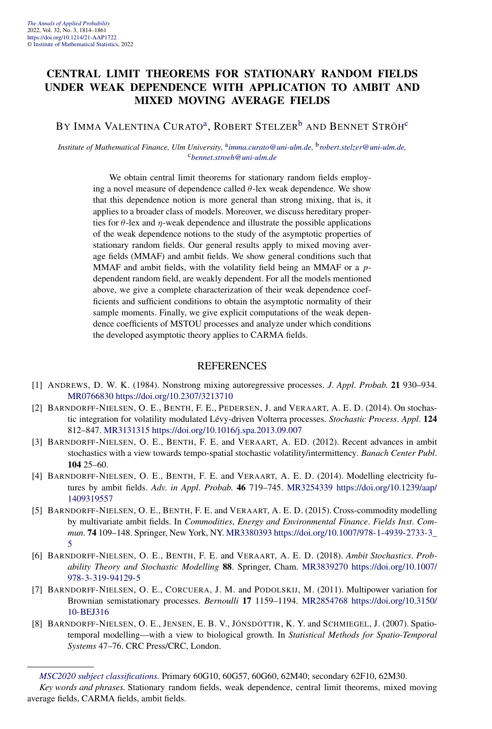# CENTRAL LIMIT THEOREMS FOR STATIONARY RANDOM FIELDS UNDER WEAK DEPENDENCE WITH APPLICATION TO AMBIT AND MIXED MOVING AVERAGE FIELDS

BY IMMA VALENTINA CURATO[a], ROBERT STELZER[b] AND BENNET STRÖH[c]

*Institute of Mathematical Finance, Ulm University,* [a]*imma.curato@uni-ulm.de,* [b]*robert.stelzer@uni-ulm.de,* [c]*bennet.stroeh@uni-ulm.de*

We obtain central limit theorems for stationary random fields employing a novel measure of dependence called $\theta$-lex weak dependence. We show that this dependence notion is more general than strong mixing, that is, it applies to a broader class of models. Moreover, we discuss hereditary properties for $\theta$-lex and $\eta$-weak dependence and illustrate the possible applications of the weak dependence notions to the study of the asymptotic properties of stationary random fields. Our general results apply to mixed moving average fields (MMAF) and ambit fields. We show general conditions such that MMAF and ambit fields, with the volatility field being an MMAF or a $p$-dependent random field, are weakly dependent. For all the models mentioned above, we give a complete characterization of their weak dependence coefficients and sufficient conditions to obtain the asymptotic normality of their sample moments. Finally, we give explicit computations of the weak dependence coefficients of MSTOU processes and analyze under which conditions the developed asymptotic theory applies to CARMA fields.

## REFERENCES

[1] ANDREWS, D. W. K. (1984). Nonstrong mixing autoregressive processes. *J. Appl. Probab.* **21** 930–934. MR0766830 https://doi.org/10.2307/3213710

[2] BARNDORFF-NIELSEN, O. E., BENTH, F. E., PEDERSEN, J. and VERAART, A. E. D. (2014). On stochastic integration for volatility modulated Lévy-driven Volterra processes. *Stochastic Process. Appl.* **124** 812–847. MR3131315 https://doi.org/10.1016/j.spa.2013.09.007

[3] BARNDORFF-NIELSEN, O. E., BENTH, F. E. and VERAART, A. ED. (2012). Recent advances in ambit stochastics with a view towards tempo-spatial stochastic volatility/intermittency. *Banach Center Publ.* **104** 25–60.

[4] BARNDORFF-NIELSEN, O. E., BENTH, F. E. and VERAART, A. E. D. (2014). Modelling electricity futures by ambit fields. *Adv. in Appl. Probab.* **46** 719–745. MR3254339 https://doi.org/10.1239/aap/1409319557

[5] BARNDORFF-NIELSEN, O. E., BENTH, F. E. and VERAART, A. E. D. (2015). Cross-commodity modelling by multivariate ambit fields. In *Commodities, Energy and Environmental Finance. Fields Inst. Commun.* **74** 109–148. Springer, New York, NY. MR3380393 https://doi.org/10.1007/978-1-4939-2733-3_5

[6] BARNDORFF-NIELSEN, O. E., BENTH, F. E. and VERAART, A. E. D. (2018). *Ambit Stochastics. Probability Theory and Stochastic Modelling* **88**. Springer, Cham. MR3839270 https://doi.org/10.1007/978-3-319-94129-5

[7] BARNDORFF-NIELSEN, O. E., CORCUERA, J. M. and PODOLSKIJ, M. (2011). Multipower variation for Brownian semistationary processes. *Bernoulli* **17** 1159–1194. MR2854768 https://doi.org/10.3150/10-BEJ316

[8] BARNDORFF-NIELSEN, O. E., JENSEN, E. B. V., JÓNSDÓTTIR, K. Y. and SCHMIEGEL, J. (2007). Spatio-temporal modelling—with a view to biological growth. In *Statistical Methods for Spatio-Temporal Systems* 47–76. CRC Press/CRC, London.

*MSC2020 subject classifications.* Primary 60G10, 60G57, 60G60, 62M40; secondary 62F10, 62M30.

*Key words and phrases.* Stationary random fields, weak dependence, central limit theorems, mixed moving average fields, CARMA fields, ambit fields.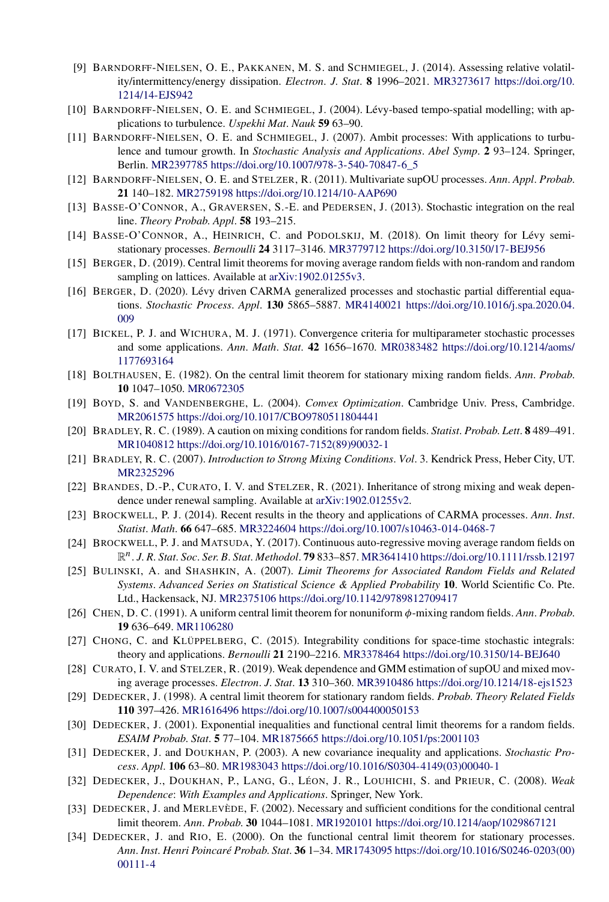[9] Barndorff-Nielsen, O. E., Pakkanen, M. S. and Schmiegel, J. (2014). Assessing relative volatility/intermittency/energy dissipation. *Electron. J. Stat.* **8** 1996–2021. MR3273617 https://doi.org/10.1214/14-EJS942

[10] Barndorff-Nielsen, O. E. and Schmiegel, J. (2004). Lévy-based tempo-spatial modelling; with applications to turbulence. *Uspekhi Mat. Nauk* **59** 63–90.

[11] Barndorff-Nielsen, O. E. and Schmiegel, J. (2007). Ambit processes: With applications to turbulence and tumour growth. In *Stochastic Analysis and Applications. Abel Symp.* **2** 93–124. Springer, Berlin. MR2397785 https://doi.org/10.1007/978-3-540-70847-6_5

[12] Barndorff-Nielsen, O. E. and Stelzer, R. (2011). Multivariate supOU processes. *Ann. Appl. Probab.* **21** 140–182. MR2759198 https://doi.org/10.1214/10-AAP690

[13] Basse-O'Connor, A., Graversen, S.-E. and Pedersen, J. (2013). Stochastic integration on the real line. *Theory Probab. Appl.* **58** 193–215.

[14] Basse-O'Connor, A., Heinrich, C. and Podolskij, M. (2018). On limit theory for Lévy semi-stationary processes. *Bernoulli* **24** 3117–3146. MR3779712 https://doi.org/10.3150/17-BEJ956

[15] Berger, D. (2019). Central limit theorems for moving average random fields with non-random and random sampling on lattices. Available at arXiv:1902.01255v3.

[16] Berger, D. (2020). Lévy driven CARMA generalized processes and stochastic partial differential equations. *Stochastic Process. Appl.* **130** 5865–5887. MR4140021 https://doi.org/10.1016/j.spa.2020.04.009

[17] Bickel, P. J. and Wichura, M. J. (1971). Convergence criteria for multiparameter stochastic processes and some applications. *Ann. Math. Stat.* **42** 1656–1670. MR0383482 https://doi.org/10.1214/aoms/1177693164

[18] Bolthausen, E. (1982). On the central limit theorem for stationary mixing random fields. *Ann. Probab.* **10** 1047–1050. MR0672305

[19] Boyd, S. and Vandenberghe, L. (2004). *Convex Optimization*. Cambridge Univ. Press, Cambridge. MR2061575 https://doi.org/10.1017/CBO9780511804441

[20] Bradley, R. C. (1989). A caution on mixing conditions for random fields. *Statist. Probab. Lett.* **8** 489–491. MR1040812 https://doi.org/10.1016/0167-7152(89)90032-1

[21] Bradley, R. C. (2007). *Introduction to Strong Mixing Conditions. Vol.* 3. Kendrick Press, Heber City, UT. MR2325296

[22] Brandes, D.-P., Curato, I. V. and Stelzer, R. (2021). Inheritance of strong mixing and weak dependence under renewal sampling. Available at arXiv:1902.01255v2.

[23] Brockwell, P. J. (2014). Recent results in the theory and applications of CARMA processes. *Ann. Inst. Statist. Math.* **66** 647–685. MR3224604 https://doi.org/10.1007/s10463-014-0468-7

[24] Brockwell, P. J. and Matsuda, Y. (2017). Continuous auto-regressive moving average random fields on $\mathbb{R}^n$. *J. R. Stat. Soc. Ser. B. Stat. Methodol.* **79** 833–857. MR3641410 https://doi.org/10.1111/rssb.12197

[25] Bulinski, A. and Shashkin, A. (2007). *Limit Theorems for Associated Random Fields and Related Systems. Advanced Series on Statistical Science & Applied Probability* **10**. World Scientific Co. Pte. Ltd., Hackensack, NJ. MR2375106 https://doi.org/10.1142/9789812709417

[26] Chen, D. C. (1991). A uniform central limit theorem for nonuniform $\phi$-mixing random fields. *Ann. Probab.* **19** 636–649. MR1106280

[27] Chong, C. and Klüppelberg, C. (2015). Integrability conditions for space-time stochastic integrals: theory and applications. *Bernoulli* **21** 2190–2216. MR3378464 https://doi.org/10.3150/14-BEJ640

[28] Curato, I. V. and Stelzer, R. (2019). Weak dependence and GMM estimation of supOU and mixed moving average processes. *Electron. J. Stat.* **13** 310–360. MR3910486 https://doi.org/10.1214/18-ejs1523

[29] Dedecker, J. (1998). A central limit theorem for stationary random fields. *Probab. Theory Related Fields* **110** 397–426. MR1616496 https://doi.org/10.1007/s004400050153

[30] Dedecker, J. (2001). Exponential inequalities and functional central limit theorems for a random fields. *ESAIM Probab. Stat.* **5** 77–104. MR1875665 https://doi.org/10.1051/ps:2001103

[31] Dedecker, J. and Doukhan, P. (2003). A new covariance inequality and applications. *Stochastic Process. Appl.* **106** 63–80. MR1983043 https://doi.org/10.1016/S0304-4149(03)00040-1

[32] Dedecker, J., Doukhan, P., Lang, G., Léon, J. R., Louhichi, S. and Prieur, C. (2008). *Weak Dependence: With Examples and Applications*. Springer, New York.

[33] Dedecker, J. and Merlevède, F. (2002). Necessary and sufficient conditions for the conditional central limit theorem. *Ann. Probab.* **30** 1044–1081. MR1920101 https://doi.org/10.1214/aop/1029867121

[34] Dedecker, J. and Rio, E. (2000). On the functional central limit theorem for stationary processes. *Ann. Inst. Henri Poincaré Probab. Stat.* **36** 1–34. MR1743095 https://doi.org/10.1016/S0246-0203(00)00111-4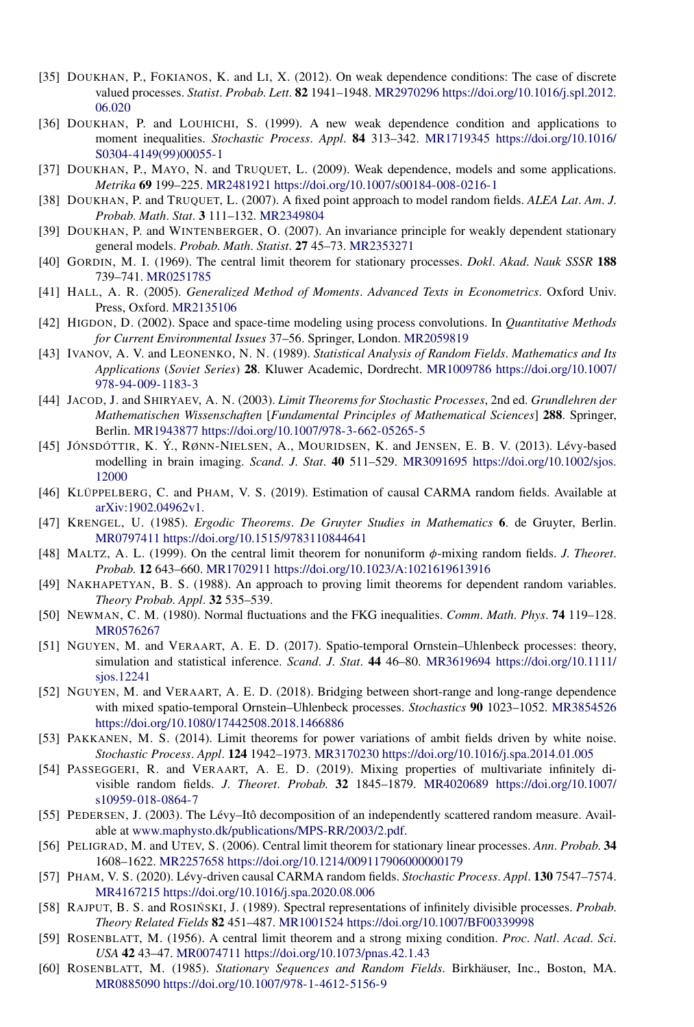[35] Doukhan, P., Fokianos, K. and Li, X. (2012). On weak dependence conditions: The case of discrete valued processes. *Statist. Probab. Lett.* **82** 1941–1948. MR2970296 https://doi.org/10.1016/j.spl.2012.06.020

[36] Doukhan, P. and Louhichi, S. (1999). A new weak dependence condition and applications to moment inequalities. *Stochastic Process. Appl.* **84** 313–342. MR1719345 https://doi.org/10.1016/S0304-4149(99)00055-1

[37] Doukhan, P., Mayo, N. and Truquet, L. (2009). Weak dependence, models and some applications. *Metrika* **69** 199–225. MR2481921 https://doi.org/10.1007/s00184-008-0216-1

[38] Doukhan, P. and Truquet, L. (2007). A fixed point approach to model random fields. *ALEA Lat. Am. J. Probab. Math. Stat.* **3** 111–132. MR2349804

[39] Doukhan, P. and Wintenberger, O. (2007). An invariance principle for weakly dependent stationary general models. *Probab. Math. Statist.* **27** 45–73. MR2353271

[40] Gordin, M. I. (1969). The central limit theorem for stationary processes. *Dokl. Akad. Nauk SSSR* **188** 739–741. MR0251785

[41] Hall, A. R. (2005). *Generalized Method of Moments. Advanced Texts in Econometrics*. Oxford Univ. Press, Oxford. MR2135106

[42] Higdon, D. (2002). Space and space-time modeling using process convolutions. In *Quantitative Methods for Current Environmental Issues* 37–56. Springer, London. MR2059819

[43] Ivanov, A. V. and Leonenko, N. N. (1989). *Statistical Analysis of Random Fields. Mathematics and Its Applications (Soviet Series)* **28**. Kluwer Academic, Dordrecht. MR1009786 https://doi.org/10.1007/978-94-009-1183-3

[44] Jacod, J. and Shiryaev, A. N. (2003). *Limit Theorems for Stochastic Processes*, 2nd ed. *Grundlehren der Mathematischen Wissenschaften* [*Fundamental Principles of Mathematical Sciences*] **288**. Springer, Berlin. MR1943877 https://doi.org/10.1007/978-3-662-05265-5

[45] Jónsdóttir, K. Ý., Rønn-Nielsen, A., Mouridsen, K. and Jensen, E. B. V. (2013). Lévy-based modelling in brain imaging. *Scand. J. Stat.* **40** 511–529. MR3091695 https://doi.org/10.1002/sjos.12000

[46] Klüppelberg, C. and Pham, V. S. (2019). Estimation of causal CARMA random fields. Available at arXiv:1902.04962v1.

[47] Krengel, U. (1985). *Ergodic Theorems. De Gruyter Studies in Mathematics* **6**. de Gruyter, Berlin. MR0797411 https://doi.org/10.1515/9783110844641

[48] Maltz, A. L. (1999). On the central limit theorem for nonuniform $\phi$-mixing random fields. *J. Theoret. Probab.* **12** 643–660. MR1702911 https://doi.org/10.1023/A:1021619613916

[49] Nakhapetyan, B. S. (1988). An approach to proving limit theorems for dependent random variables. *Theory Probab. Appl.* **32** 535–539.

[50] Newman, C. M. (1980). Normal fluctuations and the FKG inequalities. *Comm. Math. Phys.* **74** 119–128. MR0576267

[51] Nguyen, M. and Veraart, A. E. D. (2017). Spatio-temporal Ornstein–Uhlenbeck processes: theory, simulation and statistical inference. *Scand. J. Stat.* **44** 46–80. MR3619694 https://doi.org/10.1111/sjos.12241

[52] Nguyen, M. and Veraart, A. E. D. (2018). Bridging between short-range and long-range dependence with mixed spatio-temporal Ornstein–Uhlenbeck processes. *Stochastics* **90** 1023–1052. MR3854526 https://doi.org/10.1080/17442508.2018.1466886

[53] Pakkanen, M. S. (2014). Limit theorems for power variations of ambit fields driven by white noise. *Stochastic Process. Appl.* **124** 1942–1973. MR3170230 https://doi.org/10.1016/j.spa.2014.01.005

[54] Passeggeri, R. and Veraart, A. E. D. (2019). Mixing properties of multivariate infinitely divisible random fields. *J. Theoret. Probab.* **32** 1845–1879. MR4020689 https://doi.org/10.1007/s10959-018-0864-7

[55] Pedersen, J. (2003). The Lévy–Itô decomposition of an independently scattered random measure. Available at www.maphysto.dk/publications/MPS-RR/2003/2.pdf.

[56] Peligrad, M. and Utev, S. (2006). Central limit theorem for stationary linear processes. *Ann. Probab.* **34** 1608–1622. MR2257658 https://doi.org/10.1214/009117906000000179

[57] Pham, V. S. (2020). Lévy-driven causal CARMA random fields. *Stochastic Process. Appl.* **130** 7547–7574. MR4167215 https://doi.org/10.1016/j.spa.2020.08.006

[58] Rajput, B. S. and Rosiński, J. (1989). Spectral representations of infinitely divisible processes. *Probab. Theory Related Fields* **82** 451–487. MR1001524 https://doi.org/10.1007/BF00339998

[59] Rosenblatt, M. (1956). A central limit theorem and a strong mixing condition. *Proc. Natl. Acad. Sci. USA* **42** 43–47. MR0074711 https://doi.org/10.1073/pnas.42.1.43

[60] Rosenblatt, M. (1985). *Stationary Sequences and Random Fields*. Birkhäuser, Inc., Boston, MA. MR0885090 https://doi.org/10.1007/978-1-4612-5156-9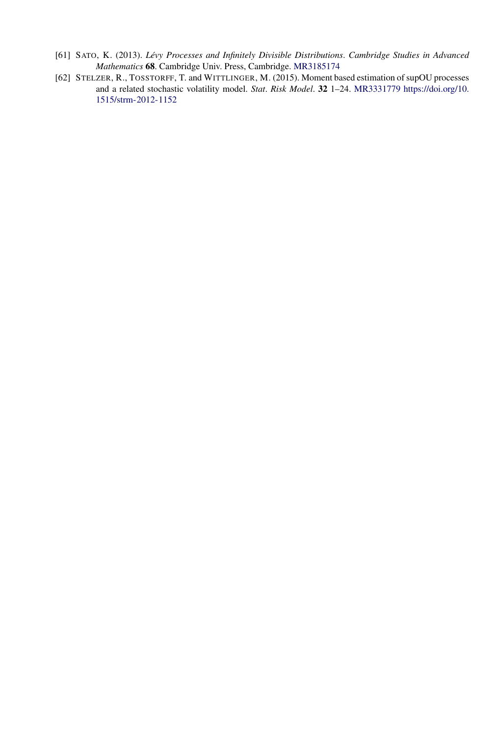[61] SATO, K. (2013). *Lévy Processes and Infinitely Divisible Distributions*. *Cambridge Studies in Advanced Mathematics* **68**. Cambridge Univ. Press, Cambridge. MR3185174

[62] STELZER, R., TOSSTORFF, T. and WITTLINGER, M. (2015). Moment based estimation of supOU processes and a related stochastic volatility model. *Stat*. *Risk Model*. **32** 1–24. MR3331779 https://doi.org/10.1515/strm-2012-1152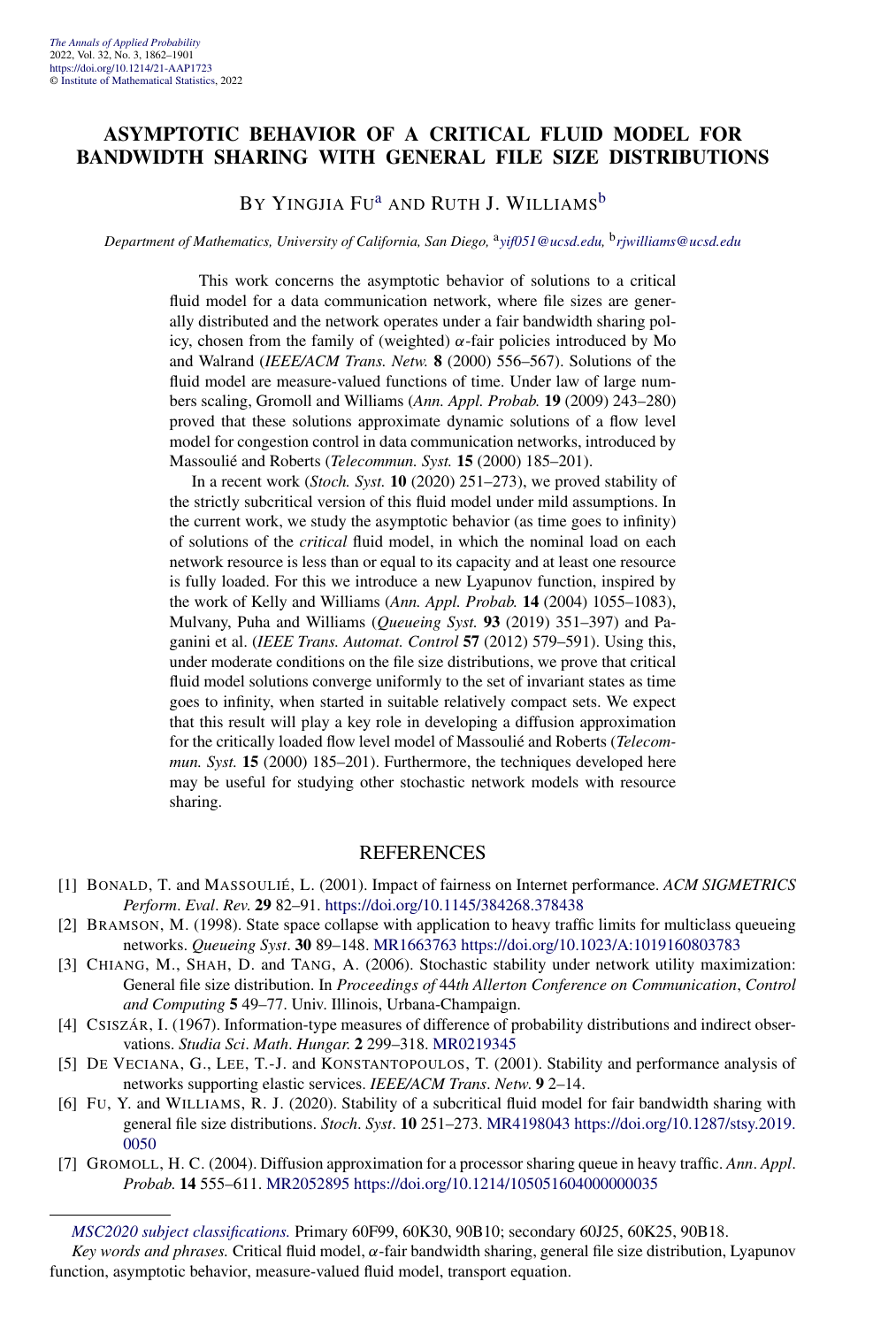# ASYMPTOTIC BEHAVIOR OF A CRITICAL FLUID MODEL FOR BANDWIDTH SHARING WITH GENERAL FILE SIZE DISTRIBUTIONS

BY YINGJIA FU[a] AND RUTH J. WILLIAMS[b]

*Department of Mathematics, University of California, San Diego,* [a]*yif051@ucsd.edu,* [b]*rjwilliams@ucsd.edu*

This work concerns the asymptotic behavior of solutions to a critical fluid model for a data communication network, where file sizes are generally distributed and the network operates under a fair bandwidth sharing policy, chosen from the family of (weighted) $\alpha$-fair policies introduced by Mo and Walrand (*IEEE/ACM Trans. Netw.* **8** (2000) 556–567). Solutions of the fluid model are measure-valued functions of time. Under law of large numbers scaling, Gromoll and Williams (*Ann. Appl. Probab.* **19** (2009) 243–280) proved that these solutions approximate dynamic solutions of a flow level model for congestion control in data communication networks, introduced by Massoulié and Roberts (*Telecommun. Syst.* **15** (2000) 185–201).

In a recent work (*Stoch. Syst.* **10** (2020) 251–273), we proved stability of the strictly subcritical version of this fluid model under mild assumptions. In the current work, we study the asymptotic behavior (as time goes to infinity) of solutions of the *critical* fluid model, in which the nominal load on each network resource is less than or equal to its capacity and at least one resource is fully loaded. For this we introduce a new Lyapunov function, inspired by the work of Kelly and Williams (*Ann. Appl. Probab.* **14** (2004) 1055–1083), Mulvany, Puha and Williams (*Queueing Syst.* **93** (2019) 351–397) and Paganini et al. (*IEEE Trans. Automat. Control* **57** (2012) 579–591). Using this, under moderate conditions on the file size distributions, we prove that critical fluid model solutions converge uniformly to the set of invariant states as time goes to infinity, when started in suitable relatively compact sets. We expect that this result will play a key role in developing a diffusion approximation for the critically loaded flow level model of Massoulié and Roberts (*Telecommun. Syst.* **15** (2000) 185–201). Furthermore, the techniques developed here may be useful for studying other stochastic network models with resource sharing.

## REFERENCES

[1] BONALD, T. and MASSOULIÉ, L. (2001). Impact of fairness on Internet performance. *ACM SIGMETRICS Perform. Eval. Rev.* **29** 82–91. https://doi.org/10.1145/384268.378438

[2] BRAMSON, M. (1998). State space collapse with application to heavy traffic limits for multiclass queueing networks. *Queueing Syst.* **30** 89–148. MR1663763 https://doi.org/10.1023/A:1019160803783

[3] CHIANG, M., SHAH, D. and TANG, A. (2006). Stochastic stability under network utility maximization: General file size distribution. In *Proceedings of 44th Allerton Conference on Communication, Control and Computing* **5** 49–77. Univ. Illinois, Urbana-Champaign.

[4] CSISZÁR, I. (1967). Information-type measures of difference of probability distributions and indirect observations. *Studia Sci. Math. Hungar.* **2** 299–318. MR0219345

[5] DE VECIANA, G., LEE, T.-J. and KONSTANTOPOULOS, T. (2001). Stability and performance analysis of networks supporting elastic services. *IEEE/ACM Trans. Netw.* **9** 2–14.

[6] FU, Y. and WILLIAMS, R. J. (2020). Stability of a subcritical fluid model for fair bandwidth sharing with general file size distributions. *Stoch. Syst.* **10** 251–273. MR4198043 https://doi.org/10.1287/stsy.2019.0050

[7] GROMOLL, H. C. (2004). Diffusion approximation for a processor sharing queue in heavy traffic. *Ann. Appl. Probab.* **14** 555–611. MR2052895 https://doi.org/10.1214/105051604000000035

*MSC2020 subject classifications.* Primary 60F99, 60K30, 90B10; secondary 60J25, 60K25, 90B18.

*Key words and phrases.* Critical fluid model, $\alpha$-fair bandwidth sharing, general file size distribution, Lyapunov function, asymptotic behavior, measure-valued fluid model, transport equation.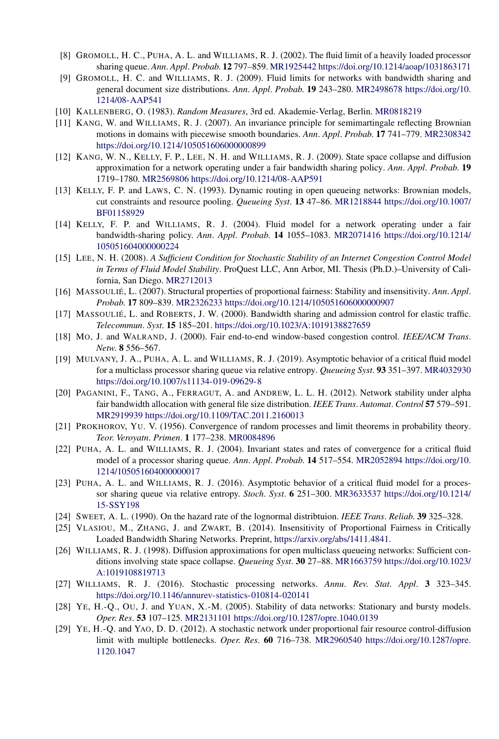[8] GROMOLL, H. C., PUHA, A. L. and WILLIAMS, R. J. (2002). The fluid limit of a heavily loaded processor sharing queue. *Ann. Appl. Probab.* **12** 797–859. MR1925442 https://doi.org/10.1214/aoap/1031863171

[9] GROMOLL, H. C. and WILLIAMS, R. J. (2009). Fluid limits for networks with bandwidth sharing and general document size distributions. *Ann. Appl. Probab.* **19** 243–280. MR2498678 https://doi.org/10.1214/08-AAP541

[10] KALLENBERG, O. (1983). *Random Measures*, 3rd ed. Akademie-Verlag, Berlin. MR0818219

[11] KANG, W. and WILLIAMS, R. J. (2007). An invariance principle for semimartingale reflecting Brownian motions in domains with piecewise smooth boundaries. *Ann. Appl. Probab.* **17** 741–779. MR2308342 https://doi.org/10.1214/105051606000000899

[12] KANG, W. N., KELLY, F. P., LEE, N. H. and WILLIAMS, R. J. (2009). State space collapse and diffusion approximation for a network operating under a fair bandwidth sharing policy. *Ann. Appl. Probab.* **19** 1719–1780. MR2569806 https://doi.org/10.1214/08-AAP591

[13] KELLY, F. P. and LAWS, C. N. (1993). Dynamic routing in open queueing networks: Brownian models, cut constraints and resource pooling. *Queueing Syst.* **13** 47–86. MR1218844 https://doi.org/10.1007/BF01158929

[14] KELLY, F. P. and WILLIAMS, R. J. (2004). Fluid model for a network operating under a fair bandwidth-sharing policy. *Ann. Appl. Probab.* **14** 1055–1083. MR2071416 https://doi.org/10.1214/105051604000000224

[15] LEE, N. H. (2008). *A Sufficient Condition for Stochastic Stability of an Internet Congestion Control Model in Terms of Fluid Model Stability*. ProQuest LLC, Ann Arbor, MI. Thesis (Ph.D.)–University of California, San Diego. MR2712013

[16] MASSOULIÉ, L. (2007). Structural properties of proportional fairness: Stability and insensitivity. *Ann. Appl. Probab.* **17** 809–839. MR2326233 https://doi.org/10.1214/105051606000000907

[17] MASSOULIÉ, L. and ROBERTS, J. W. (2000). Bandwidth sharing and admission control for elastic traffic. *Telecommun. Syst.* **15** 185–201. https://doi.org/10.1023/A:1019138827659

[18] MO, J. and WALRAND, J. (2000). Fair end-to-end window-based congestion control. *IEEE/ACM Trans. Netw.* **8** 556–567.

[19] MULVANY, J. A., PUHA, A. L. and WILLIAMS, R. J. (2019). Asymptotic behavior of a critical fluid model for a multiclass processor sharing queue via relative entropy. *Queueing Syst.* **93** 351–397. MR4032930 https://doi.org/10.1007/s11134-019-09629-8

[20] PAGANINI, F., TANG, A., FERRAGUT, A. and ANDREW, L. L. H. (2012). Network stability under alpha fair bandwidth allocation with general file size distribution. *IEEE Trans. Automat. Control* **57** 579–591. MR2919939 https://doi.org/10.1109/TAC.2011.2160013

[21] PROKHOROV, YU. V. (1956). Convergence of random processes and limit theorems in probability theory. *Teor. Veroyatn. Primen.* **1** 177–238. MR0084896

[22] PUHA, A. L. and WILLIAMS, R. J. (2004). Invariant states and rates of convergence for a critical fluid model of a processor sharing queue. *Ann. Appl. Probab.* **14** 517–554. MR2052894 https://doi.org/10.1214/105051604000000017

[23] PUHA, A. L. and WILLIAMS, R. J. (2016). Asymptotic behavior of a critical fluid model for a processor sharing queue via relative entropy. *Stoch. Syst.* **6** 251–300. MR3633537 https://doi.org/10.1214/15-SSY198

[24] SWEET, A. L. (1990). On the hazard rate of the lognormal distribtuion. *IEEE Trans. Reliab.* **39** 325–328.

[25] VLASIOU, M., ZHANG, J. and ZWART, B. (2014). Insensitivity of Proportional Fairness in Critically Loaded Bandwidth Sharing Networks. Preprint, https://arxiv.org/abs/1411.4841.

[26] WILLIAMS, R. J. (1998). Diffusion approximations for open multiclass queueing networks: Sufficient conditions involving state space collapse. *Queueing Syst.* **30** 27–88. MR1663759 https://doi.org/10.1023/A:1019108819713

[27] WILLIAMS, R. J. (2016). Stochastic processing networks. *Annu. Rev. Stat. Appl.* **3** 323–345. https://doi.org/10.1146/annurev-statistics-010814-020141

[28] YE, H.-Q., OU, J. and YUAN, X.-M. (2005). Stability of data networks: Stationary and bursty models. *Oper. Res.* **53** 107–125. MR2131101 https://doi.org/10.1287/opre.1040.0139

[29] YE, H.-Q. and YAO, D. D. (2012). A stochastic network under proportional fair resource control-diffusion limit with multiple bottlenecks. *Oper. Res.* **60** 716–738. MR2960540 https://doi.org/10.1287/opre.1120.1047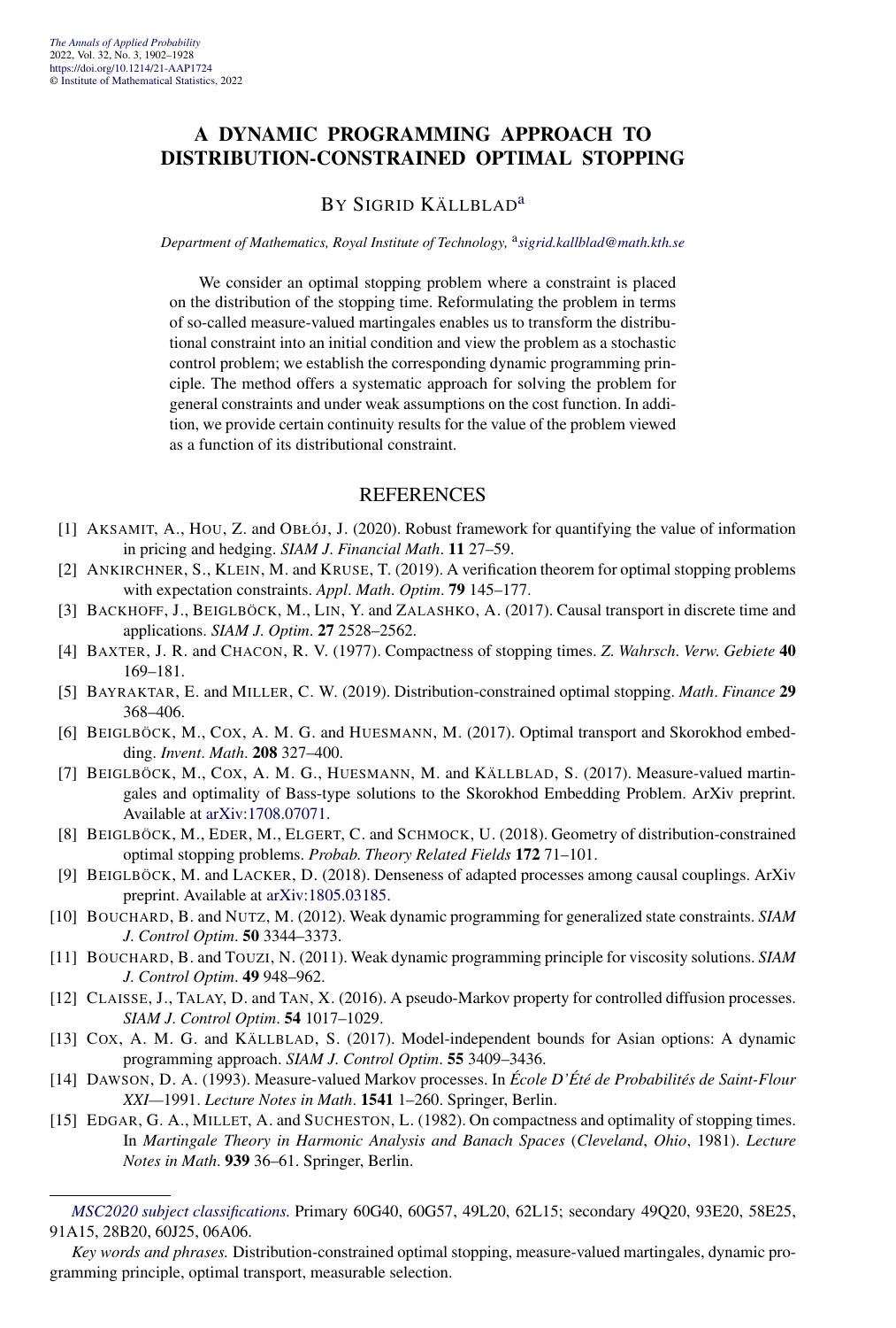# A DYNAMIC PROGRAMMING APPROACH TO DISTRIBUTION-CONSTRAINED OPTIMAL STOPPING

BY SIGRID KÄLLBLAD[a]

*Department of Mathematics, Royal Institute of Technology,* [a]*sigrid.kallblad@math.kth.se*

We consider an optimal stopping problem where a constraint is placed on the distribution of the stopping time. Reformulating the problem in terms of so-called measure-valued martingales enables us to transform the distributional constraint into an initial condition and view the problem as a stochastic control problem; we establish the corresponding dynamic programming principle. The method offers a systematic approach for solving the problem for general constraints and under weak assumptions on the cost function. In addition, we provide certain continuity results for the value of the problem viewed as a function of its distributional constraint.

## REFERENCES

[1] AKSAMIT, A., HOU, Z. and OBŁÓJ, J. (2020). Robust framework for quantifying the value of information in pricing and hedging. *SIAM J. Financial Math.* **11** 27–59.

[2] ANKIRCHNER, S., KLEIN, M. and KRUSE, T. (2019). A verification theorem for optimal stopping problems with expectation constraints. *Appl. Math. Optim.* **79** 145–177.

[3] BACKHOFF, J., BEIGLBÖCK, M., LIN, Y. and ZALASHKO, A. (2017). Causal transport in discrete time and applications. *SIAM J. Optim.* **27** 2528–2562.

[4] BAXTER, J. R. and CHACON, R. V. (1977). Compactness of stopping times. *Z. Wahrsch. Verw. Gebiete* **40** 169–181.

[5] BAYRAKTAR, E. and MILLER, C. W. (2019). Distribution-constrained optimal stopping. *Math. Finance* **29** 368–406.

[6] BEIGLBÖCK, M., COX, A. M. G. and HUESMANN, M. (2017). Optimal transport and Skorokhod embedding. *Invent. Math.* **208** 327–400.

[7] BEIGLBÖCK, M., COX, A. M. G., HUESMANN, M. and KÄLLBLAD, S. (2017). Measure-valued martingales and optimality of Bass-type solutions to the Skorokhod Embedding Problem. ArXiv preprint. Available at arXiv:1708.07071.

[8] BEIGLBÖCK, M., EDER, M., ELGERT, C. and SCHMOCK, U. (2018). Geometry of distribution-constrained optimal stopping problems. *Probab. Theory Related Fields* **172** 71–101.

[9] BEIGLBÖCK, M. and LACKER, D. (2018). Denseness of adapted processes among causal couplings. ArXiv preprint. Available at arXiv:1805.03185.

[10] BOUCHARD, B. and NUTZ, M. (2012). Weak dynamic programming for generalized state constraints. *SIAM J. Control Optim.* **50** 3344–3373.

[11] BOUCHARD, B. and TOUZI, N. (2011). Weak dynamic programming principle for viscosity solutions. *SIAM J. Control Optim.* **49** 948–962.

[12] CLAISSE, J., TALAY, D. and TAN, X. (2016). A pseudo-Markov property for controlled diffusion processes. *SIAM J. Control Optim.* **54** 1017–1029.

[13] COX, A. M. G. and KÄLLBLAD, S. (2017). Model-independent bounds for Asian options: A dynamic programming approach. *SIAM J. Control Optim.* **55** 3409–3436.

[14] DAWSON, D. A. (1993). Measure-valued Markov processes. In *École D'Été de Probabilités de Saint-Flour XXI—1991. Lecture Notes in Math.* **1541** 1–260. Springer, Berlin.

[15] EDGAR, G. A., MILLET, A. and SUCHESTON, L. (1982). On compactness and optimality of stopping times. In *Martingale Theory in Harmonic Analysis and Banach Spaces (Cleveland, Ohio, 1981). Lecture Notes in Math.* **939** 36–61. Springer, Berlin.

---

*MSC2020 subject classifications.* Primary 60G40, 60G57, 49L20, 62L15; secondary 49Q20, 93E20, 58E25, 91A15, 28B20, 60J25, 06A06.

*Key words and phrases.* Distribution-constrained optimal stopping, measure-valued martingales, dynamic programming principle, optimal transport, measurable selection.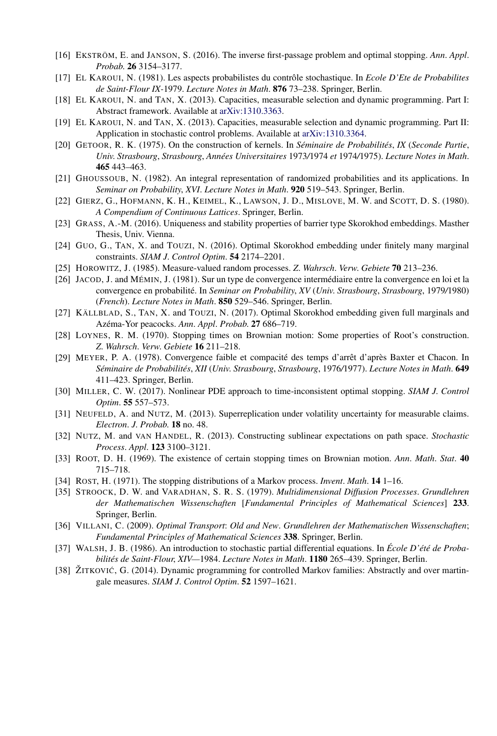[16] EKSTRÖM, E. and JANSON, S. (2016). The inverse first-passage problem and optimal stopping. *Ann. Appl. Probab.* **26** 3154–3177.

[17] EL KAROUI, N. (1981). Les aspects probabilistes du contrôle stochastique. In *Ecole D'Ete de Probabilites de Saint-Flour IX-*1979. *Lecture Notes in Math*. **876** 73–238. Springer, Berlin.

[18] EL KAROUI, N. and TAN, X. (2013). Capacities, measurable selection and dynamic programming. Part I: Abstract framework. Available at arXiv:1310.3363.

[19] EL KAROUI, N. and TAN, X. (2013). Capacities, measurable selection and dynamic programming. Part II: Application in stochastic control problems. Available at arXiv:1310.3364.

[20] GETOOR, R. K. (1975). On the construction of kernels. In *Séminaire de Probabilités*, *IX* (*Seconde Partie*, *Univ. Strasbourg*, *Strasbourg*, *Années Universitaires* 1973/1974 *et* 1974/1975). *Lecture Notes in Math*. **465** 443–463.

[21] GHOUSSOUB, N. (1982). An integral representation of randomized probabilities and its applications. In *Seminar on Probability*, *XVI*. *Lecture Notes in Math*. **920** 519–543. Springer, Berlin.

[22] GIERZ, G., HOFMANN, K. H., KEIMEL, K., LAWSON, J. D., MISLOVE, M. W. and SCOTT, D. S. (1980). *A Compendium of Continuous Lattices*. Springer, Berlin.

[23] GRASS, A.-M. (2016). Uniqueness and stability properties of barrier type Skorokhod embeddings. Masther Thesis, Univ. Vienna.

[24] GUO, G., TAN, X. and TOUZI, N. (2016). Optimal Skorokhod embedding under finitely many marginal constraints. *SIAM J. Control Optim*. **54** 2174–2201.

[25] HOROWITZ, J. (1985). Measure-valued random processes. *Z. Wahrsch. Verw. Gebiete* **70** 213–236.

[26] JACOD, J. and MÉMIN, J. (1981). Sur un type de convergence intermédiaire entre la convergence en loi et la convergence en probabilité. In *Seminar on Probability*, *XV* (*Univ. Strasbourg*, *Strasbourg*, 1979/1980) (*French*). *Lecture Notes in Math*. **850** 529–546. Springer, Berlin.

[27] KÄLLBLAD, S., TAN, X. and TOUZI, N. (2017). Optimal Skorokhod embedding given full marginals and Azéma-Yor peacocks. *Ann. Appl. Probab.* **27** 686–719.

[28] LOYNES, R. M. (1970). Stopping times on Brownian motion: Some properties of Root's construction. *Z. Wahrsch. Verw. Gebiete* **16** 211–218.

[29] MEYER, P. A. (1978). Convergence faible et compacité des temps d'arrêt d'après Baxter et Chacon. In *Séminaire de Probabilités*, *XII* (*Univ. Strasbourg*, *Strasbourg*, 1976/1977). *Lecture Notes in Math*. **649** 411–423. Springer, Berlin.

[30] MILLER, C. W. (2017). Nonlinear PDE approach to time-inconsistent optimal stopping. *SIAM J. Control Optim*. **55** 557–573.

[31] NEUFELD, A. and NUTZ, M. (2013). Superreplication under volatility uncertainty for measurable claims. *Electron. J. Probab.* **18** no. 48.

[32] NUTZ, M. and VAN HANDEL, R. (2013). Constructing sublinear expectations on path space. *Stochastic Process. Appl*. **123** 3100–3121.

[33] ROOT, D. H. (1969). The existence of certain stopping times on Brownian motion. *Ann. Math. Stat*. **40** 715–718.

[34] ROST, H. (1971). The stopping distributions of a Markov process. *Invent. Math*. **14** 1–16.

[35] STROOCK, D. W. and VARADHAN, S. R. S. (1979). *Multidimensional Diffusion Processes*. *Grundlehren der Mathematischen Wissenschaften* [*Fundamental Principles of Mathematical Sciences*] **233**. Springer, Berlin.

[36] VILLANI, C. (2009). *Optimal Transport*: *Old and New*. *Grundlehren der Mathematischen Wissenschaften*; *Fundamental Principles of Mathematical Sciences* **338**. Springer, Berlin.

[37] WALSH, J. B. (1986). An introduction to stochastic partial differential equations. In *École D'été de Probabilités de Saint-Flour*, *XIV*—1984. *Lecture Notes in Math*. **1180** 265–439. Springer, Berlin.

[38] ŽITKOVIĆ, G. (2014). Dynamic programming for controlled Markov families: Abstractly and over martingale measures. *SIAM J. Control Optim*. **52** 1597–1621.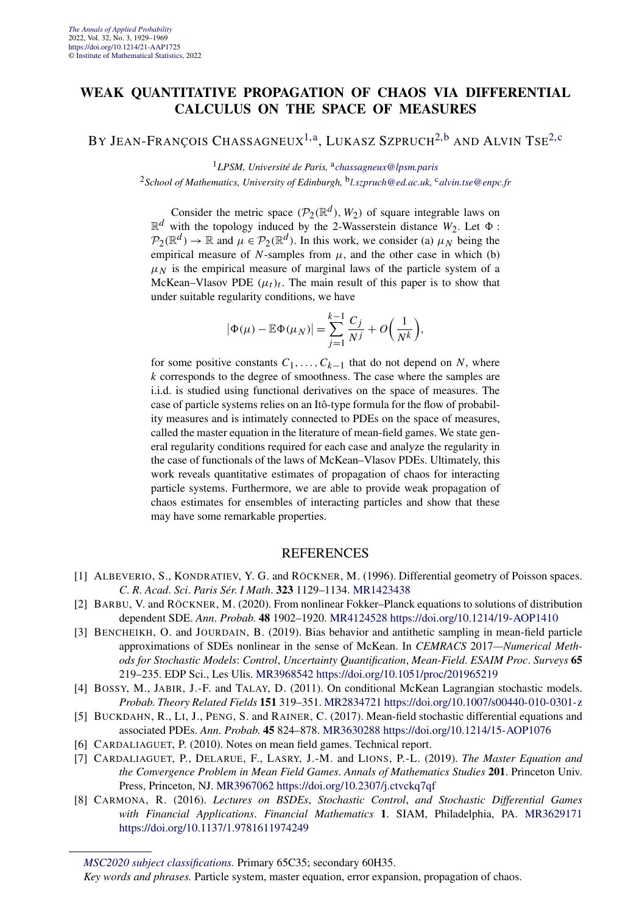# WEAK QUANTITATIVE PROPAGATION OF CHAOS VIA DIFFERENTIAL CALCULUS ON THE SPACE OF MEASURES

BY JEAN-FRANÇOIS CHASSAGNEUX[1,a], LUKASZ SZPRUCH[2,b] AND ALVIN TSE[2,c]

[1] *LPSM, Université de Paris,* [a] *chassagneux@lpsm.paris*

[2] *School of Mathematics, University of Edinburgh,* [b] *l.szpruch@ed.ac.uk,* [c] *alvin.tse@enpc.fr*

Consider the metric space $(\mathcal{P}_2(\mathbb{R}^d), W_2)$ of square integrable laws on $\mathbb{R}^d$ with the topology induced by the 2-Wasserstein distance $W_2$. Let $\Phi : \mathcal{P}_2(\mathbb{R}^d) \to \mathbb{R}$ and $\mu \in \mathcal{P}_2(\mathbb{R}^d)$. In this work, we consider (a) $\mu_N$ being the empirical measure of $N$-samples from $\mu$, and the other case in which (b) $\mu_N$ is the empirical measure of marginal laws of the particle system of a McKean–Vlasov PDE $(\mu_t)_t$. The main result of this paper is to show that under suitable regularity conditions, we have

$$\left|\Phi(\mu) - \mathbb{E}\Phi(\mu_N)\right| = \sum_{j=1}^{k-1} \frac{C_j}{N^j} + O\left(\frac{1}{N^k}\right),$$

for some positive constants $C_1, \ldots, C_{k-1}$ that do not depend on $N$, where $k$ corresponds to the degree of smoothness. The case where the samples are i.i.d. is studied using functional derivatives on the space of measures. The case of particle systems relies on an Itô-type formula for the flow of probability measures and is intimately connected to PDEs on the space of measures, called the master equation in the literature of mean-field games. We state general regularity conditions required for each case and analyze the regularity in the case of functionals of the laws of McKean–Vlasov PDEs. Ultimately, this work reveals quantitative estimates of propagation of chaos for interacting particle systems. Furthermore, we are able to provide weak propagation of chaos estimates for ensembles of interacting particles and show that these may have some remarkable properties.

## REFERENCES

[1] ALBEVERIO, S., KONDRATIEV, Y. G. and RÖCKNER, M. (1996). Differential geometry of Poisson spaces. *C. R. Acad. Sci. Paris Sér. I Math.* **323** 1129–1134. MR1423438

[2] BARBU, V. and RÖCKNER, M. (2020). From nonlinear Fokker–Planck equations to solutions of distribution dependent SDE. *Ann. Probab.* **48** 1902–1920. MR4124528 https://doi.org/10.1214/19-AOP1410

[3] BENCHEIKH, O. and JOURDAIN, B. (2019). Bias behavior and antithetic sampling in mean-field particle approximations of SDEs nonlinear in the sense of McKean. In *CEMRACS 2017—Numerical Methods for Stochastic Models: Control, Uncertainty Quantification, Mean-Field. ESAIM Proc. Surveys* **65** 219–235. EDP Sci., Les Ulis. MR3968542 https://doi.org/10.1051/proc/201965219

[4] BOSSY, M., JABIR, J.-F. and TALAY, D. (2011). On conditional McKean Lagrangian stochastic models. *Probab. Theory Related Fields* **151** 319–351. MR2834721 https://doi.org/10.1007/s00440-010-0301-z

[5] BUCKDAHN, R., LI, J., PENG, S. and RAINER, C. (2017). Mean-field stochastic differential equations and associated PDEs. *Ann. Probab.* **45** 824–878. MR3630288 https://doi.org/10.1214/15-AOP1076

[6] CARDALIAGUET, P. (2010). Notes on mean field games. Technical report.

[7] CARDALIAGUET, P., DELARUE, F., LASRY, J.-M. and LIONS, P.-L. (2019). *The Master Equation and the Convergence Problem in Mean Field Games. Annals of Mathematics Studies* **201**. Princeton Univ. Press, Princeton, NJ. MR3967062 https://doi.org/10.2307/j.ctvckq7qf

[8] CARMONA, R. (2016). *Lectures on BSDEs, Stochastic Control, and Stochastic Differential Games with Financial Applications. Financial Mathematics* **1**. SIAM, Philadelphia, PA. MR3629171 https://doi.org/10.1137/1.9781611974249

---

*MSC2020 subject classifications.* Primary 65C35; secondary 60H35.

*Key words and phrases.* Particle system, master equation, error expansion, propagation of chaos.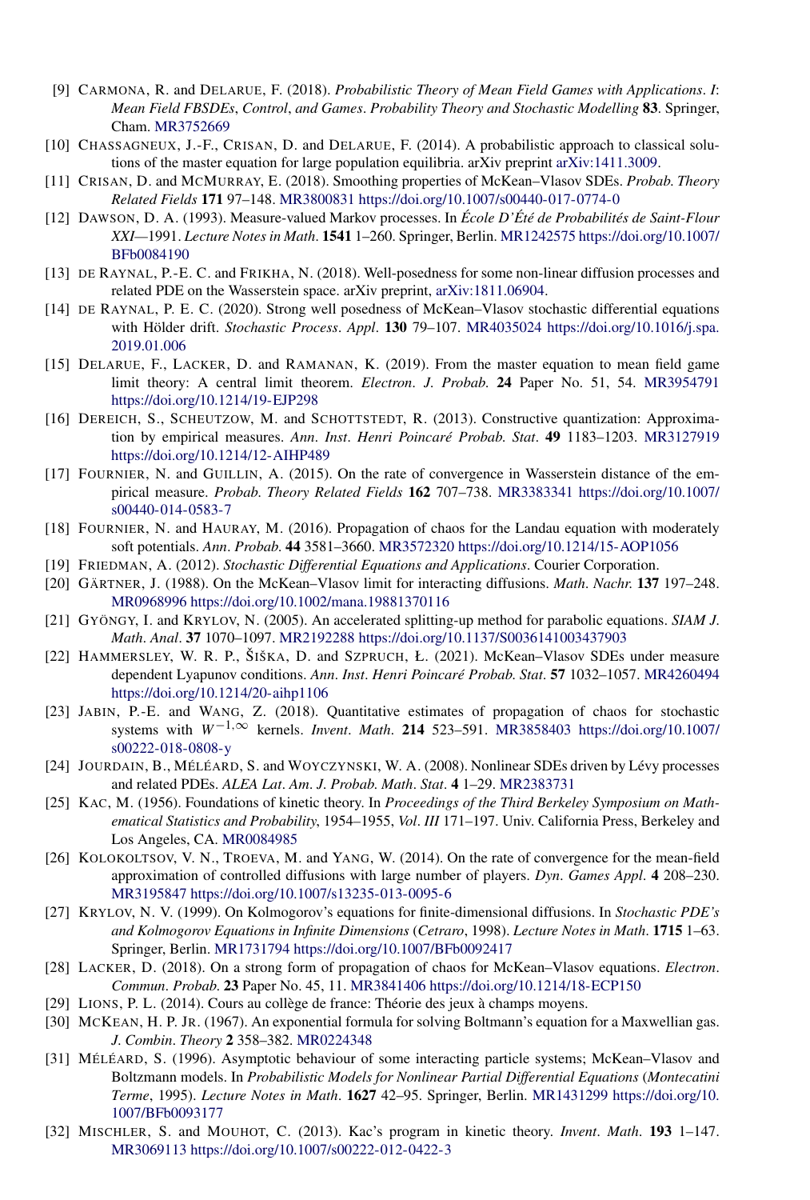[9] Carmona, R. and Delarue, F. (2018). *Probabilistic Theory of Mean Field Games with Applications*. *I*: *Mean Field FBSDEs*, *Control*, *and Games*. *Probability Theory and Stochastic Modelling* **83**. Springer, Cham. MR3752669

[10] Chassagneux, J.-F., Crisan, D. and Delarue, F. (2014). A probabilistic approach to classical solutions of the master equation for large population equilibria. arXiv preprint arXiv:1411.3009.

[11] Crisan, D. and McMurray, E. (2018). Smoothing properties of McKean–Vlasov SDEs. *Probab. Theory Related Fields* **171** 97–148. MR3800831 https://doi.org/10.1007/s00440-017-0774-0

[12] Dawson, D. A. (1993). Measure-valued Markov processes. In *École D'Été de Probabilités de Saint-Flour XXI*—1991. *Lecture Notes in Math*. **1541** 1–260. Springer, Berlin. MR1242575 https://doi.org/10.1007/BFb0084190

[13] de Raynal, P.-E. C. and Frikha, N. (2018). Well-posedness for some non-linear diffusion processes and related PDE on the Wasserstein space. arXiv preprint, arXiv:1811.06904.

[14] de Raynal, P. E. C. (2020). Strong well posedness of McKean–Vlasov stochastic differential equations with Hölder drift. *Stochastic Process*. *Appl*. **130** 79–107. MR4035024 https://doi.org/10.1016/j.spa.2019.01.006

[15] Delarue, F., Lacker, D. and Ramanan, K. (2019). From the master equation to mean field game limit theory: A central limit theorem. *Electron*. *J*. *Probab.* **24** Paper No. 51, 54. MR3954791 https://doi.org/10.1214/19-EJP298

[16] Dereich, S., Scheutzow, M. and Schottstedt, R. (2013). Constructive quantization: Approximation by empirical measures. *Ann*. *Inst*. *Henri Poincaré Probab. Stat*. **49** 1183–1203. MR3127919 https://doi.org/10.1214/12-AIHP489

[17] Fournier, N. and Guillin, A. (2015). On the rate of convergence in Wasserstein distance of the empirical measure. *Probab. Theory Related Fields* **162** 707–738. MR3383341 https://doi.org/10.1007/s00440-014-0583-7

[18] Fournier, N. and Hauray, M. (2016). Propagation of chaos for the Landau equation with moderately soft potentials. *Ann*. *Probab.* **44** 3581–3660. MR3572320 https://doi.org/10.1214/15-AOP1056

[19] Friedman, A. (2012). *Stochastic Differential Equations and Applications*. Courier Corporation.

[20] Gärtner, J. (1988). On the McKean–Vlasov limit for interacting diffusions. *Math*. *Nachr.* **137** 197–248. MR0968996 https://doi.org/10.1002/mana.19881370116

[21] Gyöngy, I. and Krylov, N. (2005). An accelerated splitting-up method for parabolic equations. *SIAM J*. *Math*. *Anal*. **37** 1070–1097. MR2192288 https://doi.org/10.1137/S0036141003437903

[22] Hammersley, W. R. P., Šiška, D. and Szpruch, Ł. (2021). McKean–Vlasov SDEs under measure dependent Lyapunov conditions. *Ann*. *Inst*. *Henri Poincaré Probab. Stat*. **57** 1032–1057. MR4260494 https://doi.org/10.1214/20-aihp1106

[23] Jabin, P.-E. and Wang, Z. (2018). Quantitative estimates of propagation of chaos for stochastic systems with $W^{-1,\infty}$ kernels. *Invent*. *Math*. **214** 523–591. MR3858403 https://doi.org/10.1007/s00222-018-0808-y

[24] Jourdain, B., Méléard, S. and Woyczynski, W. A. (2008). Nonlinear SDEs driven by Lévy processes and related PDEs. *ALEA Lat*. *Am*. *J*. *Probab. Math*. *Stat*. **4** 1–29. MR2383731

[25] Kac, M. (1956). Foundations of kinetic theory. In *Proceedings of the Third Berkeley Symposium on Mathematical Statistics and Probability*, 1954–1955, *Vol*. *III* 171–197. Univ. California Press, Berkeley and Los Angeles, CA. MR0084985

[26] Kolokoltsov, V. N., Troeva, M. and Yang, W. (2014). On the rate of convergence for the mean-field approximation of controlled diffusions with large number of players. *Dyn*. *Games Appl*. **4** 208–230. MR3195847 https://doi.org/10.1007/s13235-013-0095-6

[27] Krylov, N. V. (1999). On Kolmogorov's equations for finite-dimensional diffusions. In *Stochastic PDE's and Kolmogorov Equations in Infinite Dimensions* (*Cetraro*, 1998). *Lecture Notes in Math*. **1715** 1–63. Springer, Berlin. MR1731794 https://doi.org/10.1007/BFb0092417

[28] Lacker, D. (2018). On a strong form of propagation of chaos for McKean–Vlasov equations. *Electron*. *Commun*. *Probab.* **23** Paper No. 45, 11. MR3841406 https://doi.org/10.1214/18-ECP150

[29] Lions, P. L. (2014). Cours au collège de france: Théorie des jeux à champs moyens.

[30] McKean, H. P. Jr. (1967). An exponential formula for solving Boltmann's equation for a Maxwellian gas. *J*. *Combin*. *Theory* **2** 358–382. MR0224348

[31] Méléard, S. (1996). Asymptotic behaviour of some interacting particle systems; McKean–Vlasov and Boltzmann models. In *Probabilistic Models for Nonlinear Partial Differential Equations* (*Montecatini Terme*, 1995). *Lecture Notes in Math*. **1627** 42–95. Springer, Berlin. MR1431299 https://doi.org/10.1007/BFb0093177

[32] Mischler, S. and Mouhot, C. (2013). Kac's program in kinetic theory. *Invent*. *Math*. **193** 1–147. MR3069113 https://doi.org/10.1007/s00222-012-0422-3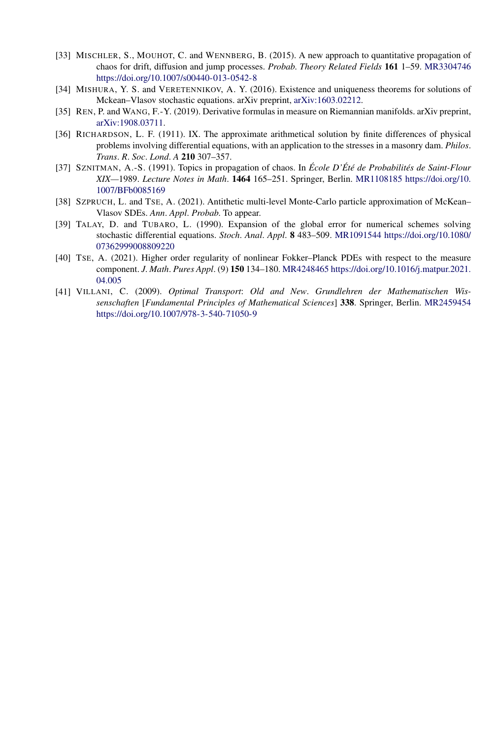[33] MISCHLER, S., MOUHOT, C. and WENNBERG, B. (2015). A new approach to quantitative propagation of chaos for drift, diffusion and jump processes. *Probab. Theory Related Fields* **161** 1–59. MR3304746 https://doi.org/10.1007/s00440-013-0542-8

[34] MISHURA, Y. S. and VERETENNIKOV, A. Y. (2016). Existence and uniqueness theorems for solutions of Mckean–Vlasov stochastic equations. arXiv preprint, arXiv:1603.02212.

[35] REN, P. and WANG, F.-Y. (2019). Derivative formulas in measure on Riemannian manifolds. arXiv preprint, arXiv:1908.03711.

[36] RICHARDSON, L. F. (1911). IX. The approximate arithmetical solution by finite differences of physical problems involving differential equations, with an application to the stresses in a masonry dam. *Philos. Trans. R. Soc. Lond. A* **210** 307–357.

[37] SZNITMAN, A.-S. (1991). Topics in propagation of chaos. In *École D'Été de Probabilités de Saint-Flour XIX*—1989. *Lecture Notes in Math*. **1464** 165–251. Springer, Berlin. MR1108185 https://doi.org/10.1007/BFb0085169

[38] SZPRUCH, L. and TSE, A. (2021). Antithetic multi-level Monte-Carlo particle approximation of McKean–Vlasov SDEs. *Ann. Appl. Probab.* To appear.

[39] TALAY, D. and TUBARO, L. (1990). Expansion of the global error for numerical schemes solving stochastic differential equations. *Stoch. Anal. Appl.* **8** 483–509. MR1091544 https://doi.org/10.1080/07362999008809220

[40] TSE, A. (2021). Higher order regularity of nonlinear Fokker–Planck PDEs with respect to the measure component. *J. Math. Pures Appl.* (9) **150** 134–180. MR4248465 https://doi.org/10.1016/j.matpur.2021.04.005

[41] VILLANI, C. (2009). *Optimal Transport: Old and New*. *Grundlehren der Mathematischen Wissenschaften* [*Fundamental Principles of Mathematical Sciences*] **338**. Springer, Berlin. MR2459454 https://doi.org/10.1007/978-3-540-71050-9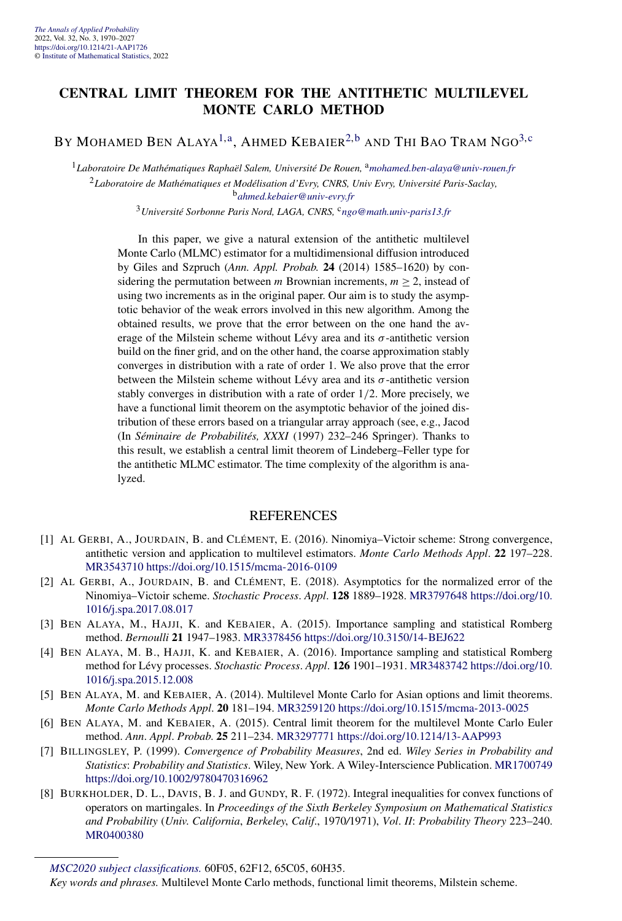# CENTRAL LIMIT THEOREM FOR THE ANTITHETIC MULTILEVEL MONTE CARLO METHOD

By Mohamed Ben Alaya[1,a], Ahmed Kebaier[2,b] and Thi Bao Tram Ngo[3,c]

[1]*Laboratoire De Mathématiques Raphaël Salem, Université De Rouen,* [a]*mohamed.ben-alaya@univ-rouen.fr*

[2]*Laboratoire de Mathématiques et Modélisation d'Evry, CNRS, Univ Evry, Université Paris-Saclay,* [b]*ahmed.kebaier@univ-evry.fr*

[3]*Université Sorbonne Paris Nord, LAGA, CNRS,* [c]*ngo@math.univ-paris13.fr*

In this paper, we give a natural extension of the antithetic multilevel Monte Carlo (MLMC) estimator for a multidimensional diffusion introduced by Giles and Szpruch (*Ann. Appl. Probab.* **24** (2014) 1585–1620) by considering the permutation between $m$ Brownian increments, $m \geq 2$, instead of using two increments as in the original paper. Our aim is to study the asymptotic behavior of the weak errors involved in this new algorithm. Among the obtained results, we prove that the error between on the one hand the average of the Milstein scheme without Lévy area and its $\sigma$-antithetic version build on the finer grid, and on the other hand, the coarse approximation stably converges in distribution with a rate of order 1. We also prove that the error between the Milstein scheme without Lévy area and its $\sigma$-antithetic version stably converges in distribution with a rate of order $1/2$. More precisely, we have a functional limit theorem on the asymptotic behavior of the joined distribution of these errors based on a triangular array approach (see, e.g., Jacod (In *Séminaire de Probabilités, XXXI* (1997) 232–246 Springer). Thanks to this result, we establish a central limit theorem of Lindeberg–Feller type for the antithetic MLMC estimator. The time complexity of the algorithm is analyzed.

## REFERENCES

[1] Al Gerbi, A., Jourdain, B. and Clément, E. (2016). Ninomiya–Victoir scheme: Strong convergence, antithetic version and application to multilevel estimators. *Monte Carlo Methods Appl*. **22** 197–228. MR3543710 https://doi.org/10.1515/mcma-2016-0109

[2] Al Gerbi, A., Jourdain, B. and Clément, E. (2018). Asymptotics for the normalized error of the Ninomiya–Victoir scheme. *Stochastic Process. Appl*. **128** 1889–1928. MR3797648 https://doi.org/10.1016/j.spa.2017.08.017

[3] Ben Alaya, M., Hajji, K. and Kebaier, A. (2015). Importance sampling and statistical Romberg method. *Bernoulli* **21** 1947–1983. MR3378456 https://doi.org/10.3150/14-BEJ622

[4] Ben Alaya, M. B., Hajji, K. and Kebaier, A. (2016). Importance sampling and statistical Romberg method for Lévy processes. *Stochastic Process. Appl*. **126** 1901–1931. MR3483742 https://doi.org/10.1016/j.spa.2015.12.008

[5] Ben Alaya, M. and Kebaier, A. (2014). Multilevel Monte Carlo for Asian options and limit theorems. *Monte Carlo Methods Appl*. **20** 181–194. MR3259120 https://doi.org/10.1515/mcma-2013-0025

[6] Ben Alaya, M. and Kebaier, A. (2015). Central limit theorem for the multilevel Monte Carlo Euler method. *Ann. Appl. Probab.* **25** 211–234. MR3297771 https://doi.org/10.1214/13-AAP993

[7] Billingsley, P. (1999). *Convergence of Probability Measures*, 2nd ed. *Wiley Series in Probability and Statistics: Probability and Statistics*. Wiley, New York. A Wiley-Interscience Publication. MR1700749 https://doi.org/10.1002/9780470316962

[8] Burkholder, D. L., Davis, B. J. and Gundy, R. F. (1972). Integral inequalities for convex functions of operators on martingales. In *Proceedings of the Sixth Berkeley Symposium on Mathematical Statistics and Probability* (*Univ. California, Berkeley, Calif.*, 1970/1971), *Vol. II: Probability Theory* 223–240. MR0400380

*MSC2020 subject classifications.* 60F05, 62F12, 65C05, 60H35.

*Key words and phrases.* Multilevel Monte Carlo methods, functional limit theorems, Milstein scheme.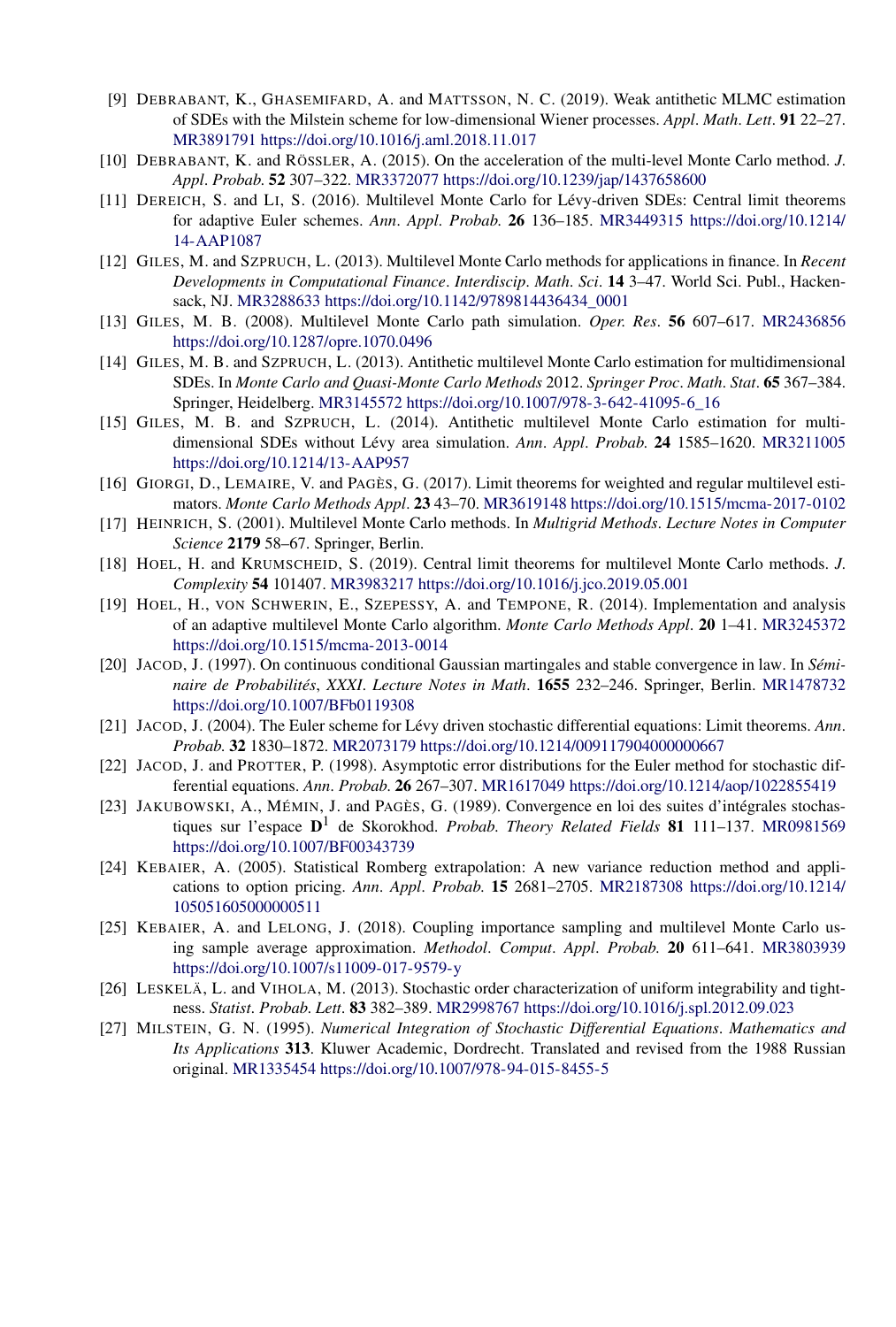[9] Debrabant, K., Ghasemifard, A. and Mattsson, N. C. (2019). Weak antithetic MLMC estimation of SDEs with the Milstein scheme for low-dimensional Wiener processes. *Appl. Math. Lett.* **91** 22–27. MR3891791 https://doi.org/10.1016/j.aml.2018.11.017

[10] Debrabant, K. and Rössler, A. (2015). On the acceleration of the multi-level Monte Carlo method. *J. Appl. Probab.* **52** 307–322. MR3372077 https://doi.org/10.1239/jap/1437658600

[11] Dereich, S. and Li, S. (2016). Multilevel Monte Carlo for Lévy-driven SDEs: Central limit theorems for adaptive Euler schemes. *Ann. Appl. Probab.* **26** 136–185. MR3449315 https://doi.org/10.1214/14-AAP1087

[12] Giles, M. and Szpruch, L. (2013). Multilevel Monte Carlo methods for applications in finance. In *Recent Developments in Computational Finance. Interdiscip. Math. Sci.* **14** 3–47. World Sci. Publ., Hackensack, NJ. MR3288633 https://doi.org/10.1142/9789814436434_0001

[13] Giles, M. B. (2008). Multilevel Monte Carlo path simulation. *Oper. Res.* **56** 607–617. MR2436856 https://doi.org/10.1287/opre.1070.0496

[14] Giles, M. B. and Szpruch, L. (2013). Antithetic multilevel Monte Carlo estimation for multidimensional SDEs. In *Monte Carlo and Quasi-Monte Carlo Methods* 2012. *Springer Proc. Math. Stat.* **65** 367–384. Springer, Heidelberg. MR3145572 https://doi.org/10.1007/978-3-642-41095-6_16

[15] Giles, M. B. and Szpruch, L. (2014). Antithetic multilevel Monte Carlo estimation for multi-dimensional SDEs without Lévy area simulation. *Ann. Appl. Probab.* **24** 1585–1620. MR3211005 https://doi.org/10.1214/13-AAP957

[16] Giorgi, D., Lemaire, V. and Pagès, G. (2017). Limit theorems for weighted and regular multilevel estimators. *Monte Carlo Methods Appl.* **23** 43–70. MR3619148 https://doi.org/10.1515/mcma-2017-0102

[17] Heinrich, S. (2001). Multilevel Monte Carlo methods. In *Multigrid Methods. Lecture Notes in Computer Science* **2179** 58–67. Springer, Berlin.

[18] Hoel, H. and Krumscheid, S. (2019). Central limit theorems for multilevel Monte Carlo methods. *J. Complexity* **54** 101407. MR3983217 https://doi.org/10.1016/j.jco.2019.05.001

[19] Hoel, H., von Schwerin, E., Szepessy, A. and Tempone, R. (2014). Implementation and analysis of an adaptive multilevel Monte Carlo algorithm. *Monte Carlo Methods Appl.* **20** 1–41. MR3245372 https://doi.org/10.1515/mcma-2013-0014

[20] Jacod, J. (1997). On continuous conditional Gaussian martingales and stable convergence in law. In *Séminaire de Probabilités, XXXI. Lecture Notes in Math.* **1655** 232–246. Springer, Berlin. MR1478732 https://doi.org/10.1007/BFb0119308

[21] Jacod, J. (2004). The Euler scheme for Lévy driven stochastic differential equations: Limit theorems. *Ann. Probab.* **32** 1830–1872. MR2073179 https://doi.org/10.1214/009117904000000667

[22] Jacod, J. and Protter, P. (1998). Asymptotic error distributions for the Euler method for stochastic differential equations. *Ann. Probab.* **26** 267–307. MR1617049 https://doi.org/10.1214/aop/1022855419

[23] Jakubowski, A., Mémin, J. and Pagès, G. (1989). Convergence en loi des suites d'intégrales stochastiques sur l'espace $\mathbf{D}^1$ de Skorokhod. *Probab. Theory Related Fields* **81** 111–137. MR0981569 https://doi.org/10.1007/BF00343739

[24] Kebaier, A. (2005). Statistical Romberg extrapolation: A new variance reduction method and applications to option pricing. *Ann. Appl. Probab.* **15** 2681–2705. MR2187308 https://doi.org/10.1214/105051605000000511

[25] Kebaier, A. and Lelong, J. (2018). Coupling importance sampling and multilevel Monte Carlo using sample average approximation. *Methodol. Comput. Appl. Probab.* **20** 611–641. MR3803939 https://doi.org/10.1007/s11009-017-9579-y

[26] Leskelä, L. and Vihola, M. (2013). Stochastic order characterization of uniform integrability and tightness. *Statist. Probab. Lett.* **83** 382–389. MR2998767 https://doi.org/10.1016/j.spl.2012.09.023

[27] Milstein, G. N. (1995). *Numerical Integration of Stochastic Differential Equations. Mathematics and Its Applications* **313**. Kluwer Academic, Dordrecht. Translated and revised from the 1988 Russian original. MR1335454 https://doi.org/10.1007/978-94-015-8455-5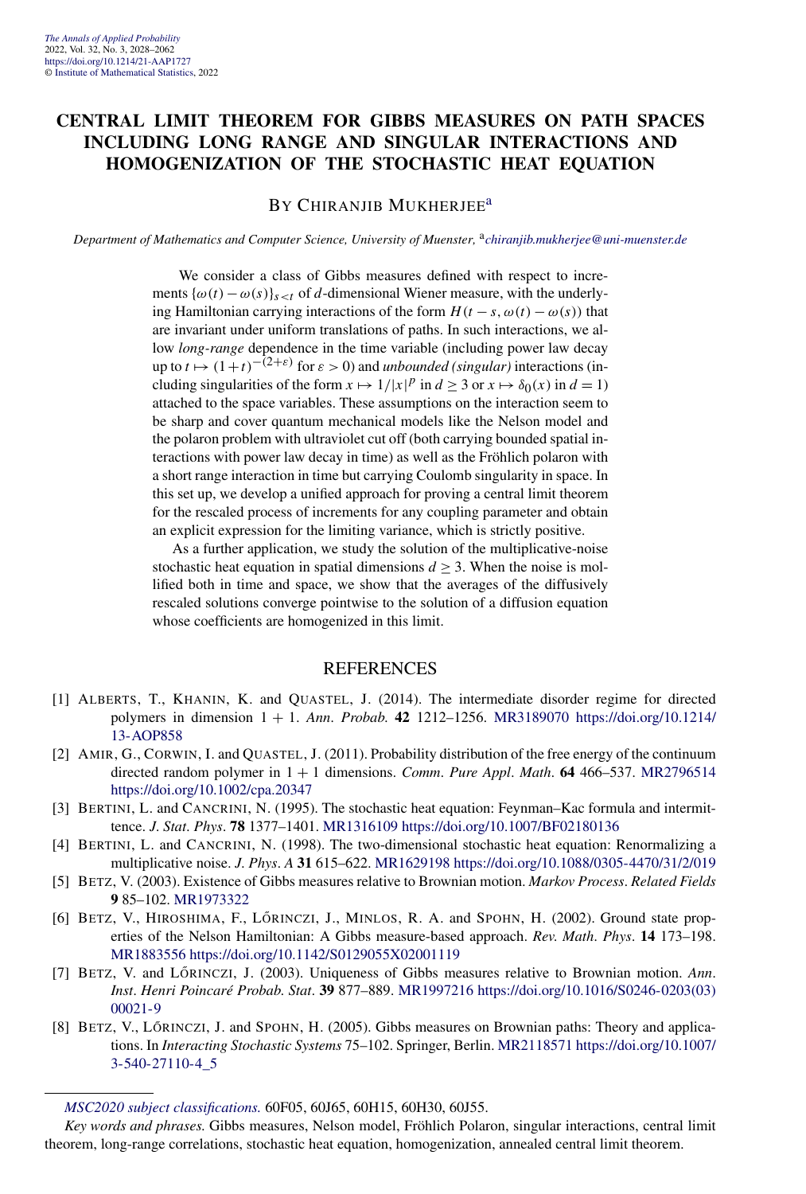# CENTRAL LIMIT THEOREM FOR GIBBS MEASURES ON PATH SPACES INCLUDING LONG RANGE AND SINGULAR INTERACTIONS AND HOMOGENIZATION OF THE STOCHASTIC HEAT EQUATION

BY CHIRANJIB MUKHERJEE[a]

*Department of Mathematics and Computer Science, University of Muenster,* [a]*chiranjib.mukherjee@uni-muenster.de*

We consider a class of Gibbs measures defined with respect to increments $\{\omega(t) - \omega(s)\}_{s<t}$ of $d$-dimensional Wiener measure, with the underlying Hamiltonian carrying interactions of the form $H(t-s, \omega(t) - \omega(s))$ that are invariant under uniform translations of paths. In such interactions, we allow *long-range* dependence in the time variable (including power law decay up to $t \mapsto (1+t)^{-(2+\varepsilon)}$ for $\varepsilon > 0$) and *unbounded (singular)* interactions (including singularities of the form $x \mapsto 1/|x|^p$ in $d \geq 3$ or $x \mapsto \delta_0(x)$ in $d = 1$) attached to the space variables. These assumptions on the interaction seem to be sharp and cover quantum mechanical models like the Nelson model and the polaron problem with ultraviolet cut off (both carrying bounded spatial interactions with power law decay in time) as well as the Fröhlich polaron with a short range interaction in time but carrying Coulomb singularity in space. In this set up, we develop a unified approach for proving a central limit theorem for the rescaled process of increments for any coupling parameter and obtain an explicit expression for the limiting variance, which is strictly positive.

As a further application, we study the solution of the multiplicative-noise stochastic heat equation in spatial dimensions $d \geq 3$. When the noise is mollified both in time and space, we show that the averages of the diffusively rescaled solutions converge pointwise to the solution of a diffusion equation whose coefficients are homogenized in this limit.

## REFERENCES

[1] ALBERTS, T., KHANIN, K. and QUASTEL, J. (2014). The intermediate disorder regime for directed polymers in dimension $1+1$. *Ann. Probab.* **42** 1212–1256. MR3189070 https://doi.org/10.1214/13-AOP858

[2] AMIR, G., CORWIN, I. and QUASTEL, J. (2011). Probability distribution of the free energy of the continuum directed random polymer in $1+1$ dimensions. *Comm. Pure Appl. Math.* **64** 466–537. MR2796514 https://doi.org/10.1002/cpa.20347

[3] BERTINI, L. and CANCRINI, N. (1995). The stochastic heat equation: Feynman–Kac formula and intermittence. *J. Stat. Phys.* **78** 1377–1401. MR1316109 https://doi.org/10.1007/BF02180136

[4] BERTINI, L. and CANCRINI, N. (1998). The two-dimensional stochastic heat equation: Renormalizing a multiplicative noise. *J. Phys. A* **31** 615–622. MR1629198 https://doi.org/10.1088/0305-4470/31/2/019

[5] BETZ, V. (2003). Existence of Gibbs measures relative to Brownian motion. *Markov Process. Related Fields* **9** 85–102. MR1973322

[6] BETZ, V., HIROSHIMA, F., LŐRINCZI, J., MINLOS, R. A. and SPOHN, H. (2002). Ground state properties of the Nelson Hamiltonian: A Gibbs measure-based approach. *Rev. Math. Phys.* **14** 173–198. MR1883556 https://doi.org/10.1142/S0129055X02001119

[7] BETZ, V. and LŐRINCZI, J. (2003). Uniqueness of Gibbs measures relative to Brownian motion. *Ann. Inst. Henri Poincaré Probab. Stat.* **39** 877–889. MR1997216 https://doi.org/10.1016/S0246-0203(03)00021-9

[8] BETZ, V., LŐRINCZI, J. and SPOHN, H. (2005). Gibbs measures on Brownian paths: Theory and applications. In *Interacting Stochastic Systems* 75–102. Springer, Berlin. MR2118571 https://doi.org/10.1007/3-540-27110-4_5

*MSC2020 subject classifications.* 60F05, 60J65, 60H15, 60H30, 60J55.

*Key words and phrases.* Gibbs measures, Nelson model, Fröhlich Polaron, singular interactions, central limit theorem, long-range correlations, stochastic heat equation, homogenization, annealed central limit theorem.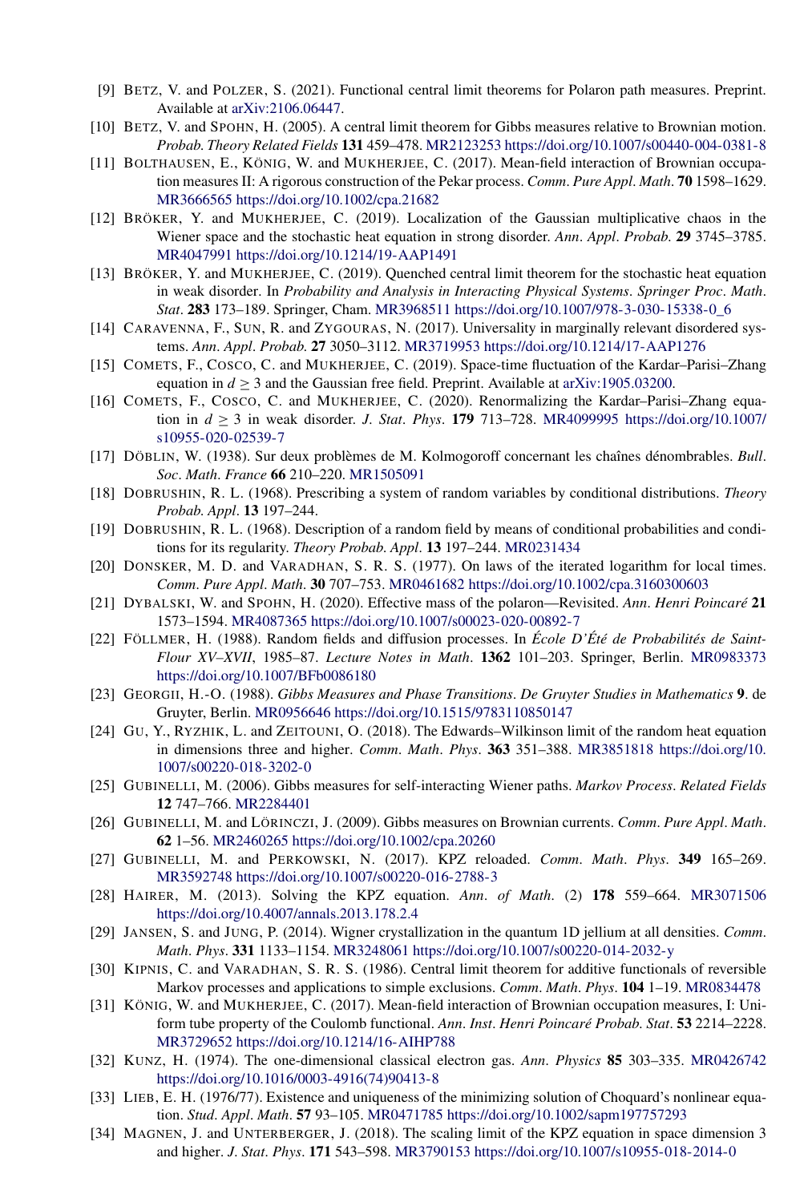[9] Betz, V. and Polzer, S. (2021). Functional central limit theorems for Polaron path measures. Preprint. Available at arXiv:2106.06447.

[10] Betz, V. and Spohn, H. (2005). A central limit theorem for Gibbs measures relative to Brownian motion. *Probab. Theory Related Fields* **131** 459–478. MR2123253 https://doi.org/10.1007/s00440-004-0381-8

[11] Bolthausen, E., König, W. and Mukherjee, C. (2017). Mean-field interaction of Brownian occupation measures II: A rigorous construction of the Pekar process. *Comm. Pure Appl. Math.* **70** 1598–1629. MR3666565 https://doi.org/10.1002/cpa.21682

[12] Bröker, Y. and Mukherjee, C. (2019). Localization of the Gaussian multiplicative chaos in the Wiener space and the stochastic heat equation in strong disorder. *Ann. Appl. Probab.* **29** 3745–3785. MR4047991 https://doi.org/10.1214/19-AAP1491

[13] Bröker, Y. and Mukherjee, C. (2019). Quenched central limit theorem for the stochastic heat equation in weak disorder. In *Probability and Analysis in Interacting Physical Systems*. *Springer Proc. Math. Stat.* **283** 173–189. Springer, Cham. MR3968511 https://doi.org/10.1007/978-3-030-15338-0_6

[14] Caravenna, F., Sun, R. and Zygouras, N. (2017). Universality in marginally relevant disordered systems. *Ann. Appl. Probab.* **27** 3050–3112. MR3719953 https://doi.org/10.1214/17-AAP1276

[15] Comets, F., Cosco, C. and Mukherjee, C. (2019). Space-time fluctuation of the Kardar–Parisi–Zhang equation in $d \geq 3$ and the Gaussian free field. Preprint. Available at arXiv:1905.03200.

[16] Comets, F., Cosco, C. and Mukherjee, C. (2020). Renormalizing the Kardar–Parisi–Zhang equation in $d \geq 3$ in weak disorder. *J. Stat. Phys.* **179** 713–728. MR4099995 https://doi.org/10.1007/s10955-020-02539-7

[17] Döblin, W. (1938). Sur deux problèmes de M. Kolmogoroff concernant les chaînes dénombrables. *Bull. Soc. Math. France* **66** 210–220. MR1505091

[18] Dobrushin, R. L. (1968). Prescribing a system of random variables by conditional distributions. *Theory Probab. Appl.* **13** 197–244.

[19] Dobrushin, R. L. (1968). Description of a random field by means of conditional probabilities and conditions for its regularity. *Theory Probab. Appl.* **13** 197–244. MR0231434

[20] Donsker, M. D. and Varadhan, S. R. S. (1977). On laws of the iterated logarithm for local times. *Comm. Pure Appl. Math.* **30** 707–753. MR0461682 https://doi.org/10.1002/cpa.3160300603

[21] Dybalski, W. and Spohn, H. (2020). Effective mass of the polaron—Revisited. *Ann. Henri Poincaré* **21** 1573–1594. MR4087365 https://doi.org/10.1007/s00023-020-00892-7

[22] Föllmer, H. (1988). Random fields and diffusion processes. In *École D'Été de Probabilités de Saint-Flour XV–XVII*, 1985–87. *Lecture Notes in Math.* **1362** 101–203. Springer, Berlin. MR0983373 https://doi.org/10.1007/BFb0086180

[23] Georgii, H.-O. (1988). *Gibbs Measures and Phase Transitions*. *De Gruyter Studies in Mathematics* **9**. de Gruyter, Berlin. MR0956646 https://doi.org/10.1515/9783110850147

[24] Gu, Y., Ryzhik, L. and Zeitouni, O. (2018). The Edwards–Wilkinson limit of the random heat equation in dimensions three and higher. *Comm. Math. Phys.* **363** 351–388. MR3851818 https://doi.org/10.1007/s00220-018-3202-0

[25] Gubinelli, M. (2006). Gibbs measures for self-interacting Wiener paths. *Markov Process. Related Fields* **12** 747–766. MR2284401

[26] Gubinelli, M. and Lörinczi, J. (2009). Gibbs measures on Brownian currents. *Comm. Pure Appl. Math.* **62** 1–56. MR2460265 https://doi.org/10.1002/cpa.20260

[27] Gubinelli, M. and Perkowski, N. (2017). KPZ reloaded. *Comm. Math. Phys.* **349** 165–269. MR3592748 https://doi.org/10.1007/s00220-016-2788-3

[28] Hairer, M. (2013). Solving the KPZ equation. *Ann. of Math.* (2) **178** 559–664. MR3071506 https://doi.org/10.4007/annals.2013.178.2.4

[29] Jansen, S. and Jung, P. (2014). Wigner crystallization in the quantum 1D jellium at all densities. *Comm. Math. Phys.* **331** 1133–1154. MR3248061 https://doi.org/10.1007/s00220-014-2032-y

[30] Kipnis, C. and Varadhan, S. R. S. (1986). Central limit theorem for additive functionals of reversible Markov processes and applications to simple exclusions. *Comm. Math. Phys.* **104** 1–19. MR0834478

[31] König, W. and Mukherjee, C. (2017). Mean-field interaction of Brownian occupation measures, I: Uniform tube property of the Coulomb functional. *Ann. Inst. Henri Poincaré Probab. Stat.* **53** 2214–2228. MR3729652 https://doi.org/10.1214/16-AIHP788

[32] Kunz, H. (1974). The one-dimensional classical electron gas. *Ann. Physics* **85** 303–335. MR0426742 https://doi.org/10.1016/0003-4916(74)90413-8

[33] Lieb, E. H. (1976/77). Existence and uniqueness of the minimizing solution of Choquard's nonlinear equation. *Stud. Appl. Math.* **57** 93–105. MR0471785 https://doi.org/10.1002/sapm197757293

[34] Magnen, J. and Unterberger, J. (2018). The scaling limit of the KPZ equation in space dimension 3 and higher. *J. Stat. Phys.* **171** 543–598. MR3790153 https://doi.org/10.1007/s10955-018-2014-0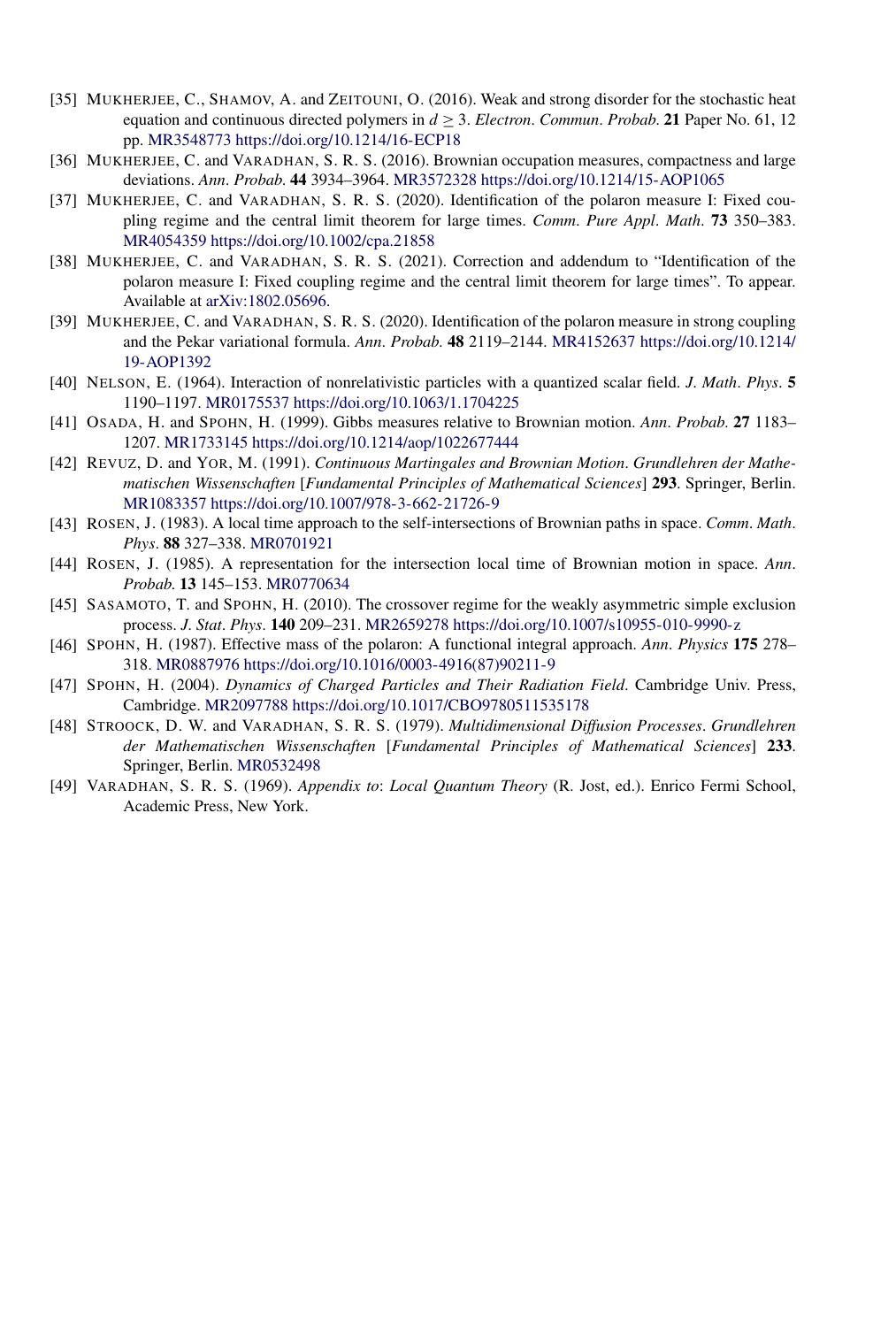[35] MUKHERJEE, C., SHAMOV, A. and ZEITOUNI, O. (2016). Weak and strong disorder for the stochastic heat equation and continuous directed polymers in $d \geq 3$. *Electron. Commun. Probab.* **21** Paper No. 61, 12 pp. MR3548773 https://doi.org/10.1214/16-ECP18

[36] MUKHERJEE, C. and VARADHAN, S. R. S. (2016). Brownian occupation measures, compactness and large deviations. *Ann. Probab.* **44** 3934–3964. MR3572328 https://doi.org/10.1214/15-AOP1065

[37] MUKHERJEE, C. and VARADHAN, S. R. S. (2020). Identification of the polaron measure I: Fixed coupling regime and the central limit theorem for large times. *Comm. Pure Appl. Math.* **73** 350–383. MR4054359 https://doi.org/10.1002/cpa.21858

[38] MUKHERJEE, C. and VARADHAN, S. R. S. (2021). Correction and addendum to "Identification of the polaron measure I: Fixed coupling regime and the central limit theorem for large times". To appear. Available at arXiv:1802.05696.

[39] MUKHERJEE, C. and VARADHAN, S. R. S. (2020). Identification of the polaron measure in strong coupling and the Pekar variational formula. *Ann. Probab.* **48** 2119–2144. MR4152637 https://doi.org/10.1214/19-AOP1392

[40] NELSON, E. (1964). Interaction of nonrelativistic particles with a quantized scalar field. *J. Math. Phys.* **5** 1190–1197. MR0175537 https://doi.org/10.1063/1.1704225

[41] OSADA, H. and SPOHN, H. (1999). Gibbs measures relative to Brownian motion. *Ann. Probab.* **27** 1183–1207. MR1733145 https://doi.org/10.1214/aop/1022677444

[42] REVUZ, D. and YOR, M. (1991). *Continuous Martingales and Brownian Motion. Grundlehren der Mathematischen Wissenschaften* [*Fundamental Principles of Mathematical Sciences*] **293**. Springer, Berlin. MR1083357 https://doi.org/10.1007/978-3-662-21726-9

[43] ROSEN, J. (1983). A local time approach to the self-intersections of Brownian paths in space. *Comm. Math. Phys.* **88** 327–338. MR0701921

[44] ROSEN, J. (1985). A representation for the intersection local time of Brownian motion in space. *Ann. Probab.* **13** 145–153. MR0770634

[45] SASAMOTO, T. and SPOHN, H. (2010). The crossover regime for the weakly asymmetric simple exclusion process. *J. Stat. Phys.* **140** 209–231. MR2659278 https://doi.org/10.1007/s10955-010-9990-z

[46] SPOHN, H. (1987). Effective mass of the polaron: A functional integral approach. *Ann. Physics* **175** 278–318. MR0887976 https://doi.org/10.1016/0003-4916(87)90211-9

[47] SPOHN, H. (2004). *Dynamics of Charged Particles and Their Radiation Field*. Cambridge Univ. Press, Cambridge. MR2097788 https://doi.org/10.1017/CBO9780511535178

[48] STROOCK, D. W. and VARADHAN, S. R. S. (1979). *Multidimensional Diffusion Processes. Grundlehren der Mathematischen Wissenschaften* [*Fundamental Principles of Mathematical Sciences*] **233**. Springer, Berlin. MR0532498

[49] VARADHAN, S. R. S. (1969). *Appendix to*: *Local Quantum Theory* (R. Jost, ed.). Enrico Fermi School, Academic Press, New York.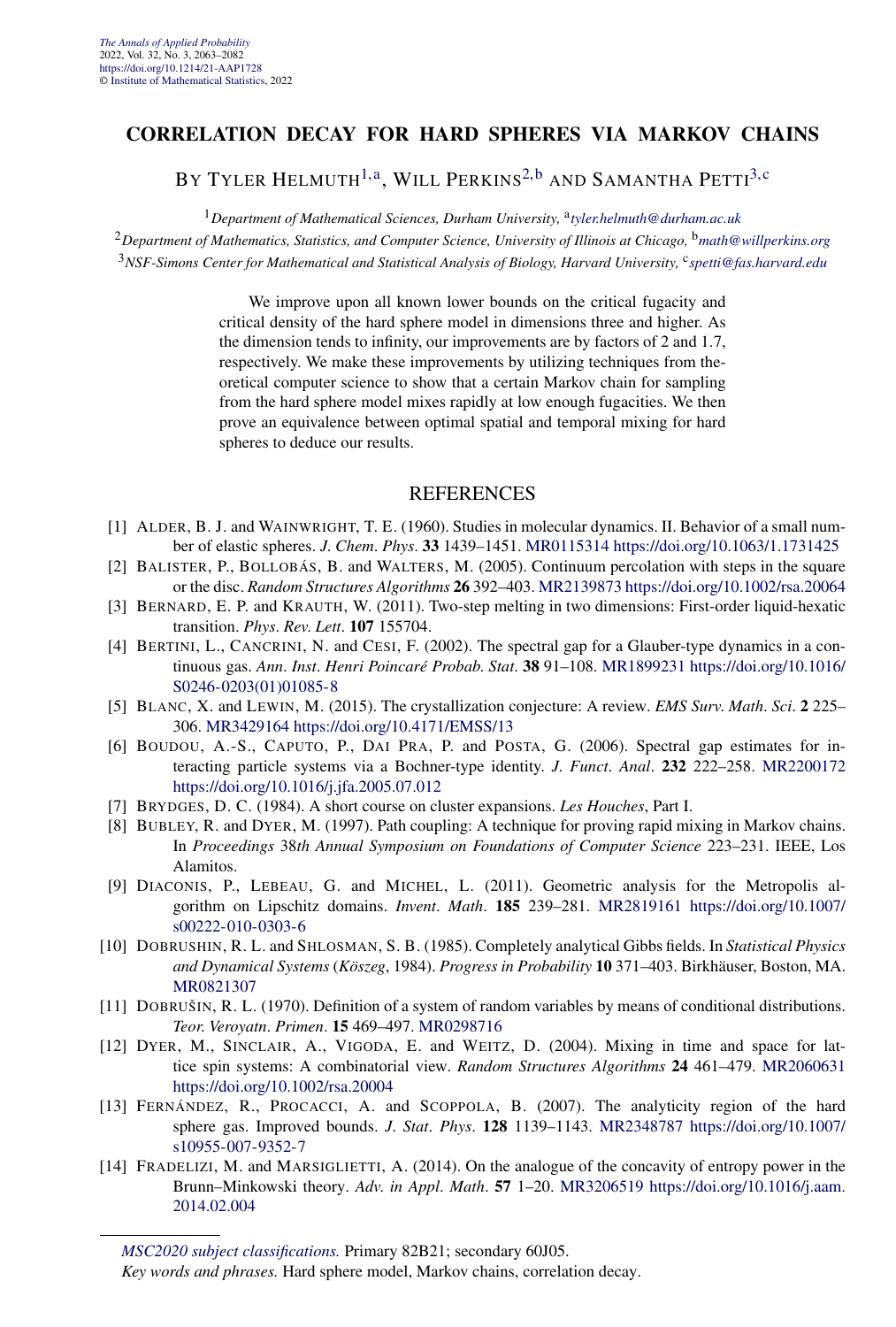# CORRELATION DECAY FOR HARD SPHERES VIA MARKOV CHAINS

BY TYLER HELMUTH[1,a], WILL PERKINS[2,b] AND SAMANTHA PETTI[3,c]

[1]*Department of Mathematical Sciences, Durham University,* [a]*tyler.helmuth@durham.ac.uk*

[2]*Department of Mathematics, Statistics, and Computer Science, University of Illinois at Chicago,* [b]*math@willperkins.org*

[3]*NSF-Simons Center for Mathematical and Statistical Analysis of Biology, Harvard University,* [c]*spetti@fas.harvard.edu*

We improve upon all known lower bounds on the critical fugacity and critical density of the hard sphere model in dimensions three and higher. As the dimension tends to infinity, our improvements are by factors of 2 and 1.7, respectively. We make these improvements by utilizing techniques from theoretical computer science to show that a certain Markov chain for sampling from the hard sphere model mixes rapidly at low enough fugacities. We then prove an equivalence between optimal spatial and temporal mixing for hard spheres to deduce our results.

## REFERENCES

[1] ALDER, B. J. and WAINWRIGHT, T. E. (1960). Studies in molecular dynamics. II. Behavior of a small number of elastic spheres. *J. Chem. Phys.* **33** 1439–1451. MR0115314 https://doi.org/10.1063/1.1731425

[2] BALISTER, P., BOLLOBÁS, B. and WALTERS, M. (2005). Continuum percolation with steps in the square or the disc. *Random Structures Algorithms* **26** 392–403. MR2139873 https://doi.org/10.1002/rsa.20064

[3] BERNARD, E. P. and KRAUTH, W. (2011). Two-step melting in two dimensions: First-order liquid-hexatic transition. *Phys. Rev. Lett.* **107** 155704.

[4] BERTINI, L., CANCRINI, N. and CESI, F. (2002). The spectral gap for a Glauber-type dynamics in a continuous gas. *Ann. Inst. Henri Poincaré Probab. Stat.* **38** 91–108. MR1899231 https://doi.org/10.1016/S0246-0203(01)01085-8

[5] BLANC, X. and LEWIN, M. (2015). The crystallization conjecture: A review. *EMS Surv. Math. Sci.* **2** 225–306. MR3429164 https://doi.org/10.4171/EMSS/13

[6] BOUDOU, A.-S., CAPUTO, P., DAI PRA, P. and POSTA, G. (2006). Spectral gap estimates for interacting particle systems via a Bochner-type identity. *J. Funct. Anal.* **232** 222–258. MR2200172 https://doi.org/10.1016/j.jfa.2005.07.012

[7] BRYDGES, D. C. (1984). A short course on cluster expansions. *Les Houches*, Part I.

[8] BUBLEY, R. and DYER, M. (1997). Path coupling: A technique for proving rapid mixing in Markov chains. In *Proceedings* 38*th Annual Symposium on Foundations of Computer Science* 223–231. IEEE, Los Alamitos.

[9] DIACONIS, P., LEBEAU, G. and MICHEL, L. (2011). Geometric analysis for the Metropolis algorithm on Lipschitz domains. *Invent. Math.* **185** 239–281. MR2819161 https://doi.org/10.1007/s00222-010-0303-6

[10] DOBRUSHIN, R. L. and SHLOSMAN, S. B. (1985). Completely analytical Gibbs fields. In *Statistical Physics and Dynamical Systems* (*Köszeg*, 1984). *Progress in Probability* **10** 371–403. Birkhäuser, Boston, MA. MR0821307

[11] DOBRUŠIN, R. L. (1970). Definition of a system of random variables by means of conditional distributions. *Teor. Veroyatn. Primen.* **15** 469–497. MR0298716

[12] DYER, M., SINCLAIR, A., VIGODA, E. and WEITZ, D. (2004). Mixing in time and space for lattice spin systems: A combinatorial view. *Random Structures Algorithms* **24** 461–479. MR2060631 https://doi.org/10.1002/rsa.20004

[13] FERNÁNDEZ, R., PROCACCI, A. and SCOPPOLA, B. (2007). The analyticity region of the hard sphere gas. Improved bounds. *J. Stat. Phys.* **128** 1139–1143. MR2348787 https://doi.org/10.1007/s10955-007-9352-7

[14] FRADELIZI, M. and MARSIGLIETTI, A. (2014). On the analogue of the concavity of entropy power in the Brunn–Minkowski theory. *Adv. in Appl. Math.* **57** 1–20. MR3206519 https://doi.org/10.1016/j.aam.2014.02.004

*MSC2020 subject classifications.* Primary 82B21; secondary 60J05.
*Key words and phrases.* Hard sphere model, Markov chains, correlation decay.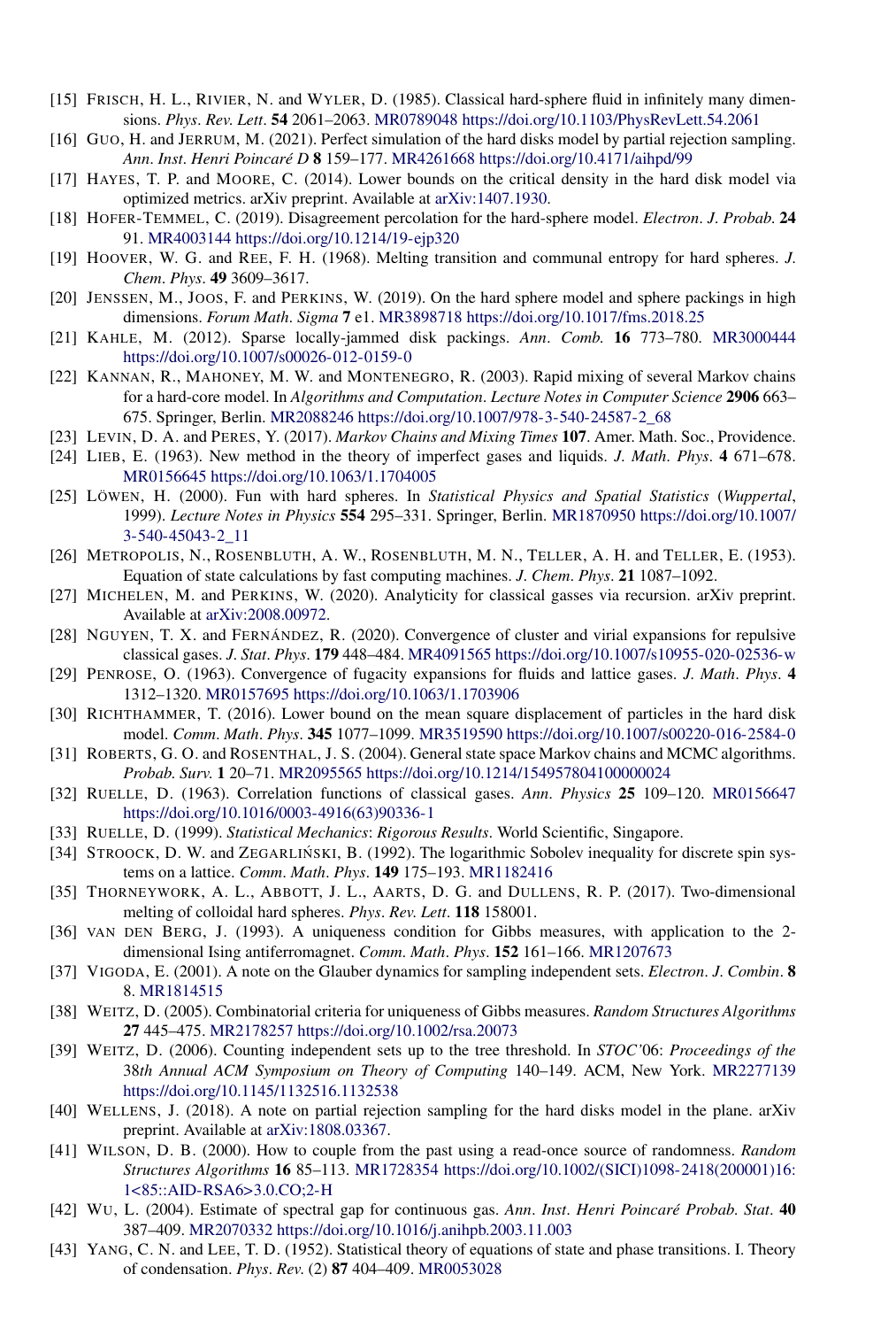[15] FRISCH, H. L., RIVIER, N. and WYLER, D. (1985). Classical hard-sphere fluid in infinitely many dimensions. *Phys. Rev. Lett.* **54** 2061–2063. MR0789048 https://doi.org/10.1103/PhysRevLett.54.2061

[16] GUO, H. and JERRUM, M. (2021). Perfect simulation of the hard disks model by partial rejection sampling. *Ann. Inst. Henri Poincaré D* **8** 159–177. MR4261668 https://doi.org/10.4171/aihpd/99

[17] HAYES, T. P. and MOORE, C. (2014). Lower bounds on the critical density in the hard disk model via optimized metrics. arXiv preprint. Available at arXiv:1407.1930.

[18] HOFER-TEMMEL, C. (2019). Disagreement percolation for the hard-sphere model. *Electron. J. Probab.* **24** 91. MR4003144 https://doi.org/10.1214/19-ejp320

[19] HOOVER, W. G. and REE, F. H. (1968). Melting transition and communal entropy for hard spheres. *J. Chem. Phys.* **49** 3609–3617.

[20] JENSSEN, M., JOOS, F. and PERKINS, W. (2019). On the hard sphere model and sphere packings in high dimensions. *Forum Math. Sigma* **7** e1. MR3898718 https://doi.org/10.1017/fms.2018.25

[21] KAHLE, M. (2012). Sparse locally-jammed disk packings. *Ann. Comb.* **16** 773–780. MR3000444 https://doi.org/10.1007/s00026-012-0159-0

[22] KANNAN, R., MAHONEY, M. W. and MONTENEGRO, R. (2003). Rapid mixing of several Markov chains for a hard-core model. In *Algorithms and Computation. Lecture Notes in Computer Science* **2906** 663–675. Springer, Berlin. MR2088246 https://doi.org/10.1007/978-3-540-24587-2_68

[23] LEVIN, D. A. and PERES, Y. (2017). *Markov Chains and Mixing Times* **107**. Amer. Math. Soc., Providence.

[24] LIEB, E. (1963). New method in the theory of imperfect gases and liquids. *J. Math. Phys.* **4** 671–678. MR0156645 https://doi.org/10.1063/1.1704005

[25] LÖWEN, H. (2000). Fun with hard spheres. In *Statistical Physics and Spatial Statistics* (*Wuppertal*, 1999). *Lecture Notes in Physics* **554** 295–331. Springer, Berlin. MR1870950 https://doi.org/10.1007/3-540-45043-2_11

[26] METROPOLIS, N., ROSENBLUTH, A. W., ROSENBLUTH, M. N., TELLER, A. H. and TELLER, E. (1953). Equation of state calculations by fast computing machines. *J. Chem. Phys.* **21** 1087–1092.

[27] MICHELEN, M. and PERKINS, W. (2020). Analyticity for classical gasses via recursion. arXiv preprint. Available at arXiv:2008.00972.

[28] NGUYEN, T. X. and FERNÁNDEZ, R. (2020). Convergence of cluster and virial expansions for repulsive classical gases. *J. Stat. Phys.* **179** 448–484. MR4091565 https://doi.org/10.1007/s10955-020-02536-w

[29] PENROSE, O. (1963). Convergence of fugacity expansions for fluids and lattice gases. *J. Math. Phys.* **4** 1312–1320. MR0157695 https://doi.org/10.1063/1.1703906

[30] RICHTHAMMER, T. (2016). Lower bound on the mean square displacement of particles in the hard disk model. *Comm. Math. Phys.* **345** 1077–1099. MR3519590 https://doi.org/10.1007/s00220-016-2584-0

[31] ROBERTS, G. O. and ROSENTHAL, J. S. (2004). General state space Markov chains and MCMC algorithms. *Probab. Surv.* **1** 20–71. MR2095565 https://doi.org/10.1214/154957804100000024

[32] RUELLE, D. (1963). Correlation functions of classical gases. *Ann. Physics* **25** 109–120. MR0156647 https://doi.org/10.1016/0003-4916(63)90336-1

[33] RUELLE, D. (1999). *Statistical Mechanics: Rigorous Results*. World Scientific, Singapore.

[34] STROOCK, D. W. and ZEGARLIŃSKI, B. (1992). The logarithmic Sobolev inequality for discrete spin systems on a lattice. *Comm. Math. Phys.* **149** 175–193. MR1182416

[35] THORNEYWORK, A. L., ABBOTT, J. L., AARTS, D. G. and DULLENS, R. P. (2017). Two-dimensional melting of colloidal hard spheres. *Phys. Rev. Lett.* **118** 158001.

[36] VAN DEN BERG, J. (1993). A uniqueness condition for Gibbs measures, with application to the 2-dimensional Ising antiferromagnet. *Comm. Math. Phys.* **152** 161–166. MR1207673

[37] VIGODA, E. (2001). A note on the Glauber dynamics for sampling independent sets. *Electron. J. Combin.* **8** 8. MR1814515

[38] WEITZ, D. (2005). Combinatorial criteria for uniqueness of Gibbs measures. *Random Structures Algorithms* **27** 445–475. MR2178257 https://doi.org/10.1002/rsa.20073

[39] WEITZ, D. (2006). Counting independent sets up to the tree threshold. In *STOC'06: Proceedings of the 38th Annual ACM Symposium on Theory of Computing* 140–149. ACM, New York. MR2277139 https://doi.org/10.1145/1132516.1132538

[40] WELLENS, J. (2018). A note on partial rejection sampling for the hard disks model in the plane. arXiv preprint. Available at arXiv:1808.03367.

[41] WILSON, D. B. (2000). How to couple from the past using a read-once source of randomness. *Random Structures Algorithms* **16** 85–113. MR1728354 https://doi.org/10.1002/(SICI)1098-2418(200001)16:1<85::AID-RSA6>3.0.CO;2-H

[42] WU, L. (2004). Estimate of spectral gap for continuous gas. *Ann. Inst. Henri Poincaré Probab. Stat.* **40** 387–409. MR2070332 https://doi.org/10.1016/j.anihpb.2003.11.003

[43] YANG, C. N. and LEE, T. D. (1952). Statistical theory of equations of state and phase transitions. I. Theory of condensation. *Phys. Rev.* (2) **87** 404–409. MR0053028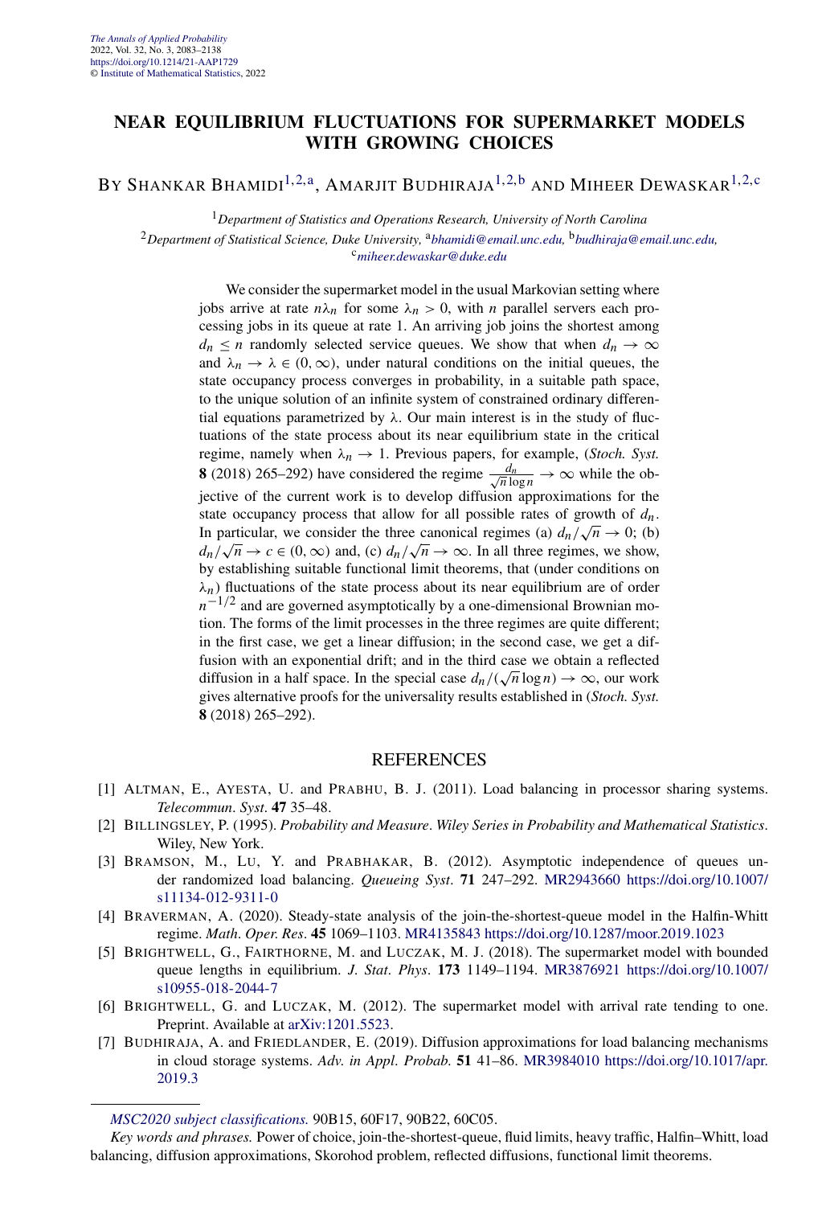# NEAR EQUILIBRIUM FLUCTUATIONS FOR SUPERMARKET MODELS WITH GROWING CHOICES

BY SHANKAR BHAMIDI[1,2,a], AMARJIT BUDHIRAJA[1,2,b] AND MIHEER DEWASKAR[1,2,c]

[1]*Department of Statistics and Operations Research, University of North Carolina*

[2]*Department of Statistical Science, Duke University,* [a]*bhamidi@email.unc.edu,* [b]*budhiraja@email.unc.edu,* [c]*miheer.dewaskar@duke.edu*

We consider the supermarket model in the usual Markovian setting where jobs arrive at rate $n\lambda_n$ for some $\lambda_n > 0$, with $n$ parallel servers each processing jobs in its queue at rate 1. An arriving job joins the shortest among $d_n \leq n$ randomly selected service queues. We show that when $d_n \to \infty$ and $\lambda_n \to \lambda \in (0, \infty)$, under natural conditions on the initial queues, the state occupancy process converges in probability, in a suitable path space, to the unique solution of an infinite system of constrained ordinary differential equations parametrized by $\lambda$. Our main interest is in the study of fluctuations of the state process about its near equilibrium state in the critical regime, namely when $\lambda_n \to 1$. Previous papers, for example, (*Stoch. Syst.* **8** (2018) 265–292) have considered the regime $\frac{d_n}{\sqrt{n}\log n} \to \infty$ while the objective of the current work is to develop diffusion approximations for the state occupancy process that allow for all possible rates of growth of $d_n$. In particular, we consider the three canonical regimes (a) $d_n/\sqrt{n} \to 0$; (b) $d_n/\sqrt{n} \to c \in (0, \infty)$ and, (c) $d_n/\sqrt{n} \to \infty$. In all three regimes, we show, by establishing suitable functional limit theorems, that (under conditions on $\lambda_n$) fluctuations of the state process about its near equilibrium are of order $n^{-1/2}$ and are governed asymptotically by a one-dimensional Brownian motion. The forms of the limit processes in the three regimes are quite different; in the first case, we get a linear diffusion; in the second case, we get a diffusion with an exponential drift; and in the third case we obtain a reflected diffusion in a half space. In the special case $d_n/(\sqrt{n}\log n) \to \infty$, our work gives alternative proofs for the universality results established in (*Stoch. Syst.* **8** (2018) 265–292).

## REFERENCES

[1] ALTMAN, E., AYESTA, U. and PRABHU, B. J. (2011). Load balancing in processor sharing systems. *Telecommun. Syst.* **47** 35–48.

[2] BILLINGSLEY, P. (1995). *Probability and Measure*. *Wiley Series in Probability and Mathematical Statistics*. Wiley, New York.

[3] BRAMSON, M., LU, Y. and PRABHAKAR, B. (2012). Asymptotic independence of queues under randomized load balancing. *Queueing Syst.* **71** 247–292. MR2943660 https://doi.org/10.1007/s11134-012-9311-0

[4] BRAVERMAN, A. (2020). Steady-state analysis of the join-the-shortest-queue model in the Halfin-Whitt regime. *Math. Oper. Res.* **45** 1069–1103. MR4135843 https://doi.org/10.1287/moor.2019.1023

[5] BRIGHTWELL, G., FAIRTHORNE, M. and LUCZAK, M. J. (2018). The supermarket model with bounded queue lengths in equilibrium. *J. Stat. Phys.* **173** 1149–1194. MR3876921 https://doi.org/10.1007/s10955-018-2044-7

[6] BRIGHTWELL, G. and LUCZAK, M. (2012). The supermarket model with arrival rate tending to one. Preprint. Available at arXiv:1201.5523.

[7] BUDHIRAJA, A. and FRIEDLANDER, E. (2019). Diffusion approximations for load balancing mechanisms in cloud storage systems. *Adv. in Appl. Probab.* **51** 41–86. MR3984010 https://doi.org/10.1017/apr.2019.3

---

*MSC2020 subject classifications.* 90B15, 60F17, 90B22, 60C05.

*Key words and phrases.* Power of choice, join-the-shortest-queue, fluid limits, heavy traffic, Halfin–Whitt, load balancing, diffusion approximations, Skorohod problem, reflected diffusions, functional limit theorems.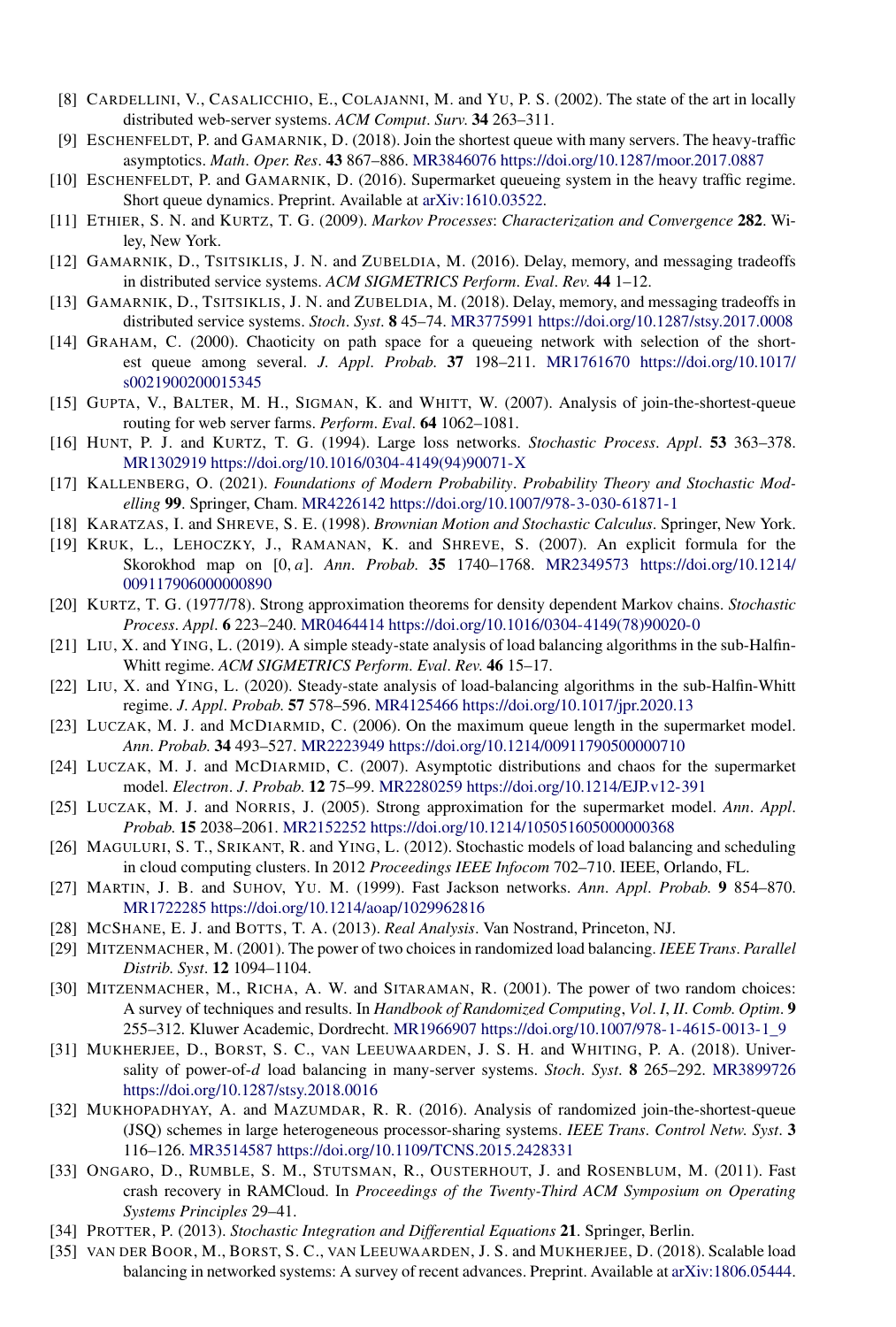[8] Cardellini, V., Casalicchio, E., Colajanni, M. and Yu, P. S. (2002). The state of the art in locally distributed web-server systems. *ACM Comput. Surv.* **34** 263–311.

[9] Eschenfeldt, P. and Gamarnik, D. (2018). Join the shortest queue with many servers. The heavy-traffic asymptotics. *Math. Oper. Res.* **43** 867–886. MR3846076 https://doi.org/10.1287/moor.2017.0887

[10] Eschenfeldt, P. and Gamarnik, D. (2016). Supermarket queueing system in the heavy traffic regime. Short queue dynamics. Preprint. Available at arXiv:1610.03522.

[11] Ethier, S. N. and Kurtz, T. G. (2009). *Markov Processes: Characterization and Convergence* **282**. Wiley, New York.

[12] Gamarnik, D., Tsitsiklis, J. N. and Zubeldia, M. (2016). Delay, memory, and messaging tradeoffs in distributed service systems. *ACM SIGMETRICS Perform. Eval. Rev.* **44** 1–12.

[13] Gamarnik, D., Tsitsiklis, J. N. and Zubeldia, M. (2018). Delay, memory, and messaging tradeoffs in distributed service systems. *Stoch. Syst.* **8** 45–74. MR3775991 https://doi.org/10.1287/stsy.2017.0008

[14] Graham, C. (2000). Chaoticity on path space for a queueing network with selection of the shortest queue among several. *J. Appl. Probab.* **37** 198–211. MR1761670 https://doi.org/10.1017/s0021900200015345

[15] Gupta, V., Balter, M. H., Sigman, K. and Whitt, W. (2007). Analysis of join-the-shortest-queue routing for web server farms. *Perform. Eval.* **64** 1062–1081.

[16] Hunt, P. J. and Kurtz, T. G. (1994). Large loss networks. *Stochastic Process. Appl.* **53** 363–378. MR1302919 https://doi.org/10.1016/0304-4149(94)90071-X

[17] Kallenberg, O. (2021). *Foundations of Modern Probability. Probability Theory and Stochastic Modelling* **99**. Springer, Cham. MR4226142 https://doi.org/10.1007/978-3-030-61871-1

[18] Karatzas, I. and Shreve, S. E. (1998). *Brownian Motion and Stochastic Calculus*. Springer, New York.

[19] Kruk, L., Lehoczky, J., Ramanan, K. and Shreve, S. (2007). An explicit formula for the Skorokhod map on $[0, a]$. *Ann. Probab.* **35** 1740–1768. MR2349573 https://doi.org/10.1214/009117906000000890

[20] Kurtz, T. G. (1977/78). Strong approximation theorems for density dependent Markov chains. *Stochastic Process. Appl.* **6** 223–240. MR0464414 https://doi.org/10.1016/0304-4149(78)90020-0

[21] Liu, X. and Ying, L. (2019). A simple steady-state analysis of load balancing algorithms in the sub-Halfin-Whitt regime. *ACM SIGMETRICS Perform. Eval. Rev.* **46** 15–17.

[22] Liu, X. and Ying, L. (2020). Steady-state analysis of load-balancing algorithms in the sub-Halfin-Whitt regime. *J. Appl. Probab.* **57** 578–596. MR4125466 https://doi.org/10.1017/jpr.2020.13

[23] Luczak, M. J. and McDiarmid, C. (2006). On the maximum queue length in the supermarket model. *Ann. Probab.* **34** 493–527. MR2223949 https://doi.org/10.1214/00911790500000710

[24] Luczak, M. J. and McDiarmid, C. (2007). Asymptotic distributions and chaos for the supermarket model. *Electron. J. Probab.* **12** 75–99. MR2280259 https://doi.org/10.1214/EJP.v12-391

[25] Luczak, M. J. and Norris, J. (2005). Strong approximation for the supermarket model. *Ann. Appl. Probab.* **15** 2038–2061. MR2152252 https://doi.org/10.1214/105051605000000368

[26] Maguluri, S. T., Srikant, R. and Ying, L. (2012). Stochastic models of load balancing and scheduling in cloud computing clusters. In 2012 *Proceedings IEEE Infocom* 702–710. IEEE, Orlando, FL.

[27] Martin, J. B. and Suhov, Yu. M. (1999). Fast Jackson networks. *Ann. Appl. Probab.* **9** 854–870. MR1722285 https://doi.org/10.1214/aoap/1029962816

[28] McShane, E. J. and Botts, T. A. (2013). *Real Analysis*. Van Nostrand, Princeton, NJ.

[29] Mitzenmacher, M. (2001). The power of two choices in randomized load balancing. *IEEE Trans. Parallel Distrib. Syst.* **12** 1094–1104.

[30] Mitzenmacher, M., Richa, A. W. and Sitaraman, R. (2001). The power of two random choices: A survey of techniques and results. In *Handbook of Randomized Computing, Vol. I, II. Comb. Optim.* **9** 255–312. Kluwer Academic, Dordrecht. MR1966907 https://doi.org/10.1007/978-1-4615-0013-1_9

[31] Mukherjee, D., Borst, S. C., van Leeuwaarden, J. S. H. and Whiting, P. A. (2018). Universality of power-of-$d$ load balancing in many-server systems. *Stoch. Syst.* **8** 265–292. MR3899726 https://doi.org/10.1287/stsy.2018.0016

[32] Mukhopadhyay, A. and Mazumdar, R. R. (2016). Analysis of randomized join-the-shortest-queue (JSQ) schemes in large heterogeneous processor-sharing systems. *IEEE Trans. Control Netw. Syst.* **3** 116–126. MR3514587 https://doi.org/10.1109/TCNS.2015.2428331

[33] Ongaro, D., Rumble, S. M., Stutsman, R., Ousterhout, J. and Rosenblum, M. (2011). Fast crash recovery in RAMCloud. In *Proceedings of the Twenty-Third ACM Symposium on Operating Systems Principles* 29–41.

[34] Protter, P. (2013). *Stochastic Integration and Differential Equations* **21**. Springer, Berlin.

[35] van der Boor, M., Borst, S. C., van Leeuwaarden, J. S. and Mukherjee, D. (2018). Scalable load balancing in networked systems: A survey of recent advances. Preprint. Available at arXiv:1806.05444.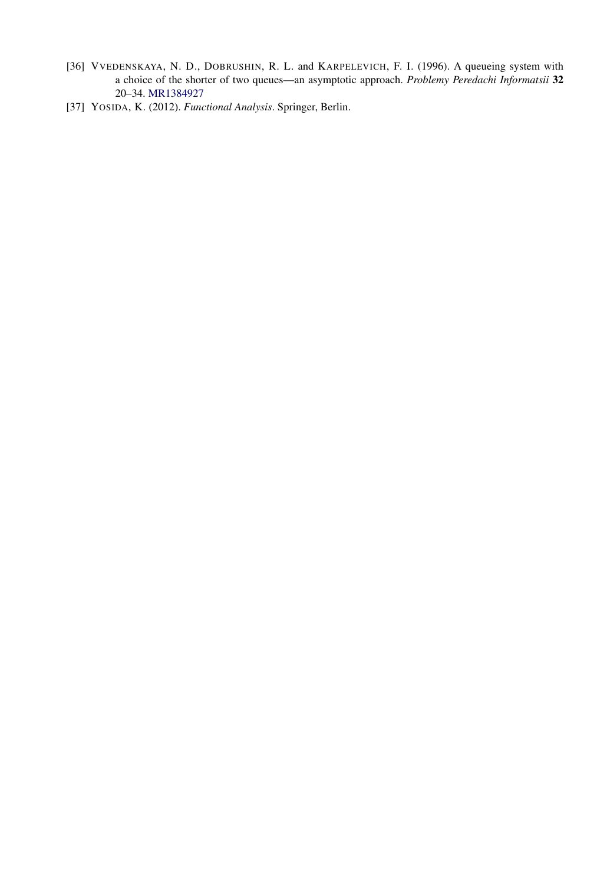[36] Vvedenskaya, N. D., Dobrushin, R. L. and Karpelevich, F. I. (1996). A queueing system with a choice of the shorter of two queues—an asymptotic approach. *Problemy Peredachi Informatsii* **32** 20–34. MR1384927

[37] Yosida, K. (2012). *Functional Analysis*. Springer, Berlin.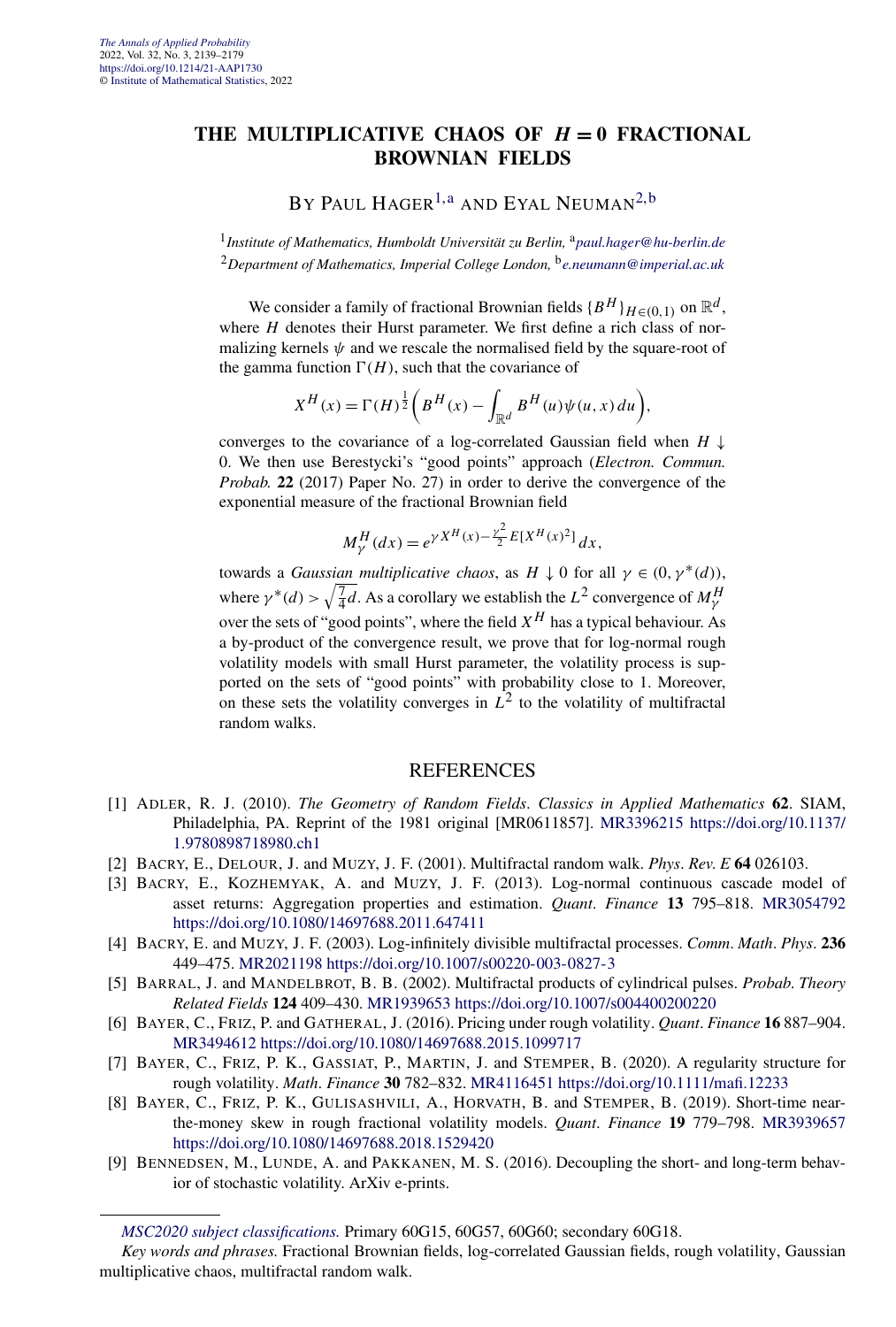# THE MULTIPLICATIVE CHAOS OF $H = 0$ FRACTIONAL BROWNIAN FIELDS

BY PAUL HAGER[1,a] AND EYAL NEUMAN[2,b]

[1]*Institute of Mathematics, Humboldt Universität zu Berlin,* [a]*paul.hager@hu-berlin.de*
[2]*Department of Mathematics, Imperial College London,* [b]*e.neumann@imperial.ac.uk*

We consider a family of fractional Brownian fields $\{B^H\}_{H \in (0,1)}$ on $\mathbb{R}^d$, where $H$ denotes their Hurst parameter. We first define a rich class of normalizing kernels $\psi$ and we rescale the normalised field by the square-root of the gamma function $\Gamma(H)$, such that the covariance of

$$X^H(x) = \Gamma(H)^{\frac{1}{2}} \left( B^H(x) - \int_{\mathbb{R}^d} B^H(u) \psi(u, x)\, du \right),$$

converges to the covariance of a log-correlated Gaussian field when $H \downarrow 0$. We then use Berestycki's "good points" approach (*Electron. Commun. Probab.* **22** (2017) Paper No. 27) in order to derive the convergence of the exponential measure of the fractional Brownian field

$$M_\gamma^H(dx) = e^{\gamma X^H(x) - \frac{\gamma^2}{2} E[X^H(x)^2]}\, dx,$$

towards a *Gaussian multiplicative chaos*, as $H \downarrow 0$ for all $\gamma \in (0, \gamma^*(d))$, where $\gamma^*(d) > \sqrt{\frac{7}{4}d}$. As a corollary we establish the $L^2$ convergence of $M_\gamma^H$ over the sets of "good points", where the field $X^H$ has a typical behaviour. As a by-product of the convergence result, we prove that for log-normal rough volatility models with small Hurst parameter, the volatility process is supported on the sets of "good points" with probability close to 1. Moreover, on these sets the volatility converges in $L^2$ to the volatility of multifractal random walks.

## REFERENCES

[1] ADLER, R. J. (2010). *The Geometry of Random Fields*. *Classics in Applied Mathematics* **62**. SIAM, Philadelphia, PA. Reprint of the 1981 original [MR0611857]. MR3396215 https://doi.org/10.1137/1.9780898718980.ch1

[2] BACRY, E., DELOUR, J. and MUZY, J. F. (2001). Multifractal random walk. *Phys. Rev. E* **64** 026103.

[3] BACRY, E., KOZHEMYAK, A. and MUZY, J. F. (2013). Log-normal continuous cascade model of asset returns: Aggregation properties and estimation. *Quant. Finance* **13** 795–818. MR3054792 https://doi.org/10.1080/14697688.2011.647411

[4] BACRY, E. and MUZY, J. F. (2003). Log-infinitely divisible multifractal processes. *Comm. Math. Phys.* **236** 449–475. MR2021198 https://doi.org/10.1007/s00220-003-0827-3

[5] BARRAL, J. and MANDELBROT, B. B. (2002). Multifractal products of cylindrical pulses. *Probab. Theory Related Fields* **124** 409–430. MR1939653 https://doi.org/10.1007/s004400200220

[6] BAYER, C., FRIZ, P. and GATHERAL, J. (2016). Pricing under rough volatility. *Quant. Finance* **16** 887–904. MR3494612 https://doi.org/10.1080/14697688.2015.1099717

[7] BAYER, C., FRIZ, P. K., GASSIAT, P., MARTIN, J. and STEMPER, B. (2020). A regularity structure for rough volatility. *Math. Finance* **30** 782–832. MR4116451 https://doi.org/10.1111/mafi.12233

[8] BAYER, C., FRIZ, P. K., GULISASHVILI, A., HORVATH, B. and STEMPER, B. (2019). Short-time near-the-money skew in rough fractional volatility models. *Quant. Finance* **19** 779–798. MR3939657 https://doi.org/10.1080/14697688.2018.1529420

[9] BENNEDSEN, M., LUNDE, A. and PAKKANEN, M. S. (2016). Decoupling the short- and long-term behavior of stochastic volatility. ArXiv e-prints.

*MSC2020 subject classifications.* Primary 60G15, 60G57, 60G60; secondary 60G18.
*Key words and phrases.* Fractional Brownian fields, log-correlated Gaussian fields, rough volatility, Gaussian multiplicative chaos, multifractal random walk.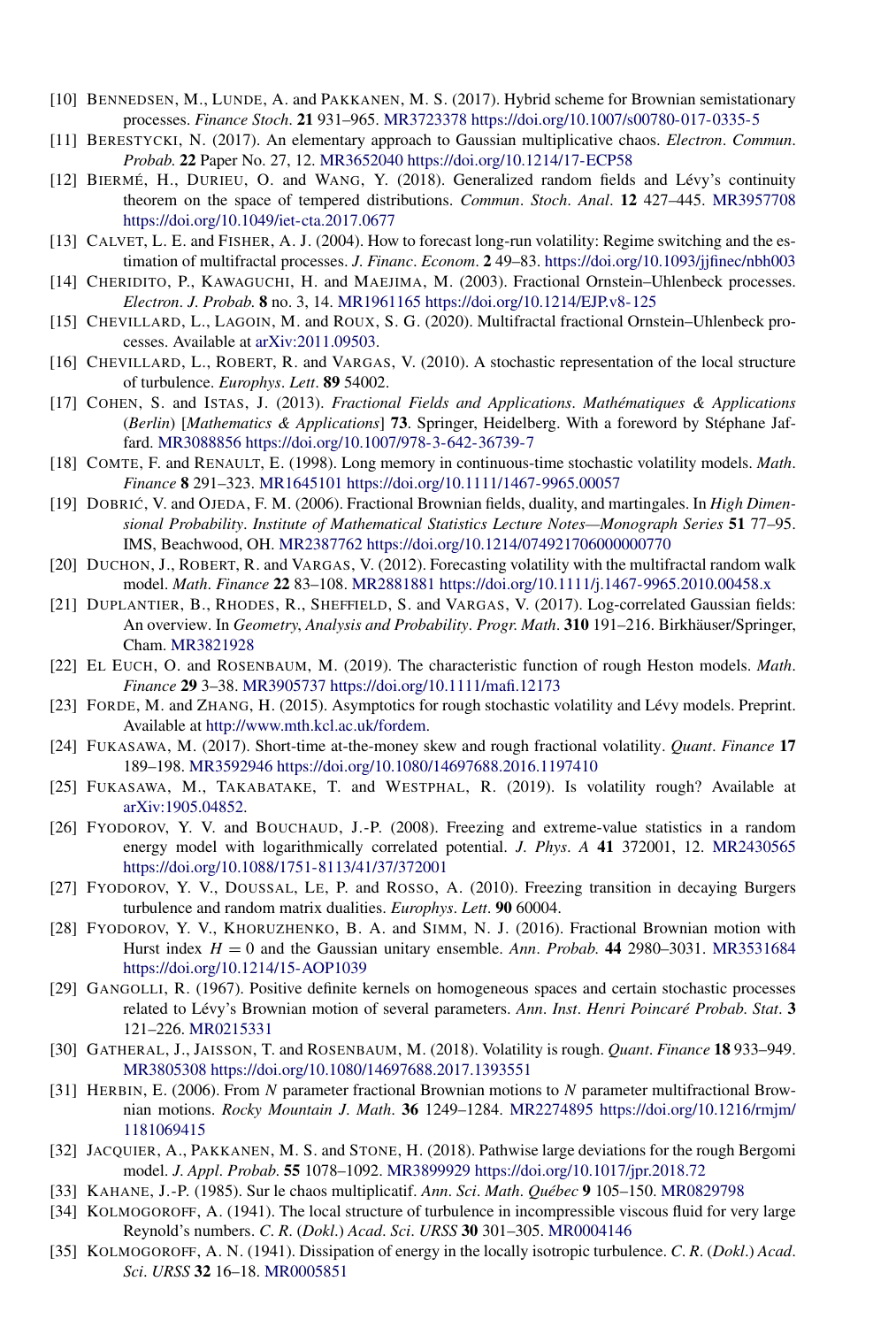[10] Bennedsen, M., Lunde, A. and Pakkanen, M. S. (2017). Hybrid scheme for Brownian semistationary processes. *Finance Stoch.* **21** 931–965. MR3723378 https://doi.org/10.1007/s00780-017-0335-5

[11] Berestycki, N. (2017). An elementary approach to Gaussian multiplicative chaos. *Electron. Commun. Probab.* **22** Paper No. 27, 12. MR3652040 https://doi.org/10.1214/17-ECP58

[12] Biermé, H., Durieu, O. and Wang, Y. (2018). Generalized random fields and Lévy's continuity theorem on the space of tempered distributions. *Commun. Stoch. Anal.* **12** 427–445. MR3957708 https://doi.org/10.1049/iet-cta.2017.0677

[13] Calvet, L. E. and Fisher, A. J. (2004). How to forecast long-run volatility: Regime switching and the estimation of multifractal processes. *J. Financ. Econom.* **2** 49–83. https://doi.org/10.1093/jjfinec/nbh003

[14] Cheridito, P., Kawaguchi, H. and Maejima, M. (2003). Fractional Ornstein–Uhlenbeck processes. *Electron. J. Probab.* **8** no. 3, 14. MR1961165 https://doi.org/10.1214/EJP.v8-125

[15] Chevillard, L., Lagoin, M. and Roux, S. G. (2020). Multifractal fractional Ornstein–Uhlenbeck processes. Available at arXiv:2011.09503.

[16] Chevillard, L., Robert, R. and Vargas, V. (2010). A stochastic representation of the local structure of turbulence. *Europhys. Lett.* **89** 54002.

[17] Cohen, S. and Istas, J. (2013). *Fractional Fields and Applications*. *Mathématiques & Applications* (*Berlin*) [*Mathematics & Applications*] **73**. Springer, Heidelberg. With a foreword by Stéphane Jaffard. MR3088856 https://doi.org/10.1007/978-3-642-36739-7

[18] Comte, F. and Renault, E. (1998). Long memory in continuous-time stochastic volatility models. *Math. Finance* **8** 291–323. MR1645101 https://doi.org/10.1111/1467-9965.00057

[19] Dobrić, V. and Ojeda, F. M. (2006). Fractional Brownian fields, duality, and martingales. In *High Dimensional Probability*. *Institute of Mathematical Statistics Lecture Notes—Monograph Series* **51** 77–95. IMS, Beachwood, OH. MR2387762 https://doi.org/10.1214/074921706000000770

[20] Duchon, J., Robert, R. and Vargas, V. (2012). Forecasting volatility with the multifractal random walk model. *Math. Finance* **22** 83–108. MR2881881 https://doi.org/10.1111/j.1467-9965.2010.00458.x

[21] Duplantier, B., Rhodes, R., Sheffield, S. and Vargas, V. (2017). Log-correlated Gaussian fields: An overview. In *Geometry, Analysis and Probability*. *Progr. Math.* **310** 191–216. Birkhäuser/Springer, Cham. MR3821928

[22] El Euch, O. and Rosenbaum, M. (2019). The characteristic function of rough Heston models. *Math. Finance* **29** 3–38. MR3905737 https://doi.org/10.1111/mafi.12173

[23] Forde, M. and Zhang, H. (2015). Asymptotics for rough stochastic volatility and Lévy models. Preprint. Available at http://www.mth.kcl.ac.uk/fordem.

[24] Fukasawa, M. (2017). Short-time at-the-money skew and rough fractional volatility. *Quant. Finance* **17** 189–198. MR3592946 https://doi.org/10.1080/14697688.2016.1197410

[25] Fukasawa, M., Takabatake, T. and Westphal, R. (2019). Is volatility rough? Available at arXiv:1905.04852.

[26] Fyodorov, Y. V. and Bouchaud, J.-P. (2008). Freezing and extreme-value statistics in a random energy model with logarithmically correlated potential. *J. Phys. A* **41** 372001, 12. MR2430565 https://doi.org/10.1088/1751-8113/41/37/372001

[27] Fyodorov, Y. V., Doussal, Le, P. and Rosso, A. (2010). Freezing transition in decaying Burgers turbulence and random matrix dualities. *Europhys. Lett.* **90** 60004.

[28] Fyodorov, Y. V., Khoruzhenko, B. A. and Simm, N. J. (2016). Fractional Brownian motion with Hurst index $H = 0$ and the Gaussian unitary ensemble. *Ann. Probab.* **44** 2980–3031. MR3531684 https://doi.org/10.1214/15-AOP1039

[29] Gangolli, R. (1967). Positive definite kernels on homogeneous spaces and certain stochastic processes related to Lévy's Brownian motion of several parameters. *Ann. Inst. Henri Poincaré Probab. Stat.* **3** 121–226. MR0215331

[30] Gatheral, J., Jaisson, T. and Rosenbaum, M. (2018). Volatility is rough. *Quant. Finance* **18** 933–949. MR3805308 https://doi.org/10.1080/14697688.2017.1393551

[31] Herbin, E. (2006). From $N$ parameter fractional Brownian motions to $N$ parameter multifractional Brownian motions. *Rocky Mountain J. Math.* **36** 1249–1284. MR2274895 https://doi.org/10.1216/rmjm/1181069415

[32] Jacquier, A., Pakkanen, M. S. and Stone, H. (2018). Pathwise large deviations for the rough Bergomi model. *J. Appl. Probab.* **55** 1078–1092. MR3899929 https://doi.org/10.1017/jpr.2018.72

[33] Kahane, J.-P. (1985). Sur le chaos multiplicatif. *Ann. Sci. Math. Québec* **9** 105–150. MR0829798

[34] Kolmogoroff, A. (1941). The local structure of turbulence in incompressible viscous fluid for very large Reynold's numbers. *C. R.* (*Dokl.*) *Acad. Sci. URSS* **30** 301–305. MR0004146

[35] Kolmogoroff, A. N. (1941). Dissipation of energy in the locally isotropic turbulence. *C. R.* (*Dokl.*) *Acad. Sci. URSS* **32** 16–18. MR0005851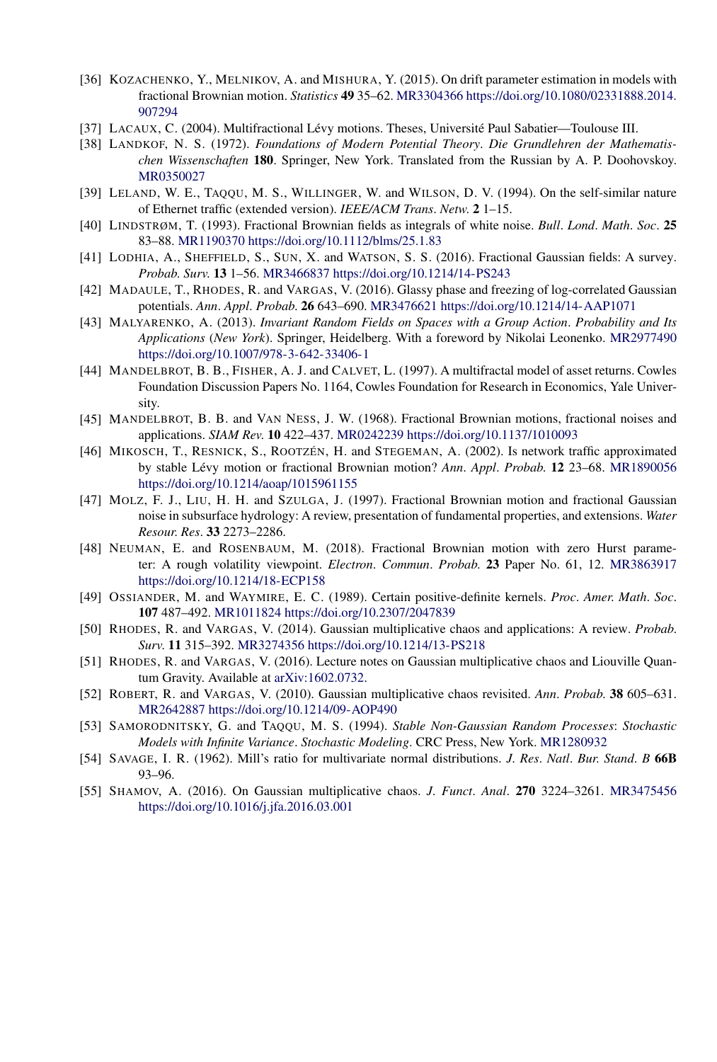[36] KOZACHENKO, Y., MELNIKOV, A. and MISHURA, Y. (2015). On drift parameter estimation in models with fractional Brownian motion. *Statistics* **49** 35–62. MR3304366 https://doi.org/10.1080/02331888.2014.907294

[37] LACAUX, C. (2004). Multifractional Lévy motions. Theses, Université Paul Sabatier—Toulouse III.

[38] LANDKOF, N. S. (1972). *Foundations of Modern Potential Theory*. *Die Grundlehren der Mathematischen Wissenschaften* **180**. Springer, New York. Translated from the Russian by A. P. Doohovskoy. MR0350027

[39] LELAND, W. E., TAQQU, M. S., WILLINGER, W. and WILSON, D. V. (1994). On the self-similar nature of Ethernet traffic (extended version). *IEEE/ACM Trans*. *Netw*. **2** 1–15.

[40] LINDSTRØM, T. (1993). Fractional Brownian fields as integrals of white noise. *Bull*. *Lond*. *Math*. *Soc*. **25** 83–88. MR1190370 https://doi.org/10.1112/blms/25.1.83

[41] LODHIA, A., SHEFFIELD, S., SUN, X. and WATSON, S. S. (2016). Fractional Gaussian fields: A survey. *Probab. Surv.* **13** 1–56. MR3466837 https://doi.org/10.1214/14-PS243

[42] MADAULE, T., RHODES, R. and VARGAS, V. (2016). Glassy phase and freezing of log-correlated Gaussian potentials. *Ann*. *Appl*. *Probab*. **26** 643–690. MR3476621 https://doi.org/10.1214/14-AAP1071

[43] MALYARENKO, A. (2013). *Invariant Random Fields on Spaces with a Group Action*. *Probability and Its Applications* (*New York*). Springer, Heidelberg. With a foreword by Nikolai Leonenko. MR2977490 https://doi.org/10.1007/978-3-642-33406-1

[44] MANDELBROT, B. B., FISHER, A. J. and CALVET, L. (1997). A multifractal model of asset returns. Cowles Foundation Discussion Papers No. 1164, Cowles Foundation for Research in Economics, Yale University.

[45] MANDELBROT, B. B. and VAN NESS, J. W. (1968). Fractional Brownian motions, fractional noises and applications. *SIAM Rev.* **10** 422–437. MR0242239 https://doi.org/10.1137/1010093

[46] MIKOSCH, T., RESNICK, S., ROOTZÉN, H. and STEGEMAN, A. (2002). Is network traffic approximated by stable Lévy motion or fractional Brownian motion? *Ann*. *Appl*. *Probab.* **12** 23–68. MR1890056 https://doi.org/10.1214/aoap/1015961155

[47] MOLZ, F. J., LIU, H. H. and SZULGA, J. (1997). Fractional Brownian motion and fractional Gaussian noise in subsurface hydrology: A review, presentation of fundamental properties, and extensions. *Water Resour. Res*. **33** 2273–2286.

[48] NEUMAN, E. and ROSENBAUM, M. (2018). Fractional Brownian motion with zero Hurst parameter: A rough volatility viewpoint. *Electron*. *Commun*. *Probab.* **23** Paper No. 61, 12. MR3863917 https://doi.org/10.1214/18-ECP158

[49] OSSIANDER, M. and WAYMIRE, E. C. (1989). Certain positive-definite kernels. *Proc*. *Amer. Math*. *Soc*. **107** 487–492. MR1011824 https://doi.org/10.2307/2047839

[50] RHODES, R. and VARGAS, V. (2014). Gaussian multiplicative chaos and applications: A review. *Probab. Surv.* **11** 315–392. MR3274356 https://doi.org/10.1214/13-PS218

[51] RHODES, R. and VARGAS, V. (2016). Lecture notes on Gaussian multiplicative chaos and Liouville Quantum Gravity. Available at arXiv:1602.0732.

[52] ROBERT, R. and VARGAS, V. (2010). Gaussian multiplicative chaos revisited. *Ann. Probab.* **38** 605–631. MR2642887 https://doi.org/10.1214/09-AOP490

[53] SAMORODNITSKY, G. and TAQQU, M. S. (1994). *Stable Non-Gaussian Random Processes*: *Stochastic Models with Infinite Variance*. *Stochastic Modeling*. CRC Press, New York. MR1280932

[54] SAVAGE, I. R. (1962). Mill's ratio for multivariate normal distributions. *J*. *Res*. *Natl*. *Bur. Stand*. *B* **66B** 93–96.

[55] SHAMOV, A. (2016). On Gaussian multiplicative chaos. *J*. *Funct*. *Anal*. **270** 3224–3261. MR3475456 https://doi.org/10.1016/j.jfa.2016.03.001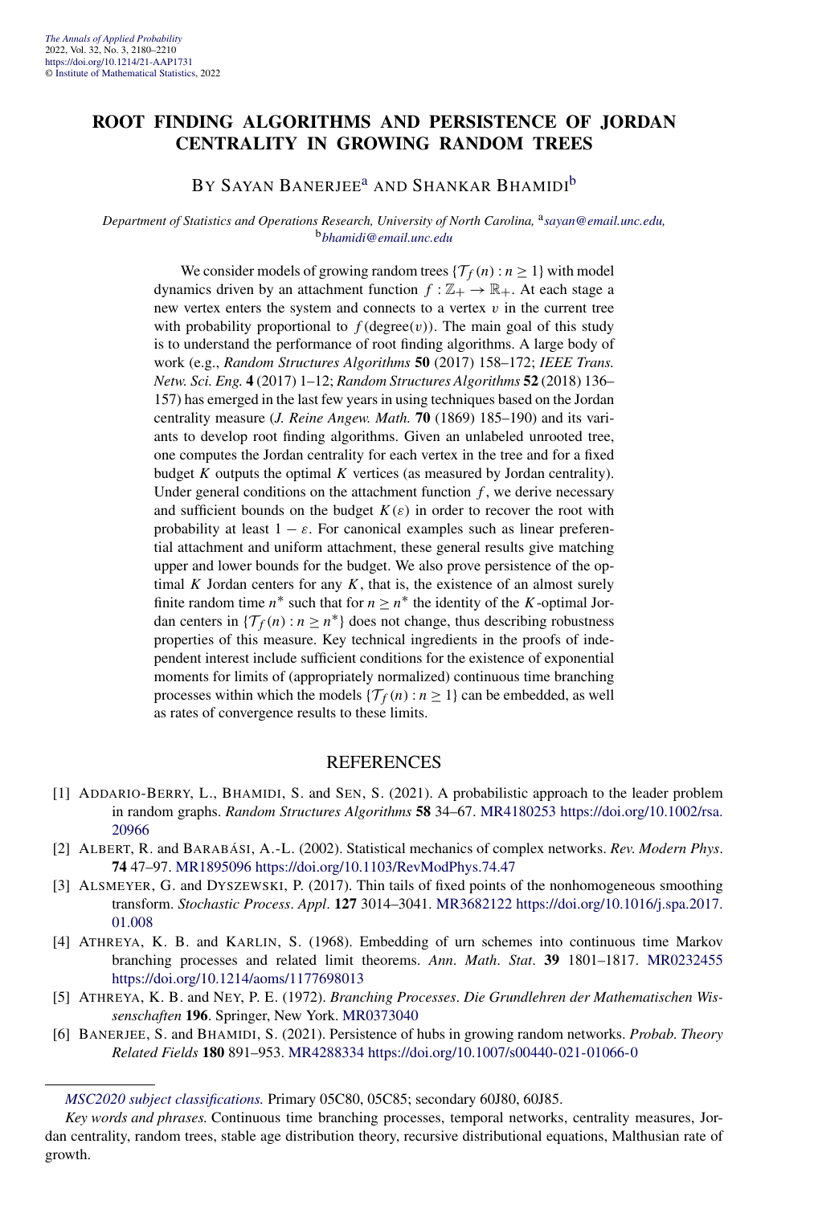# ROOT FINDING ALGORITHMS AND PERSISTENCE OF JORDAN CENTRALITY IN GROWING RANDOM TREES

By Sayan Banerjee[a] and Shankar Bhamidi[b]

*Department of Statistics and Operations Research, University of North Carolina,* [a]*sayan@email.unc.edu,* [b]*bhamidi@email.unc.edu*

We consider models of growing random trees $\{\mathcal{T}_f(n) : n \geq 1\}$ with model dynamics driven by an attachment function $f : \mathbb{Z}_+ \to \mathbb{R}_+$. At each stage a new vertex enters the system and connects to a vertex $v$ in the current tree with probability proportional to $f(\text{degree}(v))$. The main goal of this study is to understand the performance of root finding algorithms. A large body of work (e.g., *Random Structures Algorithms* **50** (2017) 158–172; *IEEE Trans. Netw. Sci. Eng.* **4** (2017) 1–12; *Random Structures Algorithms* **52** (2018) 136–157) has emerged in the last few years in using techniques based on the Jordan centrality measure (*J. Reine Angew. Math.* **70** (1869) 185–190) and its variants to develop root finding algorithms. Given an unlabeled unrooted tree, one computes the Jordan centrality for each vertex in the tree and for a fixed budget $K$ outputs the optimal $K$ vertices (as measured by Jordan centrality). Under general conditions on the attachment function $f$, we derive necessary and sufficient bounds on the budget $K(\varepsilon)$ in order to recover the root with probability at least $1 - \varepsilon$. For canonical examples such as linear preferential attachment and uniform attachment, these general results give matching upper and lower bounds for the budget. We also prove persistence of the optimal $K$ Jordan centers for any $K$, that is, the existence of an almost surely finite random time $n^*$ such that for $n \geq n^*$ the identity of the $K$-optimal Jordan centers in $\{\mathcal{T}_f(n) : n \geq n^*\}$ does not change, thus describing robustness properties of this measure. Key technical ingredients in the proofs of independent interest include sufficient conditions for the existence of exponential moments for limits of (appropriately normalized) continuous time branching processes within which the models $\{\mathcal{T}_f(n) : n \geq 1\}$ can be embedded, as well as rates of convergence results to these limits.

## REFERENCES

[1] Addario-Berry, L., Bhamidi, S. and Sen, S. (2021). A probabilistic approach to the leader problem in random graphs. *Random Structures Algorithms* **58** 34–67. MR4180253 https://doi.org/10.1002/rsa.20966

[2] Albert, R. and Barabási, A.-L. (2002). Statistical mechanics of complex networks. *Rev. Modern Phys.* **74** 47–97. MR1895096 https://doi.org/10.1103/RevModPhys.74.47

[3] Alsmeyer, G. and Dyszewski, P. (2017). Thin tails of fixed points of the nonhomogeneous smoothing transform. *Stochastic Process. Appl.* **127** 3014–3041. MR3682122 https://doi.org/10.1016/j.spa.2017.01.008

[4] Athreya, K. B. and Karlin, S. (1968). Embedding of urn schemes into continuous time Markov branching processes and related limit theorems. *Ann. Math. Stat.* **39** 1801–1817. MR0232455 https://doi.org/10.1214/aoms/1177698013

[5] Athreya, K. B. and Ney, P. E. (1972). *Branching Processes. Die Grundlehren der Mathematischen Wissenschaften* **196**. Springer, New York. MR0373040

[6] Banerjee, S. and Bhamidi, S. (2021). Persistence of hubs in growing random networks. *Probab. Theory Related Fields* **180** 891–953. MR4288334 https://doi.org/10.1007/s00440-021-01066-0

*MSC2020 subject classifications.* Primary 05C80, 05C85; secondary 60J80, 60J85.

*Key words and phrases.* Continuous time branching processes, temporal networks, centrality measures, Jordan centrality, random trees, stable age distribution theory, recursive distributional equations, Malthusian rate of growth.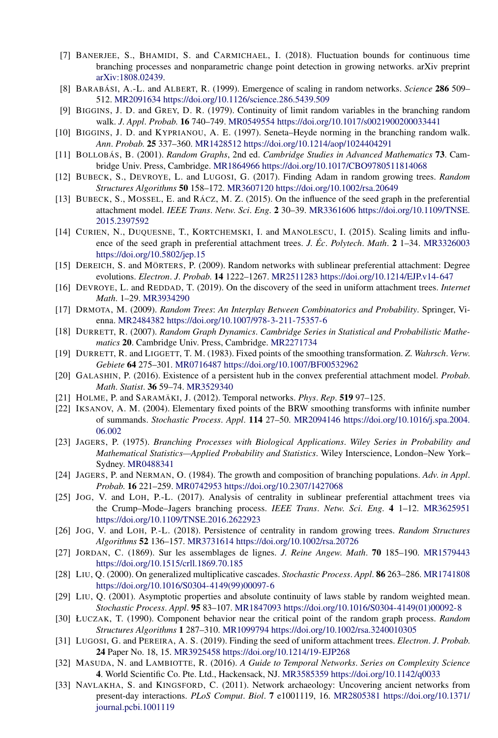[7] BANERJEE, S., BHAMIDI, S. and CARMICHAEL, I. (2018). Fluctuation bounds for continuous time branching processes and nonparametric change point detection in growing networks. arXiv preprint arXiv:1808.02439.

[8] BARABÁSI, A.-L. and ALBERT, R. (1999). Emergence of scaling in random networks. *Science* **286** 509–512. MR2091634 https://doi.org/10.1126/science.286.5439.509

[9] BIGGINS, J. D. and GREY, D. R. (1979). Continuity of limit random variables in the branching random walk. *J. Appl. Probab.* **16** 740–749. MR0549554 https://doi.org/10.1017/s0021900200033441

[10] BIGGINS, J. D. and KYPRIANOU, A. E. (1997). Seneta–Heyde norming in the branching random walk. *Ann. Probab.* **25** 337–360. MR1428512 https://doi.org/10.1214/aop/1024404291

[11] BOLLOBÁS, B. (2001). *Random Graphs*, 2nd ed. *Cambridge Studies in Advanced Mathematics* **73**. Cambridge Univ. Press, Cambridge. MR1864966 https://doi.org/10.1017/CBO9780511814068

[12] BUBECK, S., DEVROYE, L. and LUGOSI, G. (2017). Finding Adam in random growing trees. *Random Structures Algorithms* **50** 158–172. MR3607120 https://doi.org/10.1002/rsa.20649

[13] BUBECK, S., MOSSEL, E. and RÁCZ, M. Z. (2015). On the influence of the seed graph in the preferential attachment model. *IEEE Trans. Netw. Sci. Eng.* **2** 30–39. MR3361606 https://doi.org/10.1109/TNSE.2015.2397592

[14] CURIEN, N., DUQUESNE, T., KORTCHEMSKI, I. and MANOLESCU, I. (2015). Scaling limits and influence of the seed graph in preferential attachment trees. *J. Éc. Polytech. Math.* **2** 1–34. MR3326003 https://doi.org/10.5802/jep.15

[15] DEREICH, S. and MÖRTERS, P. (2009). Random networks with sublinear preferential attachment: Degree evolutions. *Electron. J. Probab.* **14** 1222–1267. MR2511283 https://doi.org/10.1214/EJP.v14-647

[16] DEVROYE, L. and REDDAD, T. (2019). On the discovery of the seed in uniform attachment trees. *Internet Math.* 1–29. MR3934290

[17] DRMOTA, M. (2009). *Random Trees: An Interplay Between Combinatorics and Probability*. Springer, Vienna. MR2484382 https://doi.org/10.1007/978-3-211-75357-6

[18] DURRETT, R. (2007). *Random Graph Dynamics*. *Cambridge Series in Statistical and Probabilistic Mathematics* **20**. Cambridge Univ. Press, Cambridge. MR2271734

[19] DURRETT, R. and LIGGETT, T. M. (1983). Fixed points of the smoothing transformation. *Z. Wahrsch. Verw. Gebiete* **64** 275–301. MR0716487 https://doi.org/10.1007/BF00532962

[20] GALASHIN, P. (2016). Existence of a persistent hub in the convex preferential attachment model. *Probab. Math. Statist.* **36** 59–74. MR3529340

[21] HOLME, P. and SARAMÄKI, J. (2012). Temporal networks. *Phys. Rep.* **519** 97–125.

[22] IKSANOV, A. M. (2004). Elementary fixed points of the BRW smoothing transforms with infinite number of summands. *Stochastic Process. Appl.* **114** 27–50. MR2094146 https://doi.org/10.1016/j.spa.2004.06.002

[23] JAGERS, P. (1975). *Branching Processes with Biological Applications*. *Wiley Series in Probability and Mathematical Statistics—Applied Probability and Statistics*. Wiley Interscience, London–New York–Sydney. MR0488341

[24] JAGERS, P. and NERMAN, O. (1984). The growth and composition of branching populations. *Adv. in Appl. Probab.* **16** 221–259. MR0742953 https://doi.org/10.2307/1427068

[25] JOG, V. and LOH, P.-L. (2017). Analysis of centrality in sublinear preferential attachment trees via the Crump–Mode–Jagers branching process. *IEEE Trans. Netw. Sci. Eng.* **4** 1–12. MR3625951 https://doi.org/10.1109/TNSE.2016.2622923

[26] JOG, V. and LOH, P.-L. (2018). Persistence of centrality in random growing trees. *Random Structures Algorithms* **52** 136–157. MR3731614 https://doi.org/10.1002/rsa.20726

[27] JORDAN, C. (1869). Sur les assemblages de lignes. *J. Reine Angew. Math.* **70** 185–190. MR1579443 https://doi.org/10.1515/crll.1869.70.185

[28] LIU, Q. (2000). On generalized multiplicative cascades. *Stochastic Process. Appl.* **86** 263–286. MR1741808 https://doi.org/10.1016/S0304-4149(99)00097-6

[29] LIU, Q. (2001). Asymptotic properties and absolute continuity of laws stable by random weighted mean. *Stochastic Process. Appl.* **95** 83–107. MR1847093 https://doi.org/10.1016/S0304-4149(01)00092-8

[30] ŁUCZAK, T. (1990). Component behavior near the critical point of the random graph process. *Random Structures Algorithms* **1** 287–310. MR1099794 https://doi.org/10.1002/rsa.3240010305

[31] LUGOSI, G. and PEREIRA, A. S. (2019). Finding the seed of uniform attachment trees. *Electron. J. Probab.* **24** Paper No. 18, 15. MR3925458 https://doi.org/10.1214/19-EJP268

[32] MASUDA, N. and LAMBIOTTE, R. (2016). *A Guide to Temporal Networks*. *Series on Complexity Science* **4**. World Scientific Co. Pte. Ltd., Hackensack, NJ. MR3585359 https://doi.org/10.1142/q0033

[33] NAVLAKHA, S. and KINGSFORD, C. (2011). Network archaeology: Uncovering ancient networks from present-day interactions. *PLoS Comput. Biol.* **7** e1001119, 16. MR2805381 https://doi.org/10.1371/journal.pcbi.1001119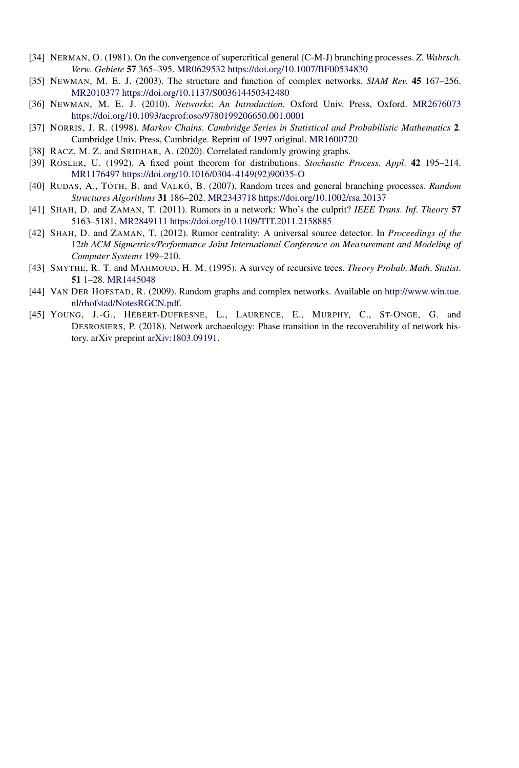[34] NERMAN, O. (1981). On the convergence of supercritical general (C-M-J) branching processes. *Z. Wahrsch. Verw. Gebiete* **57** 365–395. MR0629532 https://doi.org/10.1007/BF00534830

[35] NEWMAN, M. E. J. (2003). The structure and function of complex networks. *SIAM Rev.* **45** 167–256. MR2010377 https://doi.org/10.1137/S003614450342480

[36] NEWMAN, M. E. J. (2010). *Networks*: *An Introduction*. Oxford Univ. Press, Oxford. MR2676073 https://doi.org/10.1093/acprof:oso/9780199206650.001.0001

[37] NORRIS, J. R. (1998). *Markov Chains*. *Cambridge Series in Statistical and Probabilistic Mathematics* **2**. Cambridge Univ. Press, Cambridge. Reprint of 1997 original. MR1600720

[38] RACZ, M. Z. and SRIDHAR, A. (2020). Correlated randomly growing graphs.

[39] RÖSLER, U. (1992). A fixed point theorem for distributions. *Stochastic Process. Appl.* **42** 195–214. MR1176497 https://doi.org/10.1016/0304-4149(92)90035-O

[40] RUDAS, A., TÓTH, B. and VALKÓ, B. (2007). Random trees and general branching processes. *Random Structures Algorithms* **31** 186–202. MR2343718 https://doi.org/10.1002/rsa.20137

[41] SHAH, D. and ZAMAN, T. (2011). Rumors in a network: Who's the culprit? *IEEE Trans. Inf. Theory* **57** 5163–5181. MR2849111 https://doi.org/10.1109/TIT.2011.2158885

[42] SHAH, D. and ZAMAN, T. (2012). Rumor centrality: A universal source detector. In *Proceedings of the 12th ACM Sigmetrics/Performance Joint International Conference on Measurement and Modeling of Computer Systems* 199–210.

[43] SMYTHE, R. T. and MAHMOUD, H. M. (1995). A survey of recursive trees. *Theory Probab. Math. Statist.* **51** 1–28. MR1445048

[44] VAN DER HOFSTAD, R. (2009). Random graphs and complex networks. Available on http://www.win.tue.nl/rhofstad/NotesRGCN.pdf.

[45] YOUNG, J.-G., HÉBERT-DUFRESNE, L., LAURENCE, E., MURPHY, C., ST-ONGE, G. and DESROSIERS, P. (2018). Network archaeology: Phase transition in the recoverability of network history. arXiv preprint arXiv:1803.09191.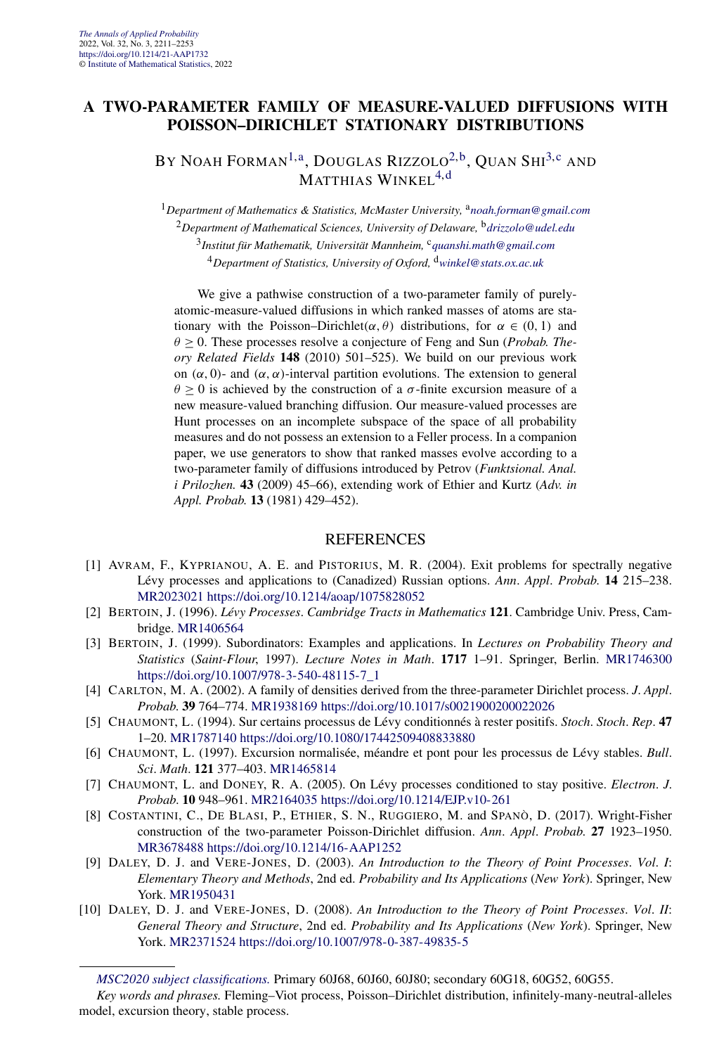# A TWO-PARAMETER FAMILY OF MEASURE-VALUED DIFFUSIONS WITH POISSON–DIRICHLET STATIONARY DISTRIBUTIONS

BY NOAH FORMAN[1,a], DOUGLAS RIZZOLO[2,b], QUAN SHI[3,c] AND MATTHIAS WINKEL[4,d]

[1]*Department of Mathematics & Statistics, McMaster University,* [a]*noah.forman@gmail.com*

[2]*Department of Mathematical Sciences, University of Delaware,* [b]*drizzolo@udel.edu*

[3]*Institut für Mathematik, Universität Mannheim,* [c]*quanshi.math@gmail.com*

[4]*Department of Statistics, University of Oxford,* [d]*winkel@stats.ox.ac.uk*

We give a pathwise construction of a two-parameter family of purely-atomic-measure-valued diffusions in which ranked masses of atoms are stationary with the Poisson–Dirichlet$(\alpha, \theta)$ distributions, for $\alpha \in (0, 1)$ and $\theta \geq 0$. These processes resolve a conjecture of Feng and Sun (*Probab. Theory Related Fields* **148** (2010) 501–525). We build on our previous work on $(\alpha, 0)$- and $(\alpha, \alpha)$-interval partition evolutions. The extension to general $\theta \geq 0$ is achieved by the construction of a $\sigma$-finite excursion measure of a new measure-valued branching diffusion. Our measure-valued processes are Hunt processes on an incomplete subspace of the space of all probability measures and do not possess an extension to a Feller process. In a companion paper, we use generators to show that ranked masses evolve according to a two-parameter family of diffusions introduced by Petrov (*Funktsional. Anal. i Prilozhen.* **43** (2009) 45–66), extending work of Ethier and Kurtz (*Adv. in Appl. Probab.* **13** (1981) 429–452).

## REFERENCES

[1] AVRAM, F., KYPRIANOU, A. E. and PISTORIUS, M. R. (2004). Exit problems for spectrally negative Lévy processes and applications to (Canadized) Russian options. *Ann. Appl. Probab.* **14** 215–238. MR2023021 https://doi.org/10.1214/aoap/1075828052

[2] BERTOIN, J. (1996). *Lévy Processes. Cambridge Tracts in Mathematics* **121**. Cambridge Univ. Press, Cambridge. MR1406564

[3] BERTOIN, J. (1999). Subordinators: Examples and applications. In *Lectures on Probability Theory and Statistics* (*Saint-Flour,* 1997). *Lecture Notes in Math.* **1717** 1–91. Springer, Berlin. MR1746300 https://doi.org/10.1007/978-3-540-48115-7_1

[4] CARLTON, M. A. (2002). A family of densities derived from the three-parameter Dirichlet process. *J. Appl. Probab.* **39** 764–774. MR1938169 https://doi.org/10.1017/s0021900200022026

[5] CHAUMONT, L. (1994). Sur certains processus de Lévy conditionnés à rester positifs. *Stoch. Stoch. Rep.* **47** 1–20. MR1787140 https://doi.org/10.1080/17442509408833880

[6] CHAUMONT, L. (1997). Excursion normalisée, méandre et pont pour les processus de Lévy stables. *Bull. Sci. Math.* **121** 377–403. MR1465814

[7] CHAUMONT, L. and DONEY, R. A. (2005). On Lévy processes conditioned to stay positive. *Electron. J. Probab.* **10** 948–961. MR2164035 https://doi.org/10.1214/EJP.v10-261

[8] COSTANTINI, C., DE BLASI, P., ETHIER, S. N., RUGGIERO, M. and SPANÒ, D. (2017). Wright-Fisher construction of the two-parameter Poisson-Dirichlet diffusion. *Ann. Appl. Probab.* **27** 1923–1950. MR3678488 https://doi.org/10.1214/16-AAP1252

[9] DALEY, D. J. and VERE-JONES, D. (2003). *An Introduction to the Theory of Point Processes. Vol. I: Elementary Theory and Methods*, 2nd ed. *Probability and Its Applications* (*New York*). Springer, New York. MR1950431

[10] DALEY, D. J. and VERE-JONES, D. (2008). *An Introduction to the Theory of Point Processes. Vol. II: General Theory and Structure*, 2nd ed. *Probability and Its Applications* (*New York*). Springer, New York. MR2371524 https://doi.org/10.1007/978-0-387-49835-5

---

*MSC2020 subject classifications.* Primary 60J68, 60J60, 60J80; secondary 60G18, 60G52, 60G55.

*Key words and phrases.* Fleming–Viot process, Poisson–Dirichlet distribution, infinitely-many-neutral-alleles model, excursion theory, stable process.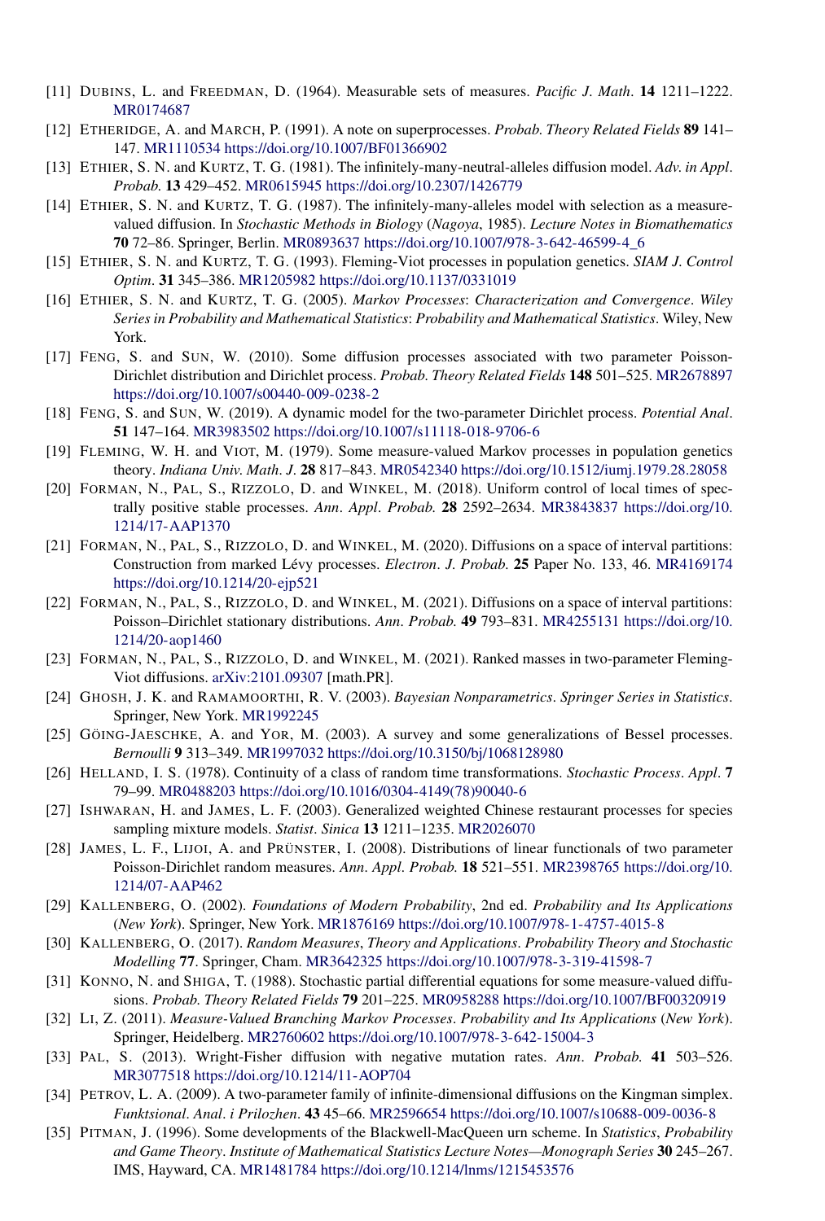[11] DUBINS, L. and FREEDMAN, D. (1964). Measurable sets of measures. *Pacific J. Math.* **14** 1211–1222. MR0174687

[12] ETHERIDGE, A. and MARCH, P. (1991). A note on superprocesses. *Probab. Theory Related Fields* **89** 141–147. MR1110534 https://doi.org/10.1007/BF01366902

[13] ETHIER, S. N. and KURTZ, T. G. (1981). The infinitely-many-neutral-alleles diffusion model. *Adv. in Appl. Probab.* **13** 429–452. MR0615945 https://doi.org/10.2307/1426779

[14] ETHIER, S. N. and KURTZ, T. G. (1987). The infinitely-many-alleles model with selection as a measure-valued diffusion. In *Stochastic Methods in Biology* (*Nagoya*, 1985). *Lecture Notes in Biomathematics* **70** 72–86. Springer, Berlin. MR0893637 https://doi.org/10.1007/978-3-642-46599-4_6

[15] ETHIER, S. N. and KURTZ, T. G. (1993). Fleming-Viot processes in population genetics. *SIAM J. Control Optim.* **31** 345–386. MR1205982 https://doi.org/10.1137/0331019

[16] ETHIER, S. N. and KURTZ, T. G. (2005). *Markov Processes*: *Characterization and Convergence*. *Wiley Series in Probability and Mathematical Statistics*: *Probability and Mathematical Statistics*. Wiley, New York.

[17] FENG, S. and SUN, W. (2010). Some diffusion processes associated with two parameter Poisson-Dirichlet distribution and Dirichlet process. *Probab. Theory Related Fields* **148** 501–525. MR2678897 https://doi.org/10.1007/s00440-009-0238-2

[18] FENG, S. and SUN, W. (2019). A dynamic model for the two-parameter Dirichlet process. *Potential Anal.* **51** 147–164. MR3983502 https://doi.org/10.1007/s11118-018-9706-6

[19] FLEMING, W. H. and VIOT, M. (1979). Some measure-valued Markov processes in population genetics theory. *Indiana Univ. Math. J.* **28** 817–843. MR0542340 https://doi.org/10.1512/iumj.1979.28.28058

[20] FORMAN, N., PAL, S., RIZZOLO, D. and WINKEL, M. (2018). Uniform control of local times of spectrally positive stable processes. *Ann. Appl. Probab.* **28** 2592–2634. MR3843837 https://doi.org/10.1214/17-AAP1370

[21] FORMAN, N., PAL, S., RIZZOLO, D. and WINKEL, M. (2020). Diffusions on a space of interval partitions: Construction from marked Lévy processes. *Electron. J. Probab.* **25** Paper No. 133, 46. MR4169174 https://doi.org/10.1214/20-ejp521

[22] FORMAN, N., PAL, S., RIZZOLO, D. and WINKEL, M. (2021). Diffusions on a space of interval partitions: Poisson–Dirichlet stationary distributions. *Ann. Probab.* **49** 793–831. MR4255131 https://doi.org/10.1214/20-aop1460

[23] FORMAN, N., PAL, S., RIZZOLO, D. and WINKEL, M. (2021). Ranked masses in two-parameter Fleming-Viot diffusions. arXiv:2101.09307 [math.PR].

[24] GHOSH, J. K. and RAMAMOORTHI, R. V. (2003). *Bayesian Nonparametrics*. *Springer Series in Statistics*. Springer, New York. MR1992245

[25] GÖING-JAESCHKE, A. and YOR, M. (2003). A survey and some generalizations of Bessel processes. *Bernoulli* **9** 313–349. MR1997032 https://doi.org/10.3150/bj/1068128980

[26] HELLAND, I. S. (1978). Continuity of a class of random time transformations. *Stochastic Process. Appl.* **7** 79–99. MR0488203 https://doi.org/10.1016/0304-4149(78)90040-6

[27] ISHWARAN, H. and JAMES, L. F. (2003). Generalized weighted Chinese restaurant processes for species sampling mixture models. *Statist. Sinica* **13** 1211–1235. MR2026070

[28] JAMES, L. F., LIJOI, A. and PRÜNSTER, I. (2008). Distributions of linear functionals of two parameter Poisson-Dirichlet random measures. *Ann. Appl. Probab.* **18** 521–551. MR2398765 https://doi.org/10.1214/07-AAP462

[29] KALLENBERG, O. (2002). *Foundations of Modern Probability*, 2nd ed. *Probability and Its Applications* (*New York*). Springer, New York. MR1876169 https://doi.org/10.1007/978-1-4757-4015-8

[30] KALLENBERG, O. (2017). *Random Measures*, *Theory and Applications*. *Probability Theory and Stochastic Modelling* **77**. Springer, Cham. MR3642325 https://doi.org/10.1007/978-3-319-41598-7

[31] KONNO, N. and SHIGA, T. (1988). Stochastic partial differential equations for some measure-valued diffusions. *Probab. Theory Related Fields* **79** 201–225. MR0958288 https://doi.org/10.1007/BF00320919

[32] LI, Z. (2011). *Measure-Valued Branching Markov Processes*. *Probability and Its Applications* (*New York*). Springer, Heidelberg. MR2760602 https://doi.org/10.1007/978-3-642-15004-3

[33] PAL, S. (2013). Wright-Fisher diffusion with negative mutation rates. *Ann. Probab.* **41** 503–526. MR3077518 https://doi.org/10.1214/11-AOP704

[34] PETROV, L. A. (2009). A two-parameter family of infinite-dimensional diffusions on the Kingman simplex. *Funktsional. Anal. i Prilozhen.* **43** 45–66. MR2596654 https://doi.org/10.1007/s10688-009-0036-8

[35] PITMAN, J. (1996). Some developments of the Blackwell-MacQueen urn scheme. In *Statistics*, *Probability and Game Theory*. *Institute of Mathematical Statistics Lecture Notes—Monograph Series* **30** 245–267. IMS, Hayward, CA. MR1481784 https://doi.org/10.1214/lnms/1215453576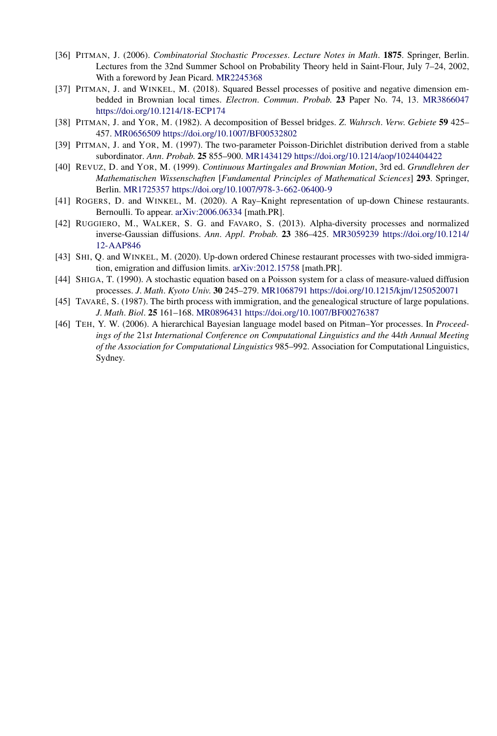[36] PITMAN, J. (2006). *Combinatorial Stochastic Processes*. *Lecture Notes in Math*. **1875**. Springer, Berlin. Lectures from the 32nd Summer School on Probability Theory held in Saint-Flour, July 7–24, 2002, With a foreword by Jean Picard. MR2245368

[37] PITMAN, J. and WINKEL, M. (2018). Squared Bessel processes of positive and negative dimension embedded in Brownian local times. *Electron. Commun. Probab.* **23** Paper No. 74, 13. MR3866047 https://doi.org/10.1214/18-ECP174

[38] PITMAN, J. and YOR, M. (1982). A decomposition of Bessel bridges. *Z. Wahrsch. Verw. Gebiete* **59** 425–457. MR0656509 https://doi.org/10.1007/BF00532802

[39] PITMAN, J. and YOR, M. (1997). The two-parameter Poisson-Dirichlet distribution derived from a stable subordinator. *Ann. Probab.* **25** 855–900. MR1434129 https://doi.org/10.1214/aop/1024404422

[40] REVUZ, D. and YOR, M. (1999). *Continuous Martingales and Brownian Motion*, 3rd ed. *Grundlehren der Mathematischen Wissenschaften* [*Fundamental Principles of Mathematical Sciences*] **293**. Springer, Berlin. MR1725357 https://doi.org/10.1007/978-3-662-06400-9

[41] ROGERS, D. and WINKEL, M. (2020). A Ray–Knight representation of up-down Chinese restaurants. Bernoulli. To appear. arXiv:2006.06334 [math.PR].

[42] RUGGIERO, M., WALKER, S. G. and FAVARO, S. (2013). Alpha-diversity processes and normalized inverse-Gaussian diffusions. *Ann. Appl. Probab.* **23** 386–425. MR3059239 https://doi.org/10.1214/12-AAP846

[43] SHI, Q. and WINKEL, M. (2020). Up-down ordered Chinese restaurant processes with two-sided immigration, emigration and diffusion limits. arXiv:2012.15758 [math.PR].

[44] SHIGA, T. (1990). A stochastic equation based on a Poisson system for a class of measure-valued diffusion processes. *J. Math. Kyoto Univ.* **30** 245–279. MR1068791 https://doi.org/10.1215/kjm/1250520071

[45] TAVARÉ, S. (1987). The birth process with immigration, and the genealogical structure of large populations. *J. Math. Biol.* **25** 161–168. MR0896431 https://doi.org/10.1007/BF00276387

[46] TEH, Y. W. (2006). A hierarchical Bayesian language model based on Pitman–Yor processes. In *Proceedings of the* 21*st International Conference on Computational Linguistics and the* 44*th Annual Meeting of the Association for Computational Linguistics* 985–992. Association for Computational Linguistics, Sydney.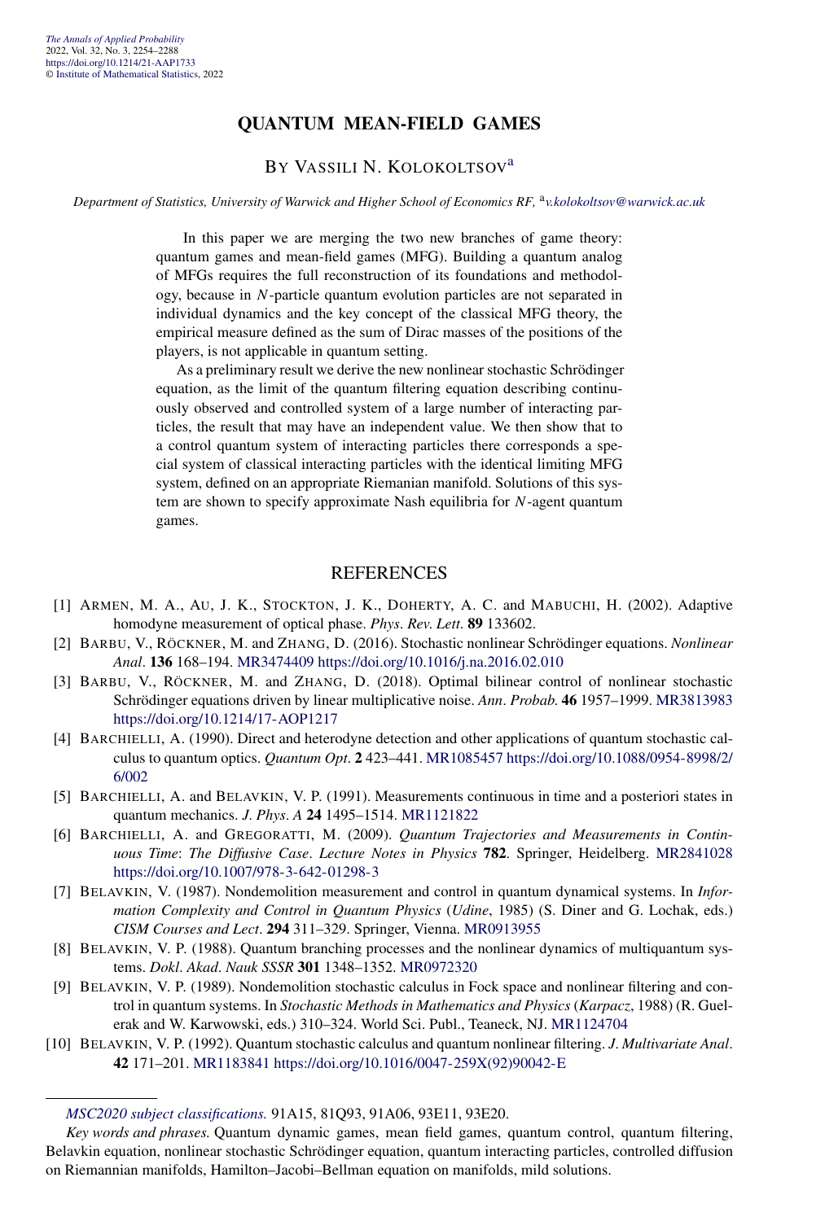# QUANTUM MEAN-FIELD GAMES

BY VASSILI N. KOLOKOLTSOV[a]

*Department of Statistics, University of Warwick and Higher School of Economics RF,* [a]*v.kolokoltsov@warwick.ac.uk*

In this paper we are merging the two new branches of game theory: quantum games and mean-field games (MFG). Building a quantum analog of MFGs requires the full reconstruction of its foundations and methodology, because in $N$-particle quantum evolution particles are not separated in individual dynamics and the key concept of the classical MFG theory, the empirical measure defined as the sum of Dirac masses of the positions of the players, is not applicable in quantum setting.

As a preliminary result we derive the new nonlinear stochastic Schrödinger equation, as the limit of the quantum filtering equation describing continuously observed and controlled system of a large number of interacting particles, the result that may have an independent value. We then show that to a control quantum system of interacting particles there corresponds a special system of classical interacting particles with the identical limiting MFG system, defined on an appropriate Riemanian manifold. Solutions of this system are shown to specify approximate Nash equilibria for $N$-agent quantum games.

## REFERENCES

[1] ARMEN, M. A., AU, J. K., STOCKTON, J. K., DOHERTY, A. C. and MABUCHI, H. (2002). Adaptive homodyne measurement of optical phase. *Phys. Rev. Lett.* **89** 133602.

[2] BARBU, V., RÖCKNER, M. and ZHANG, D. (2016). Stochastic nonlinear Schrödinger equations. *Nonlinear Anal.* **136** 168–194. MR3474409 https://doi.org/10.1016/j.na.2016.02.010

[3] BARBU, V., RÖCKNER, M. and ZHANG, D. (2018). Optimal bilinear control of nonlinear stochastic Schrödinger equations driven by linear multiplicative noise. *Ann. Probab.* **46** 1957–1999. MR3813983 https://doi.org/10.1214/17-AOP1217

[4] BARCHIELLI, A. (1990). Direct and heterodyne detection and other applications of quantum stochastic calculus to quantum optics. *Quantum Opt.* **2** 423–441. MR1085457 https://doi.org/10.1088/0954-8998/2/6/002

[5] BARCHIELLI, A. and BELAVKIN, V. P. (1991). Measurements continuous in time and a posteriori states in quantum mechanics. *J. Phys. A* **24** 1495–1514. MR1121822

[6] BARCHIELLI, A. and GREGORATTI, M. (2009). *Quantum Trajectories and Measurements in Continuous Time: The Diffusive Case. Lecture Notes in Physics* **782**. Springer, Heidelberg. MR2841028 https://doi.org/10.1007/978-3-642-01298-3

[7] BELAVKIN, V. (1987). Nondemolition measurement and control in quantum dynamical systems. In *Information Complexity and Control in Quantum Physics* (*Udine*, 1985) (S. Diner and G. Lochak, eds.) *CISM Courses and Lect.* **294** 311–329. Springer, Vienna. MR0913955

[8] BELAVKIN, V. P. (1988). Quantum branching processes and the nonlinear dynamics of multiquantum systems. *Dokl. Akad. Nauk SSSR* **301** 1348–1352. MR0972320

[9] BELAVKIN, V. P. (1989). Nondemolition stochastic calculus in Fock space and nonlinear filtering and control in quantum systems. In *Stochastic Methods in Mathematics and Physics* (*Karpacz*, 1988) (R. Guelerak and W. Karwowski, eds.) 310–324. World Sci. Publ., Teaneck, NJ. MR1124704

[10] BELAVKIN, V. P. (1992). Quantum stochastic calculus and quantum nonlinear filtering. *J. Multivariate Anal.* **42** 171–201. MR1183841 https://doi.org/10.1016/0047-259X(92)90042-E

*MSC2020 subject classifications.* 91A15, 81Q93, 91A06, 93E11, 93E20.

*Key words and phrases.* Quantum dynamic games, mean field games, quantum control, quantum filtering, Belavkin equation, nonlinear stochastic Schrödinger equation, quantum interacting particles, controlled diffusion on Riemannian manifolds, Hamilton–Jacobi–Bellman equation on manifolds, mild solutions.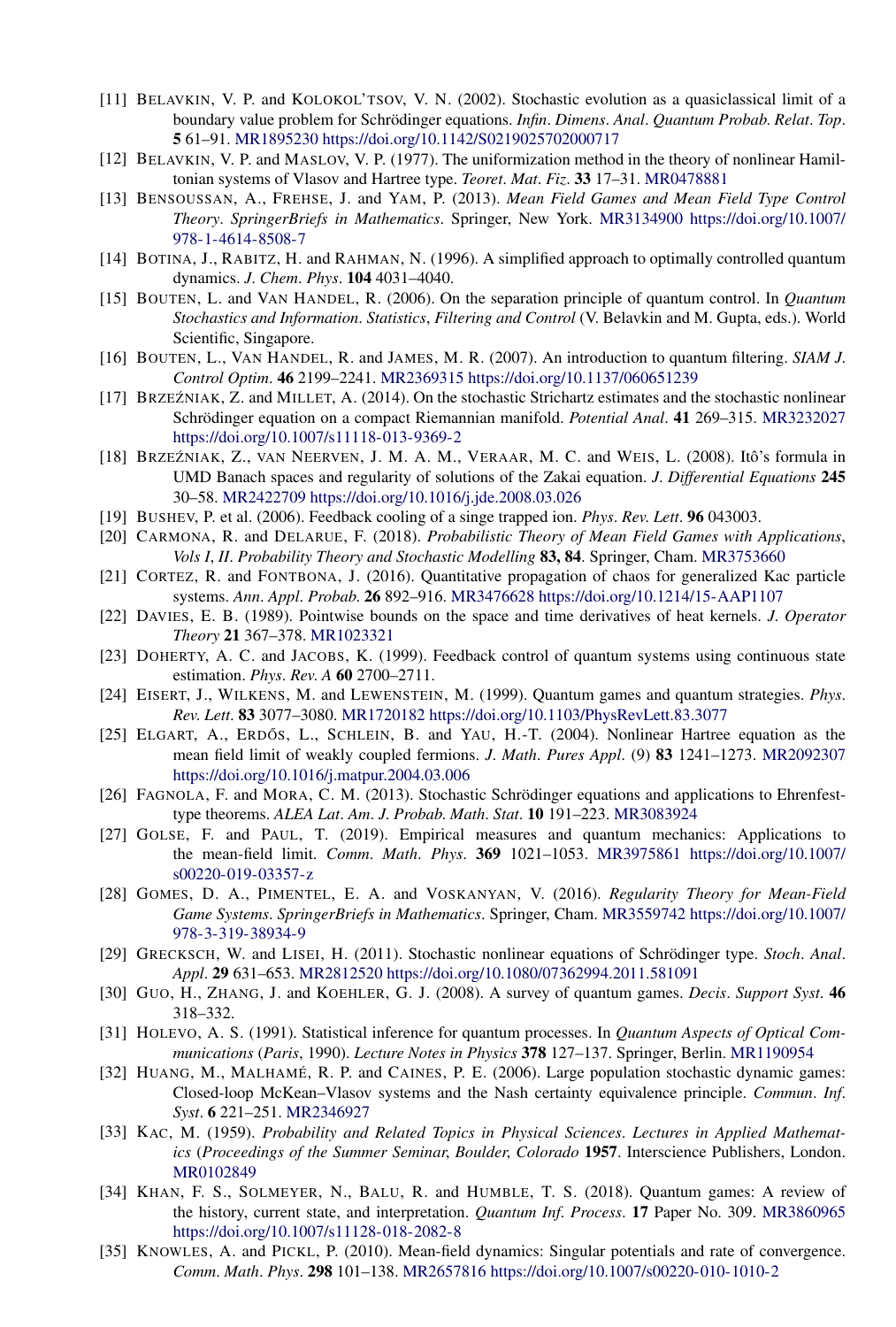[11] BELAVKIN, V. P. and KOLOKOL'TSOV, V. N. (2002). Stochastic evolution as a quasiclassical limit of a boundary value problem for Schrödinger equations. *Infin. Dimens. Anal. Quantum Probab. Relat. Top.* **5** 61–91. MR1895230 https://doi.org/10.1142/S0219025702000717

[12] BELAVKIN, V. P. and MASLOV, V. P. (1977). The uniformization method in the theory of nonlinear Hamiltonian systems of Vlasov and Hartree type. *Teoret. Mat. Fiz.* **33** 17–31. MR0478881

[13] BENSOUSSAN, A., FREHSE, J. and YAM, P. (2013). *Mean Field Games and Mean Field Type Control Theory. SpringerBriefs in Mathematics*. Springer, New York. MR3134900 https://doi.org/10.1007/978-1-4614-8508-7

[14] BOTINA, J., RABITZ, H. and RAHMAN, N. (1996). A simplified approach to optimally controlled quantum dynamics. *J. Chem. Phys.* **104** 4031–4040.

[15] BOUTEN, L. and VAN HANDEL, R. (2006). On the separation principle of quantum control. In *Quantum Stochastics and Information. Statistics, Filtering and Control* (V. Belavkin and M. Gupta, eds.). World Scientific, Singapore.

[16] BOUTEN, L., VAN HANDEL, R. and JAMES, M. R. (2007). An introduction to quantum filtering. *SIAM J. Control Optim.* **46** 2199–2241. MR2369315 https://doi.org/10.1137/060651239

[17] BRZEŹNIAK, Z. and MILLET, A. (2014). On the stochastic Strichartz estimates and the stochastic nonlinear Schrödinger equation on a compact Riemannian manifold. *Potential Anal.* **41** 269–315. MR3232027 https://doi.org/10.1007/s11118-013-9369-2

[18] BRZEŹNIAK, Z., VAN NEERVEN, J. M. A. M., VERAAR, M. C. and WEIS, L. (2008). Itô's formula in UMD Banach spaces and regularity of solutions of the Zakai equation. *J. Differential Equations* **245** 30–58. MR2422709 https://doi.org/10.1016/j.jde.2008.03.026

[19] BUSHEV, P. et al. (2006). Feedback cooling of a singe trapped ion. *Phys. Rev. Lett.* **96** 043003.

[20] CARMONA, R. and DELARUE, F. (2018). *Probabilistic Theory of Mean Field Games with Applications, Vols I, II. Probability Theory and Stochastic Modelling* **83, 84**. Springer, Cham. MR3753660

[21] CORTEZ, R. and FONTBONA, J. (2016). Quantitative propagation of chaos for generalized Kac particle systems. *Ann. Appl. Probab.* **26** 892–916. MR3476628 https://doi.org/10.1214/15-AAP1107

[22] DAVIES, E. B. (1989). Pointwise bounds on the space and time derivatives of heat kernels. *J. Operator Theory* **21** 367–378. MR1023321

[23] DOHERTY, A. C. and JACOBS, K. (1999). Feedback control of quantum systems using continuous state estimation. *Phys. Rev. A* **60** 2700–2711.

[24] EISERT, J., WILKENS, M. and LEWENSTEIN, M. (1999). Quantum games and quantum strategies. *Phys. Rev. Lett.* **83** 3077–3080. MR1720182 https://doi.org/10.1103/PhysRevLett.83.3077

[25] ELGART, A., ERDŐS, L., SCHLEIN, B. and YAU, H.-T. (2004). Nonlinear Hartree equation as the mean field limit of weakly coupled fermions. *J. Math. Pures Appl.* (9) **83** 1241–1273. MR2092307 https://doi.org/10.1016/j.matpur.2004.03.006

[26] FAGNOLA, F. and MORA, C. M. (2013). Stochastic Schrödinger equations and applications to Ehrenfest-type theorems. *ALEA Lat. Am. J. Probab. Math. Stat.* **10** 191–223. MR3083924

[27] GOLSE, F. and PAUL, T. (2019). Empirical measures and quantum mechanics: Applications to the mean-field limit. *Comm. Math. Phys.* **369** 1021–1053. MR3975861 https://doi.org/10.1007/s00220-019-03357-z

[28] GOMES, D. A., PIMENTEL, E. A. and VOSKANYAN, V. (2016). *Regularity Theory for Mean-Field Game Systems. SpringerBriefs in Mathematics*. Springer, Cham. MR3559742 https://doi.org/10.1007/978-3-319-38934-9

[29] GRECKSCH, W. and LISEI, H. (2011). Stochastic nonlinear equations of Schrödinger type. *Stoch. Anal. Appl.* **29** 631–653. MR2812520 https://doi.org/10.1080/07362994.2011.581091

[30] GUO, H., ZHANG, J. and KOEHLER, G. J. (2008). A survey of quantum games. *Decis. Support Syst.* **46** 318–332.

[31] HOLEVO, A. S. (1991). Statistical inference for quantum processes. In *Quantum Aspects of Optical Communications (Paris, 1990). Lecture Notes in Physics* **378** 127–137. Springer, Berlin. MR1190954

[32] HUANG, M., MALHAMÉ, R. P. and CAINES, P. E. (2006). Large population stochastic dynamic games: Closed-loop McKean–Vlasov systems and the Nash certainty equivalence principle. *Commun. Inf. Syst.* **6** 221–251. MR2346927

[33] KAC, M. (1959). *Probability and Related Topics in Physical Sciences. Lectures in Applied Mathematics (Proceedings of the Summer Seminar, Boulder, Colorado* **1957**. Interscience Publishers, London. MR0102849

[34] KHAN, F. S., SOLMEYER, N., BALU, R. and HUMBLE, T. S. (2018). Quantum games: A review of the history, current state, and interpretation. *Quantum Inf. Process.* **17** Paper No. 309. MR3860965 https://doi.org/10.1007/s11128-018-2082-8

[35] KNOWLES, A. and PICKL, P. (2010). Mean-field dynamics: Singular potentials and rate of convergence. *Comm. Math. Phys.* **298** 101–138. MR2657816 https://doi.org/10.1007/s00220-010-1010-2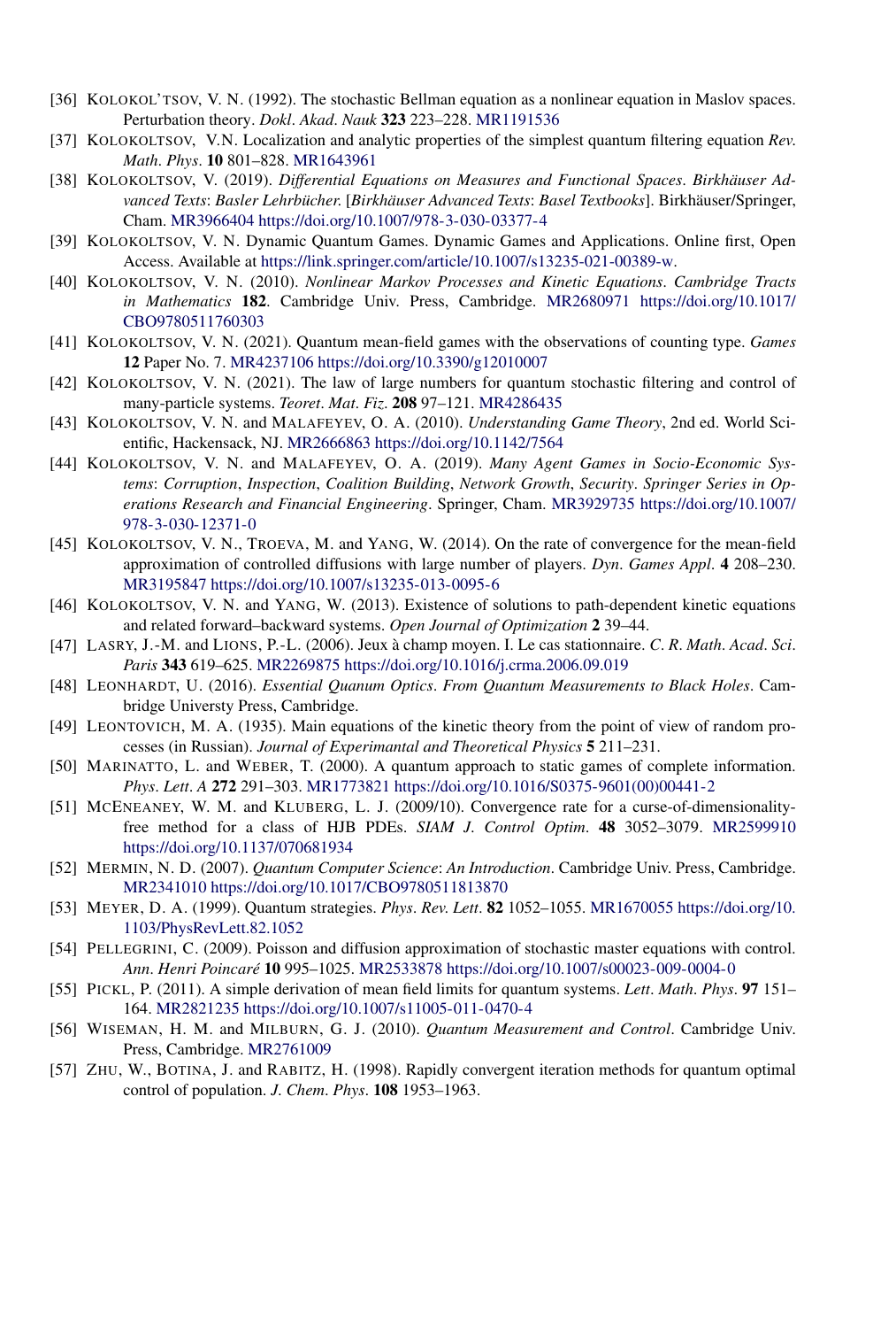[36] KOLOKOL'TSOV, V. N. (1992). The stochastic Bellman equation as a nonlinear equation in Maslov spaces. Perturbation theory. *Dokl. Akad. Nauk* **323** 223–228. MR1191536

[37] KOLOKOLTSOV, V.N. Localization and analytic properties of the simplest quantum filtering equation *Rev. Math. Phys.* **10** 801–828. MR1643961

[38] KOLOKOLTSOV, V. (2019). *Differential Equations on Measures and Functional Spaces. Birkhäuser Advanced Texts: Basler Lehrbücher.* [*Birkhäuser Advanced Texts: Basel Textbooks*]. Birkhäuser/Springer, Cham. MR3966404 https://doi.org/10.1007/978-3-030-03377-4

[39] KOLOKOLTSOV, V. N. Dynamic Quantum Games. Dynamic Games and Applications. Online first, Open Access. Available at https://link.springer.com/article/10.1007/s13235-021-00389-w.

[40] KOLOKOLTSOV, V. N. (2010). *Nonlinear Markov Processes and Kinetic Equations. Cambridge Tracts in Mathematics* **182**. Cambridge Univ. Press, Cambridge. MR2680971 https://doi.org/10.1017/CBO9780511760303

[41] KOLOKOLTSOV, V. N. (2021). Quantum mean-field games with the observations of counting type. *Games* **12** Paper No. 7. MR4237106 https://doi.org/10.3390/g12010007

[42] KOLOKOLTSOV, V. N. (2021). The law of large numbers for quantum stochastic filtering and control of many-particle systems. *Teoret. Mat. Fiz.* **208** 97–121. MR4286435

[43] KOLOKOLTSOV, V. N. and MALAFEYEV, O. A. (2010). *Understanding Game Theory*, 2nd ed. World Scientific, Hackensack, NJ. MR2666863 https://doi.org/10.1142/7564

[44] KOLOKOLTSOV, V. N. and MALAFEYEV, O. A. (2019). *Many Agent Games in Socio-Economic Systems: Corruption, Inspection, Coalition Building, Network Growth, Security. Springer Series in Operations Research and Financial Engineering*. Springer, Cham. MR3929735 https://doi.org/10.1007/978-3-030-12371-0

[45] KOLOKOLTSOV, V. N., TROEVA, M. and YANG, W. (2014). On the rate of convergence for the mean-field approximation of controlled diffusions with large number of players. *Dyn. Games Appl.* **4** 208–230. MR3195847 https://doi.org/10.1007/s13235-013-0095-6

[46] KOLOKOLTSOV, V. N. and YANG, W. (2013). Existence of solutions to path-dependent kinetic equations and related forward–backward systems. *Open Journal of Optimization* **2** 39–44.

[47] LASRY, J.-M. and LIONS, P.-L. (2006). Jeux à champ moyen. I. Le cas stationnaire. *C. R. Math. Acad. Sci. Paris* **343** 619–625. MR2269875 https://doi.org/10.1016/j.crma.2006.09.019

[48] LEONHARDT, U. (2016). *Essential Quanum Optics. From Quantum Measurements to Black Holes*. Cambridge Universty Press, Cambridge.

[49] LEONTOVICH, M. A. (1935). Main equations of the kinetic theory from the point of view of random processes (in Russian). *Journal of Experimantal and Theoretical Physics* **5** 211–231.

[50] MARINATTO, L. and WEBER, T. (2000). A quantum approach to static games of complete information. *Phys. Lett. A* **272** 291–303. MR1773821 https://doi.org/10.1016/S0375-9601(00)00441-2

[51] MCENEANEY, W. M. and KLUBERG, L. J. (2009/10). Convergence rate for a curse-of-dimensionality-free method for a class of HJB PDEs. *SIAM J. Control Optim.* **48** 3052–3079. MR2599910 https://doi.org/10.1137/070681934

[52] MERMIN, N. D. (2007). *Quantum Computer Science: An Introduction*. Cambridge Univ. Press, Cambridge. MR2341010 https://doi.org/10.1017/CBO9780511813870

[53] MEYER, D. A. (1999). Quantum strategies. *Phys. Rev. Lett.* **82** 1052–1055. MR1670055 https://doi.org/10.1103/PhysRevLett.82.1052

[54] PELLEGRINI, C. (2009). Poisson and diffusion approximation of stochastic master equations with control. *Ann. Henri Poincaré* **10** 995–1025. MR2533878 https://doi.org/10.1007/s00023-009-0004-0

[55] PICKL, P. (2011). A simple derivation of mean field limits for quantum systems. *Lett. Math. Phys.* **97** 151–164. MR2821235 https://doi.org/10.1007/s11005-011-0470-4

[56] WISEMAN, H. M. and MILBURN, G. J. (2010). *Quantum Measurement and Control*. Cambridge Univ. Press, Cambridge. MR2761009

[57] ZHU, W., BOTINA, J. and RABITZ, H. (1998). Rapidly convergent iteration methods for quantum optimal control of population. *J. Chem. Phys.* **108** 1953–1963.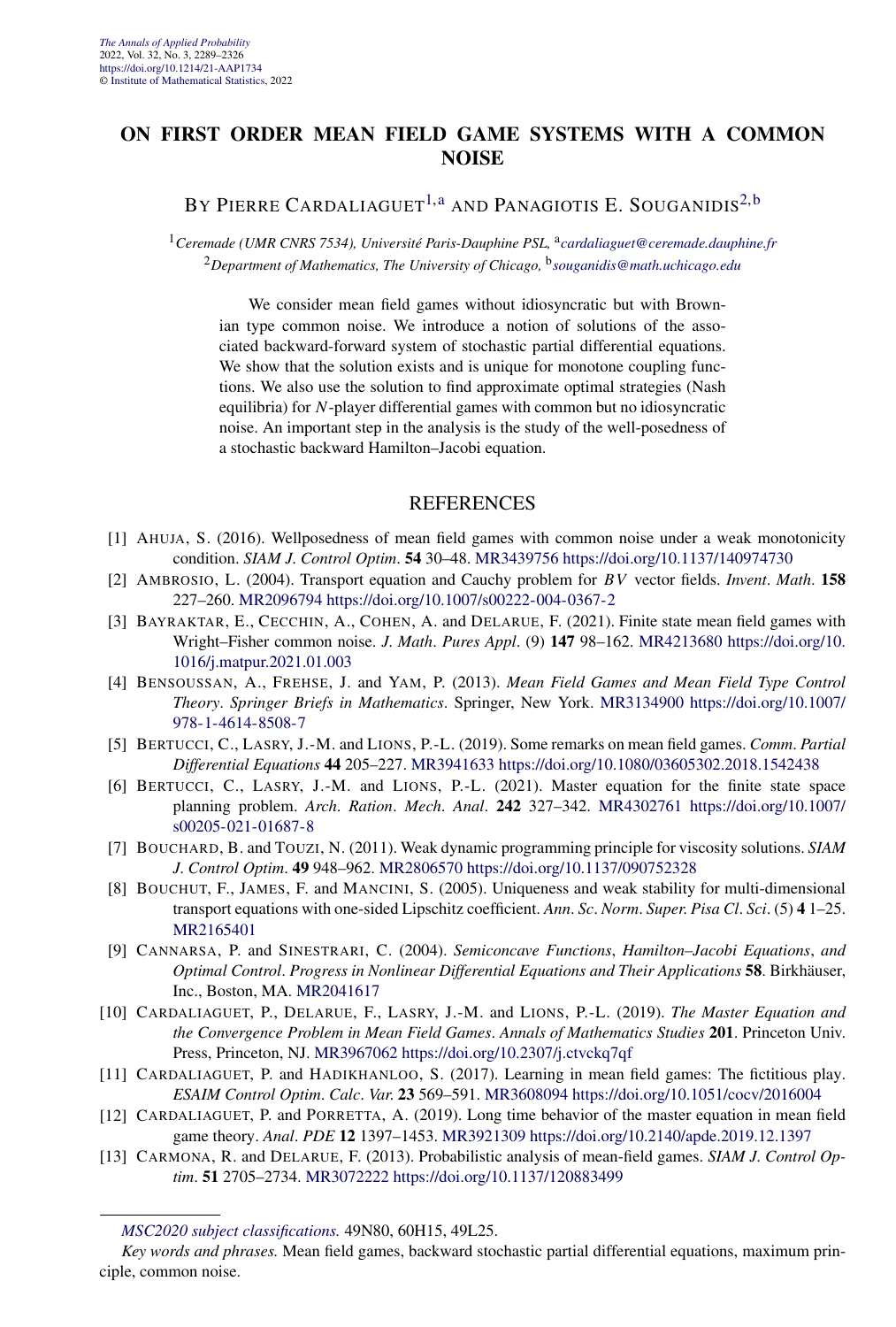# ON FIRST ORDER MEAN FIELD GAME SYSTEMS WITH A COMMON NOISE

BY PIERRE CARDALIAGUET[1,a] AND PANAGIOTIS E. SOUGANIDIS[2,b]

[1]*Ceremade (UMR CNRS 7534), Université Paris-Dauphine PSL,* [a]*cardaliaguet@ceremade.dauphine.fr*
[2]*Department of Mathematics, The University of Chicago,* [b]*souganidis@math.uchicago.edu*

We consider mean field games without idiosyncratic but with Brownian type common noise. We introduce a notion of solutions of the associated backward-forward system of stochastic partial differential equations. We show that the solution exists and is unique for monotone coupling functions. We also use the solution to find approximate optimal strategies (Nash equilibria) for $N$-player differential games with common but no idiosyncratic noise. An important step in the analysis is the study of the well-posedness of a stochastic backward Hamilton–Jacobi equation.

## REFERENCES

[1] AHUJA, S. (2016). Wellposedness of mean field games with common noise under a weak monotonicity condition. *SIAM J. Control Optim.* **54** 30–48. MR3439756 https://doi.org/10.1137/140974730

[2] AMBROSIO, L. (2004). Transport equation and Cauchy problem for $BV$ vector fields. *Invent. Math.* **158** 227–260. MR2096794 https://doi.org/10.1007/s00222-004-0367-2

[3] BAYRAKTAR, E., CECCHIN, A., COHEN, A. and DELARUE, F. (2021). Finite state mean field games with Wright–Fisher common noise. *J. Math. Pures Appl.* (9) **147** 98–162. MR4213680 https://doi.org/10.1016/j.matpur.2021.01.003

[4] BENSOUSSAN, A., FREHSE, J. and YAM, P. (2013). *Mean Field Games and Mean Field Type Control Theory*. *Springer Briefs in Mathematics*. Springer, New York. MR3134900 https://doi.org/10.1007/978-1-4614-8508-7

[5] BERTUCCI, C., LASRY, J.-M. and LIONS, P.-L. (2019). Some remarks on mean field games. *Comm. Partial Differential Equations* **44** 205–227. MR3941633 https://doi.org/10.1080/03605302.2018.1542438

[6] BERTUCCI, C., LASRY, J.-M. and LIONS, P.-L. (2021). Master equation for the finite state space planning problem. *Arch. Ration. Mech. Anal.* **242** 327–342. MR4302761 https://doi.org/10.1007/s00205-021-01687-8

[7] BOUCHARD, B. and TOUZI, N. (2011). Weak dynamic programming principle for viscosity solutions. *SIAM J. Control Optim.* **49** 948–962. MR2806570 https://doi.org/10.1137/090752328

[8] BOUCHUT, F., JAMES, F. and MANCINI, S. (2005). Uniqueness and weak stability for multi-dimensional transport equations with one-sided Lipschitz coefficient. *Ann. Sc. Norm. Super. Pisa Cl. Sci.* (5) **4** 1–25. MR2165401

[9] CANNARSA, P. and SINESTRARI, C. (2004). *Semiconcave Functions*, *Hamilton–Jacobi Equations*, *and Optimal Control*. *Progress in Nonlinear Differential Equations and Their Applications* **58**. Birkhäuser, Inc., Boston, MA. MR2041617

[10] CARDALIAGUET, P., DELARUE, F., LASRY, J.-M. and LIONS, P.-L. (2019). *The Master Equation and the Convergence Problem in Mean Field Games*. *Annals of Mathematics Studies* **201**. Princeton Univ. Press, Princeton, NJ. MR3967062 https://doi.org/10.2307/j.ctvckq7qf

[11] CARDALIAGUET, P. and HADIKHANLOO, S. (2017). Learning in mean field games: The fictitious play. *ESAIM Control Optim. Calc. Var.* **23** 569–591. MR3608094 https://doi.org/10.1051/cocv/2016004

[12] CARDALIAGUET, P. and PORRETTA, A. (2019). Long time behavior of the master equation in mean field game theory. *Anal. PDE* **12** 1397–1453. MR3921309 https://doi.org/10.2140/apde.2019.12.1397

[13] CARMONA, R. and DELARUE, F. (2013). Probabilistic analysis of mean-field games. *SIAM J. Control Optim.* **51** 2705–2734. MR3072222 https://doi.org/10.1137/120883499

*MSC2020 subject classifications.* 49N80, 60H15, 49L25.

*Key words and phrases.* Mean field games, backward stochastic partial differential equations, maximum principle, common noise.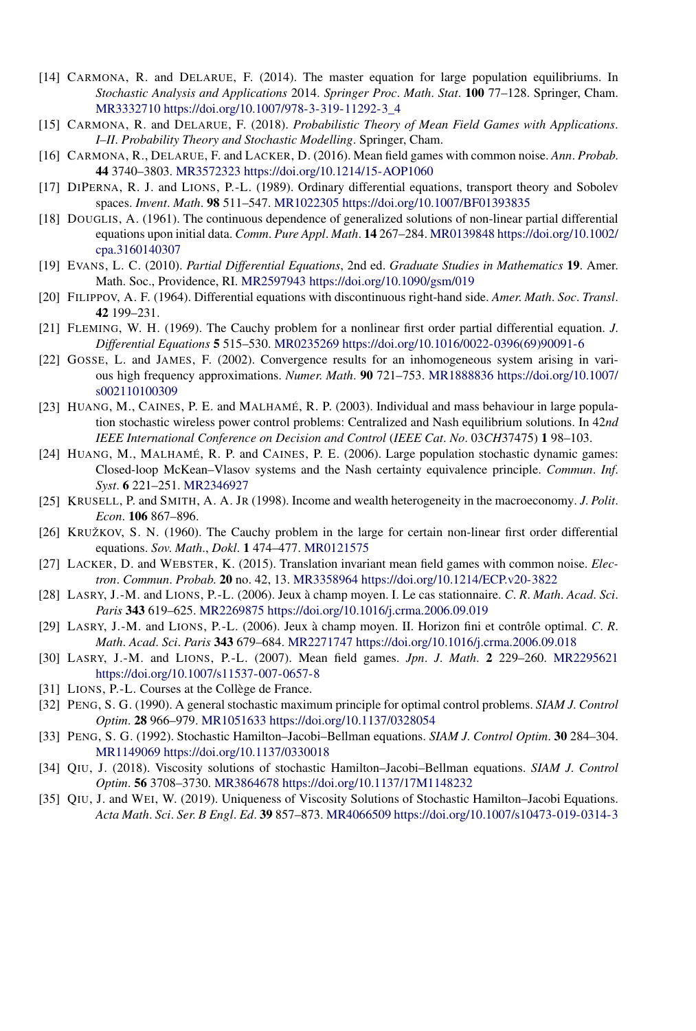[14] Carmona, R. and Delarue, F. (2014). The master equation for large population equilibriums. In *Stochastic Analysis and Applications* 2014. *Springer Proc. Math. Stat.* **100** 77–128. Springer, Cham. MR3332710 https://doi.org/10.1007/978-3-319-11292-3_4

[15] Carmona, R. and Delarue, F. (2018). *Probabilistic Theory of Mean Field Games with Applications. I–II. Probability Theory and Stochastic Modelling*. Springer, Cham.

[16] Carmona, R., Delarue, F. and Lacker, D. (2016). Mean field games with common noise. *Ann. Probab.* **44** 3740–3803. MR3572323 https://doi.org/10.1214/15-AOP1060

[17] DiPerna, R. J. and Lions, P.-L. (1989). Ordinary differential equations, transport theory and Sobolev spaces. *Invent. Math.* **98** 511–547. MR1022305 https://doi.org/10.1007/BF01393835

[18] Douglis, A. (1961). The continuous dependence of generalized solutions of non-linear partial differential equations upon initial data. *Comm. Pure Appl. Math.* **14** 267–284. MR0139848 https://doi.org/10.1002/cpa.3160140307

[19] Evans, L. C. (2010). *Partial Differential Equations*, 2nd ed. *Graduate Studies in Mathematics* **19**. Amer. Math. Soc., Providence, RI. MR2597943 https://doi.org/10.1090/gsm/019

[20] Filippov, A. F. (1964). Differential equations with discontinuous right-hand side. *Amer. Math. Soc. Transl.* **42** 199–231.

[21] Fleming, W. H. (1969). The Cauchy problem for a nonlinear first order partial differential equation. *J. Differential Equations* **5** 515–530. MR0235269 https://doi.org/10.1016/0022-0396(69)90091-6

[22] Gosse, L. and James, F. (2002). Convergence results for an inhomogeneous system arising in various high frequency approximations. *Numer. Math.* **90** 721–753. MR1888836 https://doi.org/10.1007/s002110100309

[23] Huang, M., Caines, P. E. and Malhamé, R. P. (2003). Individual and mass behaviour in large population stochastic wireless power control problems: Centralized and Nash equilibrium solutions. In *42nd IEEE International Conference on Decision and Control* (*IEEE Cat. No.* 03*CH*37475) **1** 98–103.

[24] Huang, M., Malhamé, R. P. and Caines, P. E. (2006). Large population stochastic dynamic games: Closed-loop McKean–Vlasov systems and the Nash certainty equivalence principle. *Commun. Inf. Syst.* **6** 221–251. MR2346927

[25] Krusell, P. and Smith, A. A. Jr (1998). Income and wealth heterogeneity in the macroeconomy. *J. Polit. Econ.* **106** 867–896.

[26] Kružkov, S. N. (1960). The Cauchy problem in the large for certain non-linear first order differential equations. *Sov. Math., Dokl.* **1** 474–477. MR0121575

[27] Lacker, D. and Webster, K. (2015). Translation invariant mean field games with common noise. *Electron. Commun. Probab.* **20** no. 42, 13. MR3358964 https://doi.org/10.1214/ECP.v20-3822

[28] Lasry, J.-M. and Lions, P.-L. (2006). Jeux à champ moyen. I. Le cas stationnaire. *C. R. Math. Acad. Sci. Paris* **343** 619–625. MR2269875 https://doi.org/10.1016/j.crma.2006.09.019

[29] Lasry, J.-M. and Lions, P.-L. (2006). Jeux à champ moyen. II. Horizon fini et contrôle optimal. *C. R. Math. Acad. Sci. Paris* **343** 679–684. MR2271747 https://doi.org/10.1016/j.crma.2006.09.018

[30] Lasry, J.-M. and Lions, P.-L. (2007). Mean field games. *Jpn. J. Math.* **2** 229–260. MR2295621 https://doi.org/10.1007/s11537-007-0657-8

[31] Lions, P.-L. Courses at the Collège de France.

[32] Peng, S. G. (1990). A general stochastic maximum principle for optimal control problems. *SIAM J. Control Optim.* **28** 966–979. MR1051633 https://doi.org/10.1137/0328054

[33] Peng, S. G. (1992). Stochastic Hamilton–Jacobi–Bellman equations. *SIAM J. Control Optim.* **30** 284–304. MR1149069 https://doi.org/10.1137/0330018

[34] Qiu, J. (2018). Viscosity solutions of stochastic Hamilton–Jacobi–Bellman equations. *SIAM J. Control Optim.* **56** 3708–3730. MR3864678 https://doi.org/10.1137/17M1148232

[35] Qiu, J. and Wei, W. (2019). Uniqueness of Viscosity Solutions of Stochastic Hamilton–Jacobi Equations. *Acta Math. Sci. Ser. B Engl. Ed.* **39** 857–873. MR4066509 https://doi.org/10.1007/s10473-019-0314-3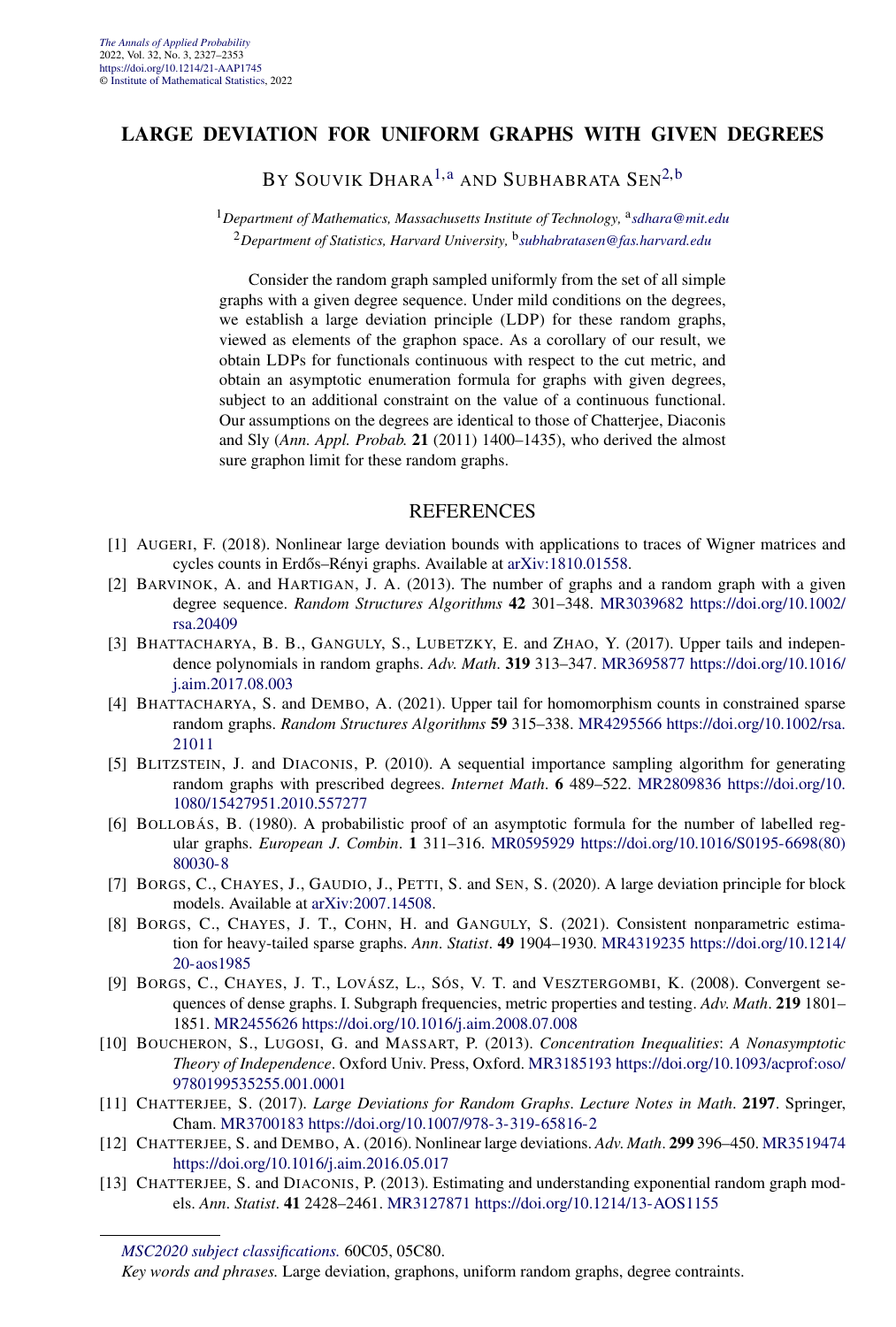# LARGE DEVIATION FOR UNIFORM GRAPHS WITH GIVEN DEGREES

By Souvik Dhara[1,a] and Subhabrata Sen[2,b]

[1]*Department of Mathematics, Massachusetts Institute of Technology,* [a]*sdhara@mit.edu*
[2]*Department of Statistics, Harvard University,* [b]*subhabratasen@fas.harvard.edu*

Consider the random graph sampled uniformly from the set of all simple graphs with a given degree sequence. Under mild conditions on the degrees, we establish a large deviation principle (LDP) for these random graphs, viewed as elements of the graphon space. As a corollary of our result, we obtain LDPs for functionals continuous with respect to the cut metric, and obtain an asymptotic enumeration formula for graphs with given degrees, subject to an additional constraint on the value of a continuous functional. Our assumptions on the degrees are identical to those of Chatterjee, Diaconis and Sly (*Ann. Appl. Probab.* **21** (2011) 1400–1435), who derived the almost sure graphon limit for these random graphs.

## REFERENCES

[1] Augeri, F. (2018). Nonlinear large deviation bounds with applications to traces of Wigner matrices and cycles counts in Erdős–Rényi graphs. Available at arXiv:1810.01558.

[2] Barvinok, A. and Hartigan, J. A. (2013). The number of graphs and a random graph with a given degree sequence. *Random Structures Algorithms* **42** 301–348. MR3039682 https://doi.org/10.1002/rsa.20409

[3] Bhattacharya, B. B., Ganguly, S., Lubetzky, E. and Zhao, Y. (2017). Upper tails and independence polynomials in random graphs. *Adv. Math.* **319** 313–347. MR3695877 https://doi.org/10.1016/j.aim.2017.08.003

[4] Bhattacharya, S. and Dembo, A. (2021). Upper tail for homomorphism counts in constrained sparse random graphs. *Random Structures Algorithms* **59** 315–338. MR4295566 https://doi.org/10.1002/rsa.21011

[5] Blitzstein, J. and Diaconis, P. (2010). A sequential importance sampling algorithm for generating random graphs with prescribed degrees. *Internet Math.* **6** 489–522. MR2809836 https://doi.org/10.1080/15427951.2010.557277

[6] Bollobás, B. (1980). A probabilistic proof of an asymptotic formula for the number of labelled regular graphs. *European J. Combin.* **1** 311–316. MR0595929 https://doi.org/10.1016/S0195-6698(80)80030-8

[7] Borgs, C., Chayes, J., Gaudio, J., Petti, S. and Sen, S. (2020). A large deviation principle for block models. Available at arXiv:2007.14508.

[8] Borgs, C., Chayes, J. T., Cohn, H. and Ganguly, S. (2021). Consistent nonparametric estimation for heavy-tailed sparse graphs. *Ann. Statist.* **49** 1904–1930. MR4319235 https://doi.org/10.1214/20-aos1985

[9] Borgs, C., Chayes, J. T., Lovász, L., Sós, V. T. and Vesztergombi, K. (2008). Convergent sequences of dense graphs. I. Subgraph frequencies, metric properties and testing. *Adv. Math.* **219** 1801–1851. MR2455626 https://doi.org/10.1016/j.aim.2008.07.008

[10] Boucheron, S., Lugosi, G. and Massart, P. (2013). *Concentration Inequalities*: *A Nonasymptotic Theory of Independence*. Oxford Univ. Press, Oxford. MR3185193 https://doi.org/10.1093/acprof:oso/9780199535255.001.0001

[11] Chatterjee, S. (2017). *Large Deviations for Random Graphs*. *Lecture Notes in Math.* **2197**. Springer, Cham. MR3700183 https://doi.org/10.1007/978-3-319-65816-2

[12] Chatterjee, S. and Dembo, A. (2016). Nonlinear large deviations. *Adv. Math.* **299** 396–450. MR3519474 https://doi.org/10.1016/j.aim.2016.05.017

[13] Chatterjee, S. and Diaconis, P. (2013). Estimating and understanding exponential random graph models. *Ann. Statist.* **41** 2428–2461. MR3127871 https://doi.org/10.1214/13-AOS1155

*MSC2020 subject classifications.* 60C05, 05C80.
*Key words and phrases.* Large deviation, graphons, uniform random graphs, degree contraints.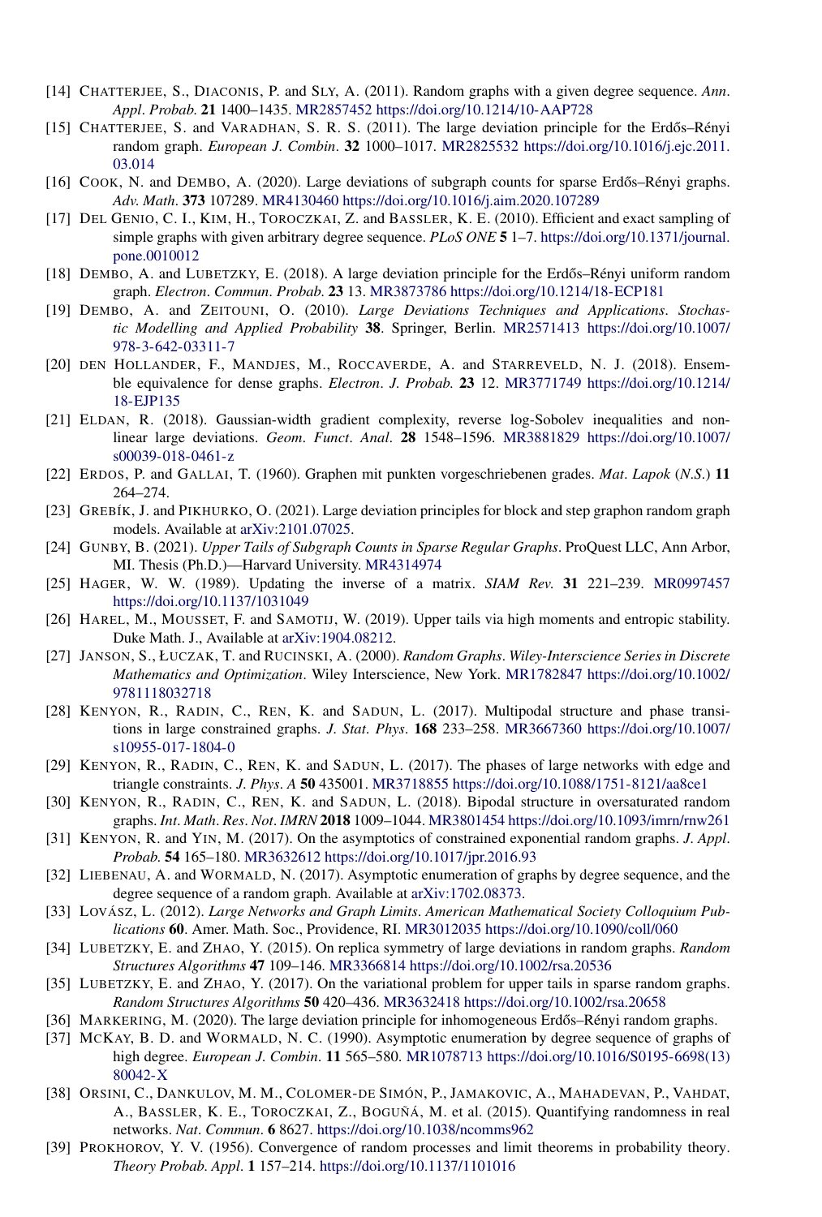[14] CHATTERJEE, S., DIACONIS, P. and SLY, A. (2011). Random graphs with a given degree sequence. *Ann. Appl. Probab.* **21** 1400–1435. MR2857452 https://doi.org/10.1214/10-AAP728

[15] CHATTERJEE, S. and VARADHAN, S. R. S. (2011). The large deviation principle for the Erdős–Rényi random graph. *European J. Combin.* **32** 1000–1017. MR2825532 https://doi.org/10.1016/j.ejc.2011.03.014

[16] COOK, N. and DEMBO, A. (2020). Large deviations of subgraph counts for sparse Erdős–Rényi graphs. *Adv. Math.* **373** 107289. MR4130460 https://doi.org/10.1016/j.aim.2020.107289

[17] DEL GENIO, C. I., KIM, H., TOROCZKAI, Z. and BASSLER, K. E. (2010). Efficient and exact sampling of simple graphs with given arbitrary degree sequence. *PLoS ONE* **5** 1–7. https://doi.org/10.1371/journal.pone.0010012

[18] DEMBO, A. and LUBETZKY, E. (2018). A large deviation principle for the Erdős–Rényi uniform random graph. *Electron. Commun. Probab.* **23** 13. MR3873786 https://doi.org/10.1214/18-ECP181

[19] DEMBO, A. and ZEITOUNI, O. (2010). *Large Deviations Techniques and Applications. Stochastic Modelling and Applied Probability* **38**. Springer, Berlin. MR2571413 https://doi.org/10.1007/978-3-642-03311-7

[20] DEN HOLLANDER, F., MANDJES, M., ROCCAVERDE, A. and STARREVELD, N. J. (2018). Ensemble equivalence for dense graphs. *Electron. J. Probab.* **23** 12. MR3771749 https://doi.org/10.1214/18-EJP135

[21] ELDAN, R. (2018). Gaussian-width gradient complexity, reverse log-Sobolev inequalities and nonlinear large deviations. *Geom. Funct. Anal.* **28** 1548–1596. MR3881829 https://doi.org/10.1007/s00039-018-0461-z

[22] ERDOS, P. and GALLAI, T. (1960). Graphen mit punkten vorgeschriebenen grades. *Mat. Lapok* (*N.S.*) **11** 264–274.

[23] GREBÍK, J. and PIKHURKO, O. (2021). Large deviation principles for block and step graphon random graph models. Available at arXiv:2101.07025.

[24] GUNBY, B. (2021). *Upper Tails of Subgraph Counts in Sparse Regular Graphs*. ProQuest LLC, Ann Arbor, MI. Thesis (Ph.D.)—Harvard University. MR4314974

[25] HAGER, W. W. (1989). Updating the inverse of a matrix. *SIAM Rev.* **31** 221–239. MR0997457 https://doi.org/10.1137/1031049

[26] HAREL, M., MOUSSET, F. and SAMOTIJ, W. (2019). Upper tails via high moments and entropic stability. Duke Math. J., Available at arXiv:1904.08212.

[27] JANSON, S., ŁUCZAK, T. and RUCINSKI, A. (2000). *Random Graphs. Wiley-Interscience Series in Discrete Mathematics and Optimization*. Wiley Interscience, New York. MR1782847 https://doi.org/10.1002/9781118032718

[28] KENYON, R., RADIN, C., REN, K. and SADUN, L. (2017). Multipodal structure and phase transitions in large constrained graphs. *J. Stat. Phys.* **168** 233–258. MR3667360 https://doi.org/10.1007/s10955-017-1804-0

[29] KENYON, R., RADIN, C., REN, K. and SADUN, L. (2017). The phases of large networks with edge and triangle constraints. *J. Phys. A* **50** 435001. MR3718855 https://doi.org/10.1088/1751-8121/aa8ce1

[30] KENYON, R., RADIN, C., REN, K. and SADUN, L. (2018). Bipodal structure in oversaturated random graphs. *Int. Math. Res. Not. IMRN* **2018** 1009–1044. MR3801454 https://doi.org/10.1093/imrn/rnw261

[31] KENYON, R. and YIN, M. (2017). On the asymptotics of constrained exponential random graphs. *J. Appl. Probab.* **54** 165–180. MR3632612 https://doi.org/10.1017/jpr.2016.93

[32] LIEBENAU, A. and WORMALD, N. (2017). Asymptotic enumeration of graphs by degree sequence, and the degree sequence of a random graph. Available at arXiv:1702.08373.

[33] LOVÁSZ, L. (2012). *Large Networks and Graph Limits. American Mathematical Society Colloquium Publications* **60**. Amer. Math. Soc., Providence, RI. MR3012035 https://doi.org/10.1090/coll/060

[34] LUBETZKY, E. and ZHAO, Y. (2015). On replica symmetry of large deviations in random graphs. *Random Structures Algorithms* **47** 109–146. MR3366814 https://doi.org/10.1002/rsa.20536

[35] LUBETZKY, E. and ZHAO, Y. (2017). On the variational problem for upper tails in sparse random graphs. *Random Structures Algorithms* **50** 420–436. MR3632418 https://doi.org/10.1002/rsa.20658

[36] MARKERING, M. (2020). The large deviation principle for inhomogeneous Erdős–Rényi random graphs.

[37] MCKAY, B. D. and WORMALD, N. C. (1990). Asymptotic enumeration by degree sequence of graphs of high degree. *European J. Combin.* **11** 565–580. MR1078713 https://doi.org/10.1016/S0195-6698(13)80042-X

[38] ORSINI, C., DANKULOV, M. M., COLOMER-DE SIMÓN, P., JAMAKOVIC, A., MAHADEVAN, P., VAHDAT, A., BASSLER, K. E., TOROCZKAI, Z., BOGUÑÁ, M. et al. (2015). Quantifying randomness in real networks. *Nat. Commun.* **6** 8627. https://doi.org/10.1038/ncomms962

[39] PROKHOROV, Y. V. (1956). Convergence of random processes and limit theorems in probability theory. *Theory Probab. Appl.* **1** 157–214. https://doi.org/10.1137/1101016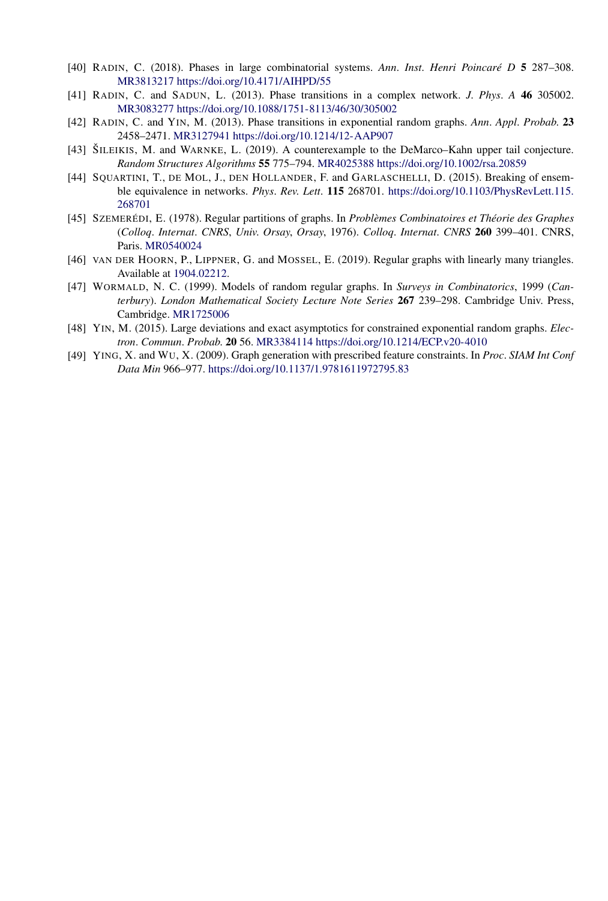- [40] RADIN, C. (2018). Phases in large combinatorial systems. *Ann. Inst. Henri Poincaré D* **5** 287–308. MR3813217 https://doi.org/10.4171/AIHPD/55
- [41] RADIN, C. and SADUN, L. (2013). Phase transitions in a complex network. *J. Phys. A* **46** 305002. MR3083277 https://doi.org/10.1088/1751-8113/46/30/305002
- [42] RADIN, C. and YIN, M. (2013). Phase transitions in exponential random graphs. *Ann. Appl. Probab.* **23** 2458–2471. MR3127941 https://doi.org/10.1214/12-AAP907
- [43] ŠILEIKIS, M. and WARNKE, L. (2019). A counterexample to the DeMarco–Kahn upper tail conjecture. *Random Structures Algorithms* **55** 775–794. MR4025388 https://doi.org/10.1002/rsa.20859
- [44] SQUARTINI, T., DE MOL, J., DEN HOLLANDER, F. and GARLASCHELLI, D. (2015). Breaking of ensemble equivalence in networks. *Phys. Rev. Lett.* **115** 268701. https://doi.org/10.1103/PhysRevLett.115.268701
- [45] SZEMERÉDI, E. (1978). Regular partitions of graphs. In *Problèmes Combinatoires et Théorie des Graphes* (*Colloq. Internat. CNRS*, *Univ. Orsay*, *Orsay*, 1976). *Colloq. Internat. CNRS* **260** 399–401. CNRS, Paris. MR0540024
- [46] VAN DER HOORN, P., LIPPNER, G. and MOSSEL, E. (2019). Regular graphs with linearly many triangles. Available at 1904.02212.
- [47] WORMALD, N. C. (1999). Models of random regular graphs. In *Surveys in Combinatorics*, 1999 (*Canterbury*). *London Mathematical Society Lecture Note Series* **267** 239–298. Cambridge Univ. Press, Cambridge. MR1725006
- [48] YIN, M. (2015). Large deviations and exact asymptotics for constrained exponential random graphs. *Electron. Commun. Probab.* **20** 56. MR3384114 https://doi.org/10.1214/ECP.v20-4010
- [49] YING, X. and WU, X. (2009). Graph generation with prescribed feature constraints. In *Proc. SIAM Int Conf Data Min* 966–977. https://doi.org/10.1137/1.9781611972795.83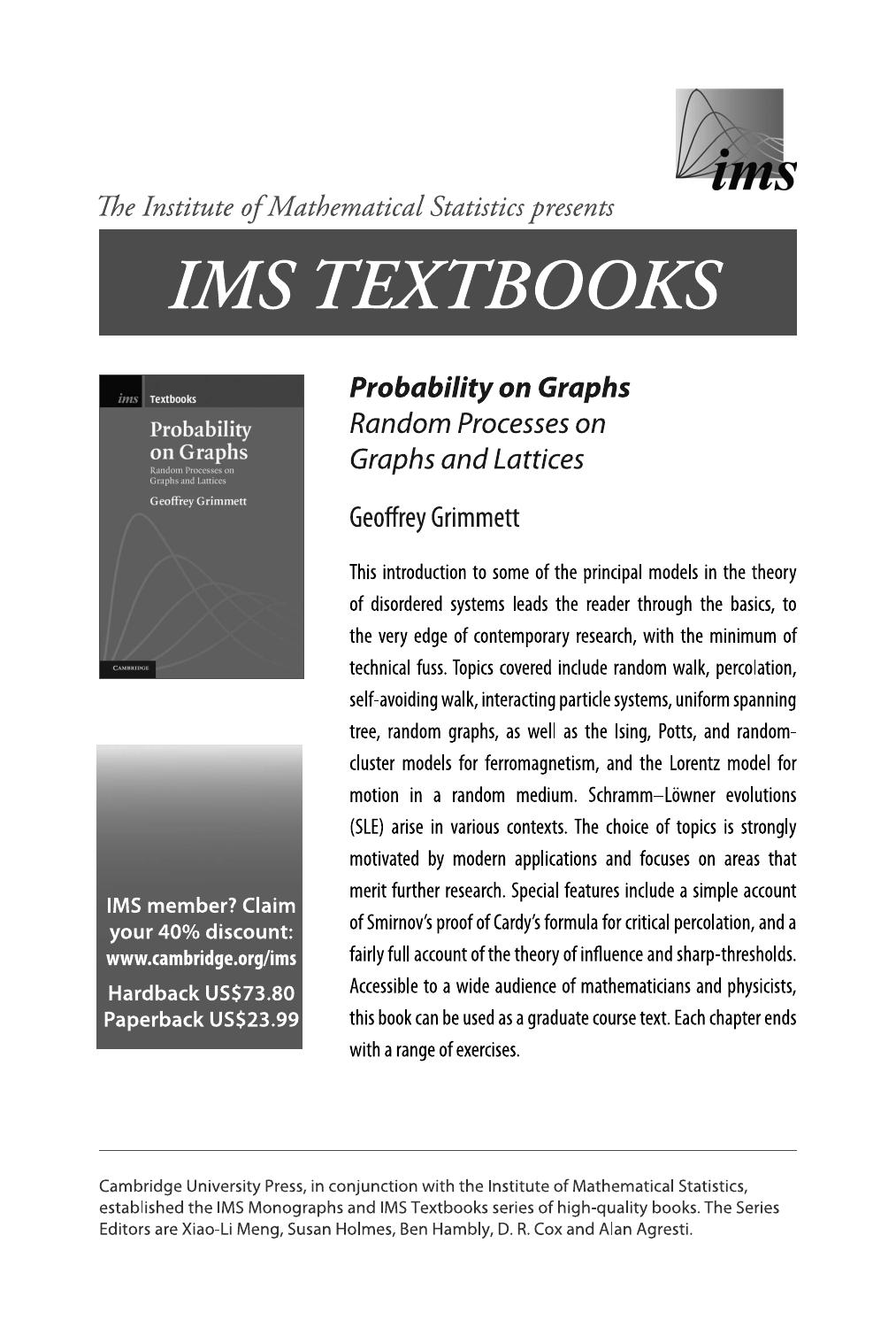*The Institute of Mathematical Statistics presents*

# IMS TEXTBOOKS

## ***Probability on Graphs***

*Random Processes on Graphs and Lattices*

Geoffrey Grimmett

This introduction to some of the principal models in the theory of disordered systems leads the reader through the basics, to the very edge of contemporary research, with the minimum of technical fuss. Topics covered include random walk, percolation, self-avoiding walk, interacting particle systems, uniform spanning tree, random graphs, as well as the Ising, Potts, and random-cluster models for ferromagnetism, and the Lorentz model for motion in a random medium. Schramm–Löwner evolutions (SLE) arise in various contexts. The choice of topics is strongly motivated by modern applications and focuses on areas that merit further research. Special features include a simple account of Smirnov's proof of Cardy's formula for critical percolation, and a fairly full account of the theory of influence and sharp-thresholds. Accessible to a wide audience of mathematicians and physicists, this book can be used as a graduate course text. Each chapter ends with a range of exercises.

**IMS member? Claim your 40% discount: www.cambridge.org/ims**

**Hardback US$73.80**
**Paperback US$23.99**

---

Cambridge University Press, in conjunction with the Institute of Mathematical Statistics, established the IMS Monographs and IMS Textbooks series of high-quality books. The Series Editors are Xiao-Li Meng, Susan Holmes, Ben Hambly, D. R. Cox and Alan Agresti.